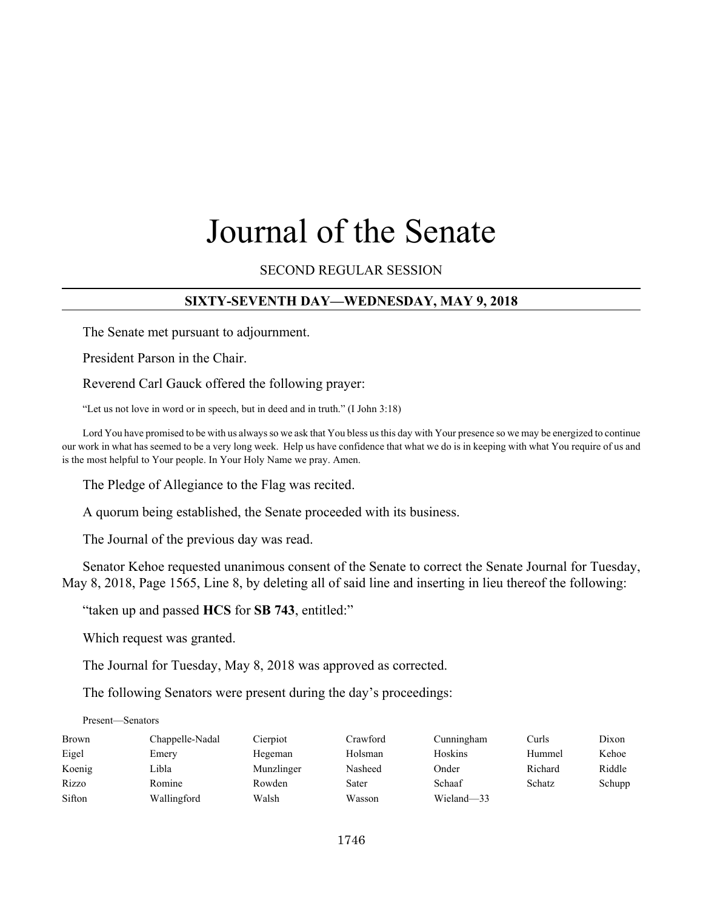# Journal of the Senate

SECOND REGULAR SESSION

## SIXTY-SEVENTH DAY—WEDNESDAY, MAY 9, 2018

The Senate met pursuant to adjournment.

President Parson in the Chair.

Reverend Carl Gauck offered the following prayer:

"Let us not love in word or in speech, but in deed and in truth." (I John 3:18)

Lord You have promised to be with us always so we ask that You bless us this day with Your presence so we may be energized to continue our work in what has seemed to be a very long week. Help us have confidence that what we do is in keeping with what You require of us and is the most helpful to Your people. In Your Holy Name we pray. Amen.

The Pledge of Allegiance to the Flag was recited.

A quorum being established, the Senate proceeded with its business.

The Journal of the previous day was read.

Senator Kehoe requested unanimous consent of the Senate to correct the Senate Journal for Tuesday, May 8, 2018, Page 1565, Line 8, by deleting all of said line and inserting in lieu thereof the following:

"taken up and passed **HCS** for **SB 743**, entitled:"

Which request was granted.

The Journal for Tuesday, May 8, 2018 was approved as corrected.

The following Senators were present during the day's proceedings:

Present—Senators

| | | | | | | |
|---|---|---|---|---|---|---|
| Brown | Chappelle-Nadal | Cierpiot | Crawford | Cunningham | Curls | Dixon |
| Eigel | Emery | Hegeman | Holsman | Hoskins | Hummel | Kehoe |
| Koenig | Libla | Munzlinger | Nasheed | Onder | Richard | Riddle |
| Rizzo | Romine | Rowden | Sater | Schaaf | Schatz | Schupp |
| Sifton | Wallingford | Walsh | Wasson | Wieland—33 | | |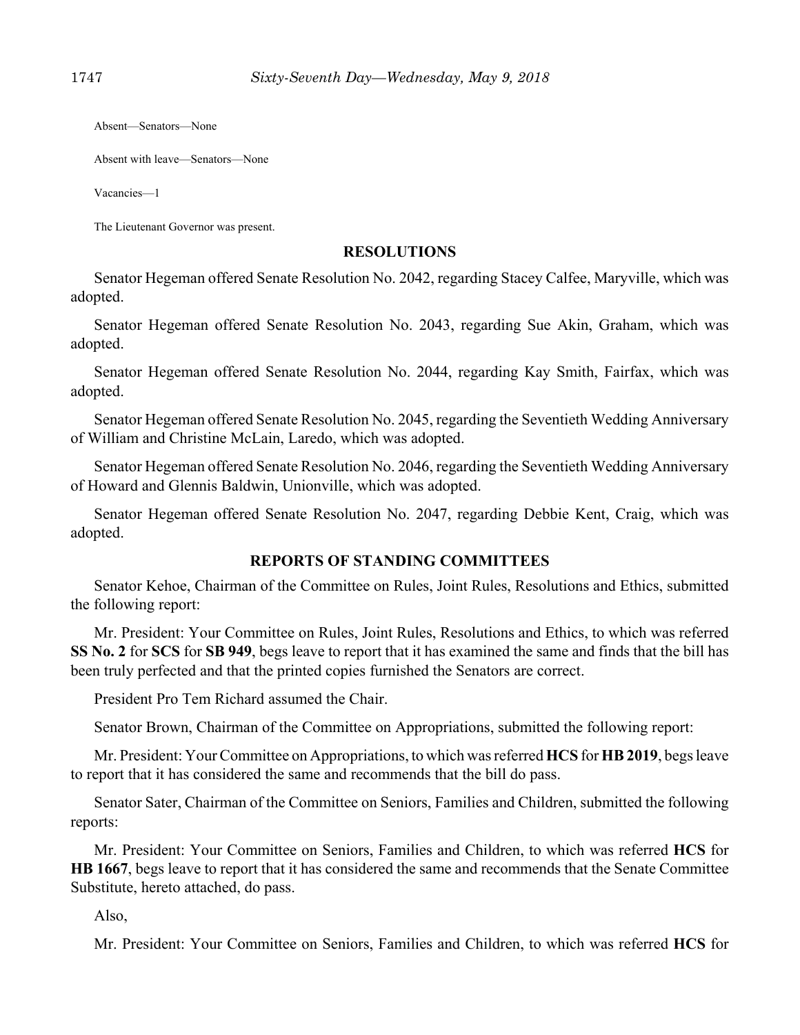Absent—Senators—None

Absent with leave—Senators—None

Vacancies—1

The Lieutenant Governor was present.

## RESOLUTIONS

Senator Hegeman offered Senate Resolution No. 2042, regarding Stacey Calfee, Maryville, which was adopted.

Senator Hegeman offered Senate Resolution No. 2043, regarding Sue Akin, Graham, which was adopted.

Senator Hegeman offered Senate Resolution No. 2044, regarding Kay Smith, Fairfax, which was adopted.

Senator Hegeman offered Senate Resolution No. 2045, regarding the Seventieth Wedding Anniversary of William and Christine McLain, Laredo, which was adopted.

Senator Hegeman offered Senate Resolution No. 2046, regarding the Seventieth Wedding Anniversary of Howard and Glennis Baldwin, Unionville, which was adopted.

Senator Hegeman offered Senate Resolution No. 2047, regarding Debbie Kent, Craig, which was adopted.

## REPORTS OF STANDING COMMITTEES

Senator Kehoe, Chairman of the Committee on Rules, Joint Rules, Resolutions and Ethics, submitted the following report:

Mr. President: Your Committee on Rules, Joint Rules, Resolutions and Ethics, to which was referred **SS No. 2** for **SCS** for **SB 949**, begs leave to report that it has examined the same and finds that the bill has been truly perfected and that the printed copies furnished the Senators are correct.

President Pro Tem Richard assumed the Chair.

Senator Brown, Chairman of the Committee on Appropriations, submitted the following report:

Mr. President: Your Committee on Appropriations, to which was referred **HCS** for **HB 2019**, begs leave to report that it has considered the same and recommends that the bill do pass.

Senator Sater, Chairman of the Committee on Seniors, Families and Children, submitted the following reports:

Mr. President: Your Committee on Seniors, Families and Children, to which was referred **HCS** for **HB 1667**, begs leave to report that it has considered the same and recommends that the Senate Committee Substitute, hereto attached, do pass.

Also,

Mr. President: Your Committee on Seniors, Families and Children, to which was referred **HCS** for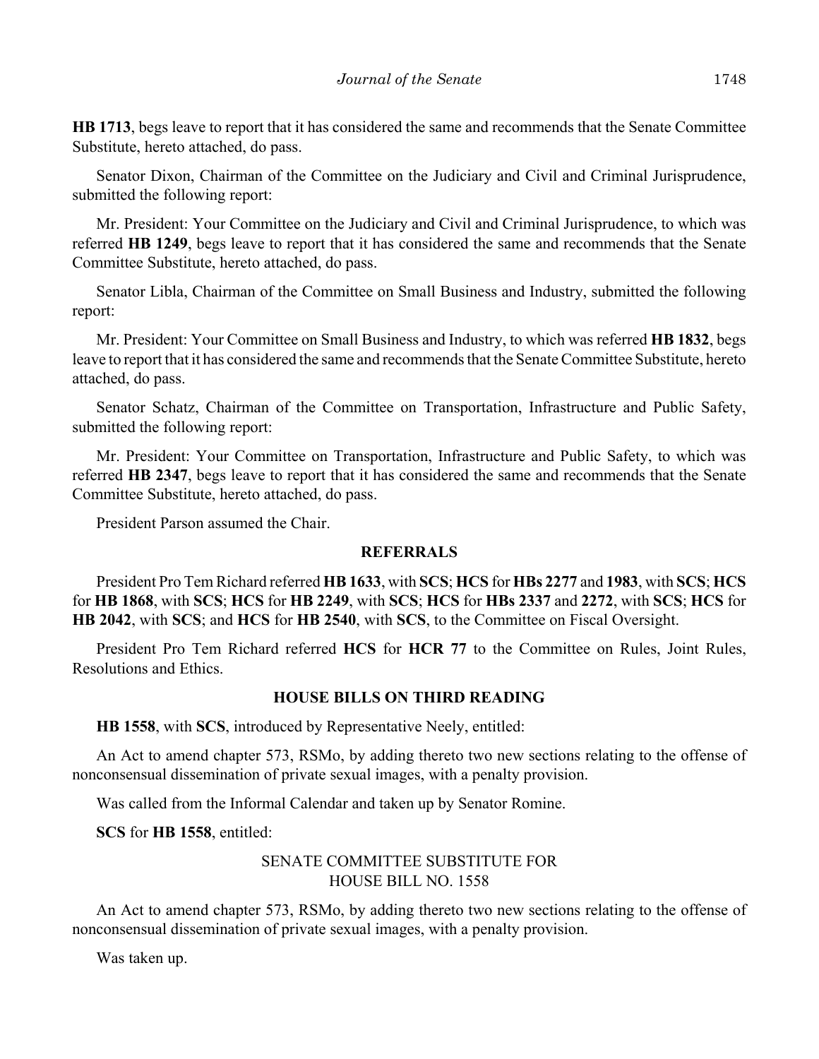**HB 1713**, begs leave to report that it has considered the same and recommends that the Senate Committee Substitute, hereto attached, do pass.

Senator Dixon, Chairman of the Committee on the Judiciary and Civil and Criminal Jurisprudence, submitted the following report:

Mr. President: Your Committee on the Judiciary and Civil and Criminal Jurisprudence, to which was referred **HB 1249**, begs leave to report that it has considered the same and recommends that the Senate Committee Substitute, hereto attached, do pass.

Senator Libla, Chairman of the Committee on Small Business and Industry, submitted the following report:

Mr. President: Your Committee on Small Business and Industry, to which was referred **HB 1832**, begs leave to report that it has considered the same and recommends that the Senate Committee Substitute, hereto attached, do pass.

Senator Schatz, Chairman of the Committee on Transportation, Infrastructure and Public Safety, submitted the following report:

Mr. President: Your Committee on Transportation, Infrastructure and Public Safety, to which was referred **HB 2347**, begs leave to report that it has considered the same and recommends that the Senate Committee Substitute, hereto attached, do pass.

President Parson assumed the Chair.

**REFERRALS**

President Pro Tem Richard referred **HB 1633**, with **SCS**; **HCS** for **HBs 2277** and **1983**, with **SCS**; **HCS** for **HB 1868**, with **SCS**; **HCS** for **HB 2249**, with **SCS**; **HCS** for **HBs 2337** and **2272**, with **SCS**; **HCS** for **HB 2042**, with **SCS**; and **HCS** for **HB 2540**, with **SCS**, to the Committee on Fiscal Oversight.

President Pro Tem Richard referred **HCS** for **HCR 77** to the Committee on Rules, Joint Rules, Resolutions and Ethics.

**HOUSE BILLS ON THIRD READING**

**HB 1558**, with **SCS**, introduced by Representative Neely, entitled:

An Act to amend chapter 573, RSMo, by adding thereto two new sections relating to the offense of nonconsensual dissemination of private sexual images, with a penalty provision.

Was called from the Informal Calendar and taken up by Senator Romine.

**SCS** for **HB 1558**, entitled:

SENATE COMMITTEE SUBSTITUTE FOR
HOUSE BILL NO. 1558

An Act to amend chapter 573, RSMo, by adding thereto two new sections relating to the offense of nonconsensual dissemination of private sexual images, with a penalty provision.

Was taken up.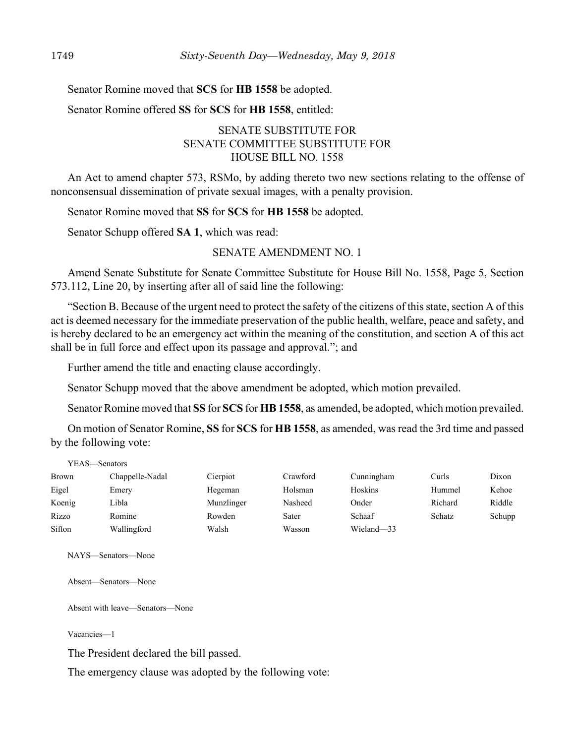Senator Romine moved that **SCS** for **HB 1558** be adopted.

Senator Romine offered **SS** for **SCS** for **HB 1558**, entitled:

SENATE SUBSTITUTE FOR
SENATE COMMITTEE SUBSTITUTE FOR
HOUSE BILL NO. 1558

An Act to amend chapter 573, RSMo, by adding thereto two new sections relating to the offense of nonconsensual dissemination of private sexual images, with a penalty provision.

Senator Romine moved that **SS** for **SCS** for **HB 1558** be adopted.

Senator Schupp offered **SA 1**, which was read:

SENATE AMENDMENT NO. 1

Amend Senate Substitute for Senate Committee Substitute for House Bill No. 1558, Page 5, Section 573.112, Line 20, by inserting after all of said line the following:

"Section B. Because of the urgent need to protect the safety of the citizens of this state, section A of this act is deemed necessary for the immediate preservation of the public health, welfare, peace and safety, and is hereby declared to be an emergency act within the meaning of the constitution, and section A of this act shall be in full force and effect upon its passage and approval."; and

Further amend the title and enacting clause accordingly.

Senator Schupp moved that the above amendment be adopted, which motion prevailed.

Senator Romine moved that **SS** for **SCS** for **HB 1558**, as amended, be adopted, which motion prevailed.

On motion of Senator Romine, **SS** for **SCS** for **HB 1558**, as amended, was read the 3rd time and passed by the following vote:

YEAS—Senators

| | | | | | | |
|---|---|---|---|---|---|---|
| Brown | Chappelle-Nadal | Cierpiot | Crawford | Cunningham | Curls | Dixon |
| Eigel | Emery | Hegeman | Holsman | Hoskins | Hummel | Kehoe |
| Koenig | Libla | Munzlinger | Nasheed | Onder | Richard | Riddle |
| Rizzo | Romine | Rowden | Sater | Schaaf | Schatz | Schupp |
| Sifton | Wallingford | Walsh | Wasson | Wieland—33 | | |

NAYS—Senators—None

Absent—Senators—None

Absent with leave—Senators—None

Vacancies—1

The President declared the bill passed.

The emergency clause was adopted by the following vote: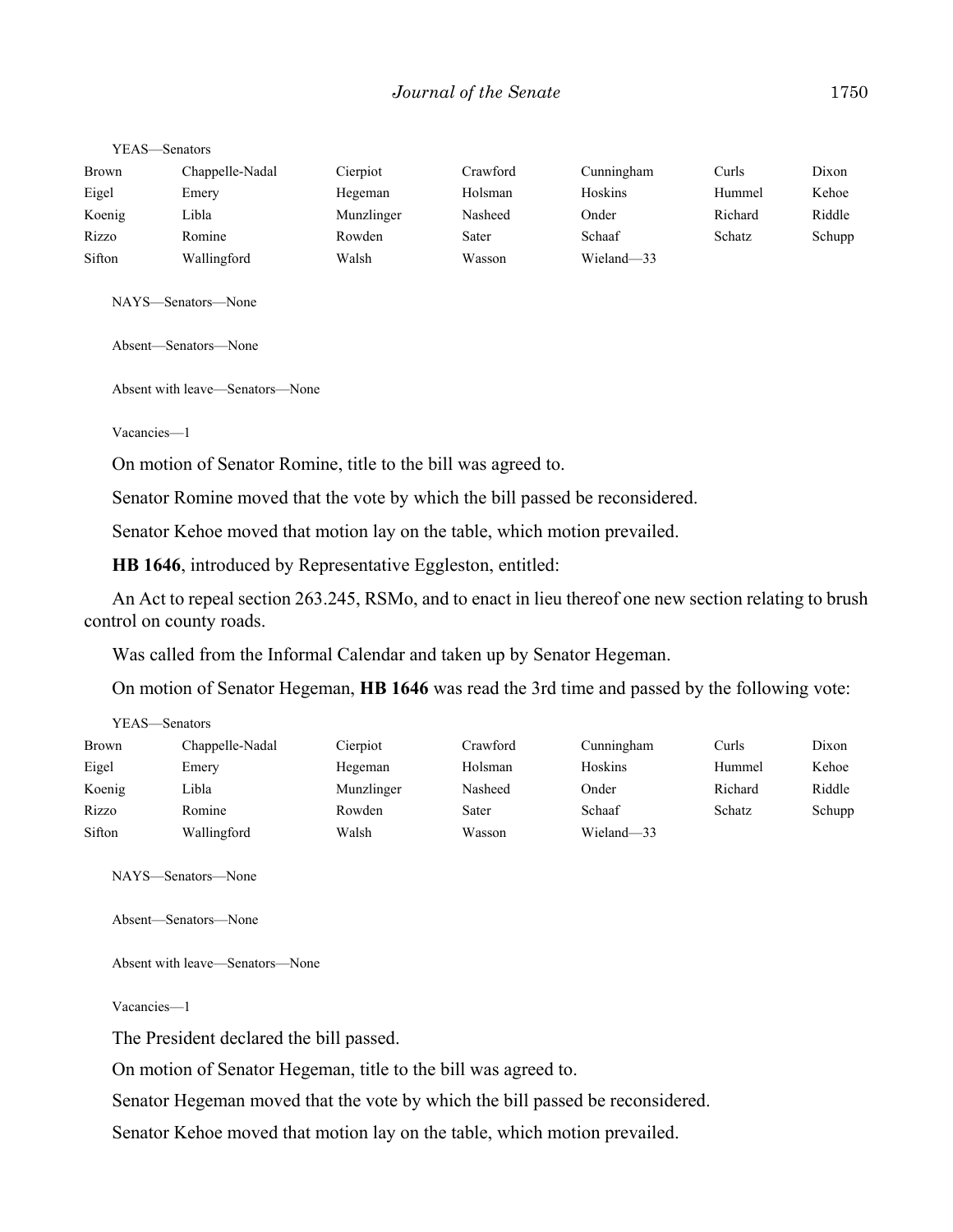YEAS—Senators

| | | | | | | |
|---|---|---|---|---|---|---|
| Brown | Chappelle-Nadal | Cierpiot | Crawford | Cunningham | Curls | Dixon |
| Eigel | Emery | Hegeman | Holsman | Hoskins | Hummel | Kehoe |
| Koenig | Libla | Munzlinger | Nasheed | Onder | Richard | Riddle |
| Rizzo | Romine | Rowden | Sater | Schaaf | Schatz | Schupp |
| Sifton | Wallingford | Walsh | Wasson | Wieland—33 | | |

NAYS—Senators—None

Absent—Senators—None

Absent with leave—Senators—None

Vacancies—1

On motion of Senator Romine, title to the bill was agreed to.

Senator Romine moved that the vote by which the bill passed be reconsidered.

Senator Kehoe moved that motion lay on the table, which motion prevailed.

**HB 1646**, introduced by Representative Eggleston, entitled:

An Act to repeal section 263.245, RSMo, and to enact in lieu thereof one new section relating to brush control on county roads.

Was called from the Informal Calendar and taken up by Senator Hegeman.

On motion of Senator Hegeman, **HB 1646** was read the 3rd time and passed by the following vote:

YEAS—Senators

| | | | | | | |
|---|---|---|---|---|---|---|
| Brown | Chappelle-Nadal | Cierpiot | Crawford | Cunningham | Curls | Dixon |
| Eigel | Emery | Hegeman | Holsman | Hoskins | Hummel | Kehoe |
| Koenig | Libla | Munzlinger | Nasheed | Onder | Richard | Riddle |
| Rizzo | Romine | Rowden | Sater | Schaaf | Schatz | Schupp |
| Sifton | Wallingford | Walsh | Wasson | Wieland—33 | | |

NAYS—Senators—None

Absent—Senators—None

Absent with leave—Senators—None

Vacancies—1

The President declared the bill passed.

On motion of Senator Hegeman, title to the bill was agreed to.

Senator Hegeman moved that the vote by which the bill passed be reconsidered.

Senator Kehoe moved that motion lay on the table, which motion prevailed.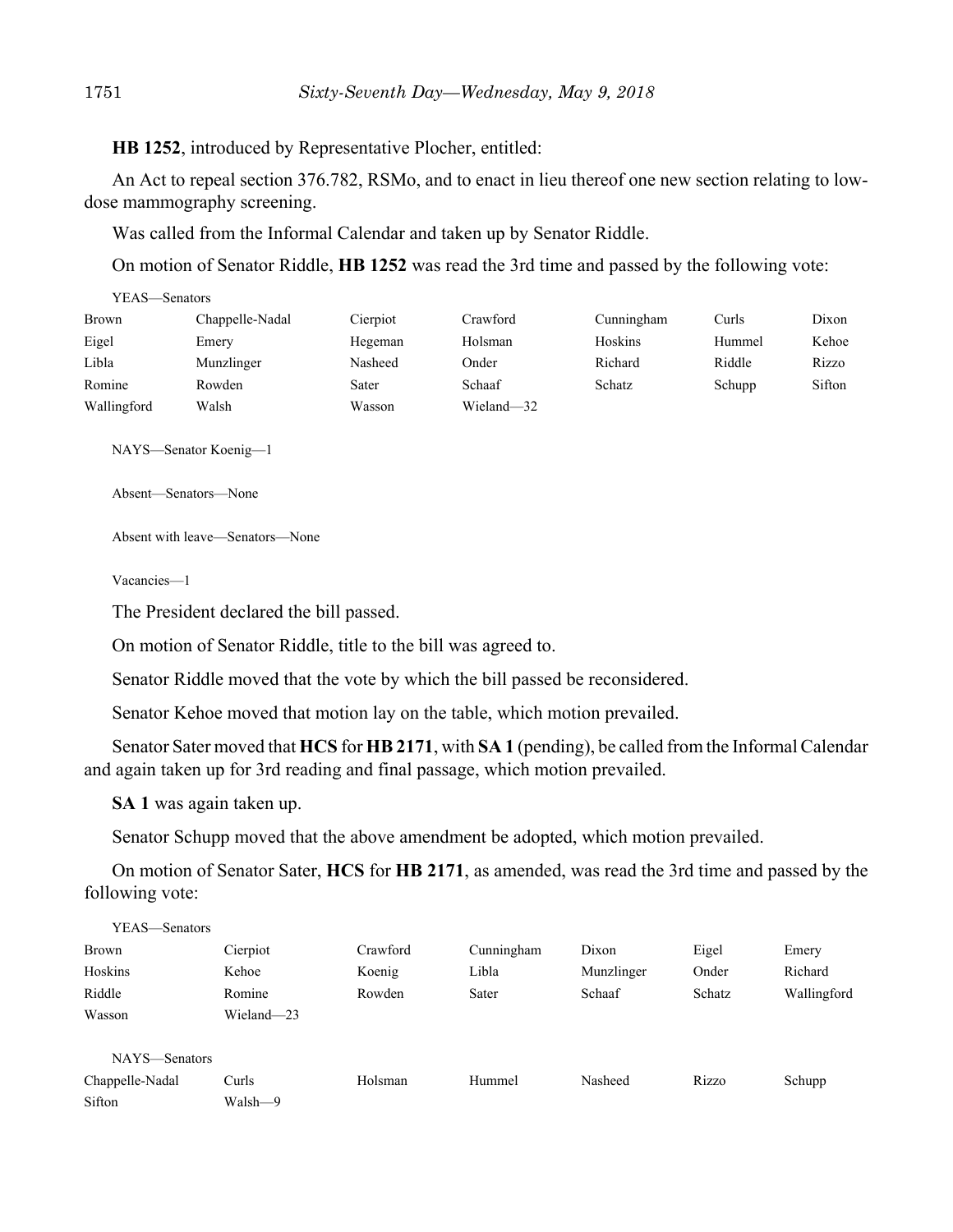**HB 1252**, introduced by Representative Plocher, entitled:

An Act to repeal section 376.782, RSMo, and to enact in lieu thereof one new section relating to low-dose mammography screening.

Was called from the Informal Calendar and taken up by Senator Riddle.

On motion of Senator Riddle, **HB 1252** was read the 3rd time and passed by the following vote:

YEAS—Senators

| | | | | | | |
|---|---|---|---|---|---|---|
| Brown | Chappelle-Nadal | Cierpiot | Crawford | Cunningham | Curls | Dixon |
| Eigel | Emery | Hegeman | Holsman | Hoskins | Hummel | Kehoe |
| Libla | Munzlinger | Nasheed | Onder | Richard | Riddle | Rizzo |
| Romine | Rowden | Sater | Schaaf | Schatz | Schupp | Sifton |
| Wallingford | Walsh | Wasson | Wieland—32 | | | |

NAYS—Senator Koenig—1

Absent—Senators—None

Absent with leave—Senators—None

Vacancies—1

The President declared the bill passed.

On motion of Senator Riddle, title to the bill was agreed to.

Senator Riddle moved that the vote by which the bill passed be reconsidered.

Senator Kehoe moved that motion lay on the table, which motion prevailed.

Senator Sater moved that **HCS** for **HB 2171**, with **SA 1** (pending), be called from the Informal Calendar and again taken up for 3rd reading and final passage, which motion prevailed.

**SA 1** was again taken up.

Senator Schupp moved that the above amendment be adopted, which motion prevailed.

On motion of Senator Sater, **HCS** for **HB 2171**, as amended, was read the 3rd time and passed by the following vote:

YEAS—Senators

| | | | | | | |
|---|---|---|---|---|---|---|
| Brown | Cierpiot | Crawford | Cunningham | Dixon | Eigel | Emery |
| Hoskins | Kehoe | Koenig | Libla | Munzlinger | Onder | Richard |
| Riddle | Romine | Rowden | Sater | Schaaf | Schatz | Wallingford |
| Wasson | Wieland—23 | | | | | |

NAYS—Senators

| | | | | | | |
|---|---|---|---|---|---|---|
| Chappelle-Nadal | Curls | Holsman | Hummel | Nasheed | Rizzo | Schupp |
| Sifton | Walsh—9 | | | | | |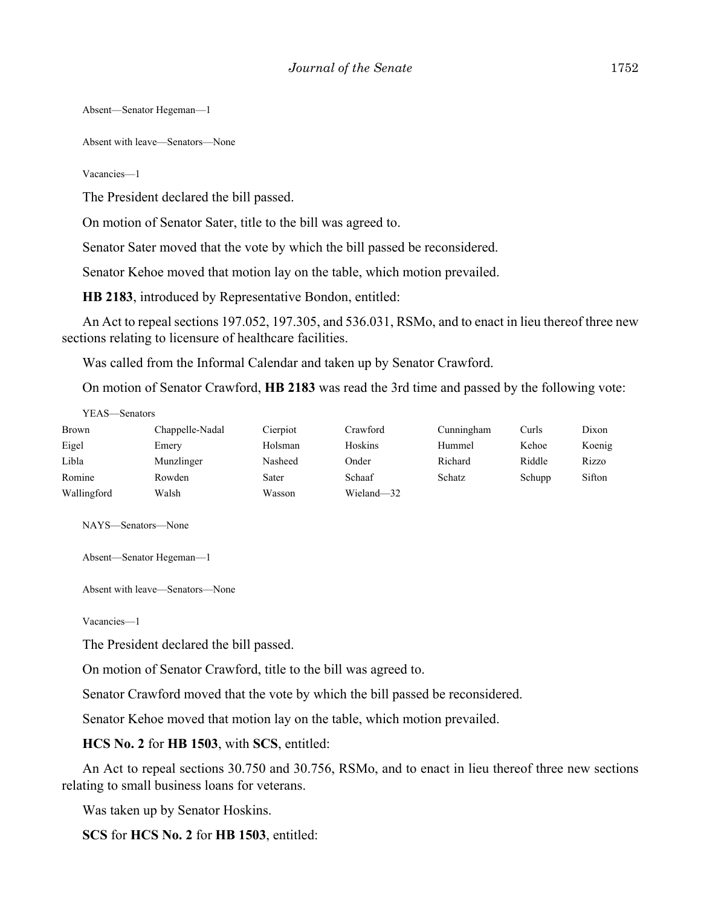Absent—Senator Hegeman—1

Absent with leave—Senators—None

Vacancies—1

The President declared the bill passed.

On motion of Senator Sater, title to the bill was agreed to.

Senator Sater moved that the vote by which the bill passed be reconsidered.

Senator Kehoe moved that motion lay on the table, which motion prevailed.

**HB 2183**, introduced by Representative Bondon, entitled:

An Act to repeal sections 197.052, 197.305, and 536.031, RSMo, and to enact in lieu thereof three new sections relating to licensure of healthcare facilities.

Was called from the Informal Calendar and taken up by Senator Crawford.

On motion of Senator Crawford, **HB 2183** was read the 3rd time and passed by the following vote:

YEAS—Senators

| | | | | | | |
|---|---|---|---|---|---|---|
| Brown | Chappelle-Nadal | Cierpiot | Crawford | Cunningham | Curls | Dixon |
| Eigel | Emery | Holsman | Hoskins | Hummel | Kehoe | Koenig |
| Libla | Munzlinger | Nasheed | Onder | Richard | Riddle | Rizzo |
| Romine | Rowden | Sater | Schaaf | Schatz | Schupp | Sifton |
| Wallingford | Walsh | Wasson | Wieland—32 | | | |

NAYS—Senators—None

Absent—Senator Hegeman—1

Absent with leave—Senators—None

Vacancies—1

The President declared the bill passed.

On motion of Senator Crawford, title to the bill was agreed to.

Senator Crawford moved that the vote by which the bill passed be reconsidered.

Senator Kehoe moved that motion lay on the table, which motion prevailed.

**HCS No. 2** for **HB 1503**, with **SCS**, entitled:

An Act to repeal sections 30.750 and 30.756, RSMo, and to enact in lieu thereof three new sections relating to small business loans for veterans.

Was taken up by Senator Hoskins.

**SCS** for **HCS No. 2** for **HB 1503**, entitled: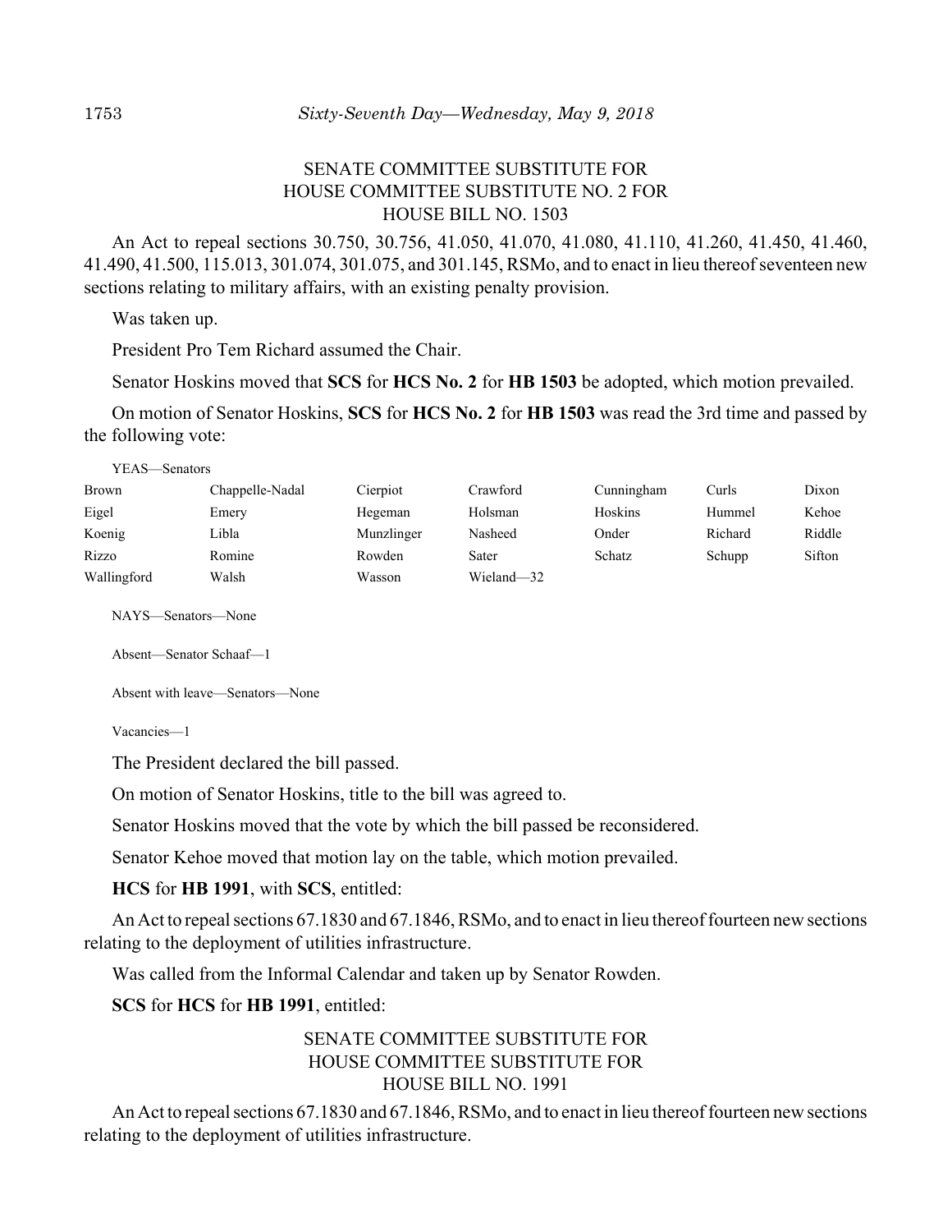SENATE COMMITTEE SUBSTITUTE FOR
HOUSE COMMITTEE SUBSTITUTE NO. 2 FOR
HOUSE BILL NO. 1503

An Act to repeal sections 30.750, 30.756, 41.050, 41.070, 41.080, 41.110, 41.260, 41.450, 41.460, 41.490, 41.500, 115.013, 301.074, 301.075, and 301.145, RSMo, and to enact in lieu thereof seventeen new sections relating to military affairs, with an existing penalty provision.

Was taken up.

President Pro Tem Richard assumed the Chair.

Senator Hoskins moved that **SCS** for **HCS No. 2** for **HB 1503** be adopted, which motion prevailed.

On motion of Senator Hoskins, **SCS** for **HCS No. 2** for **HB 1503** was read the 3rd time and passed by the following vote:

YEAS—Senators

| | | | | | | |
|---|---|---|---|---|---|---|
| Brown | Chappelle-Nadal | Cierpiot | Crawford | Cunningham | Curls | Dixon |
| Eigel | Emery | Hegeman | Holsman | Hoskins | Hummel | Kehoe |
| Koenig | Libla | Munzlinger | Nasheed | Onder | Richard | Riddle |
| Rizzo | Romine | Rowden | Sater | Schatz | Schupp | Sifton |
| Wallingford | Walsh | Wasson | Wieland—32 | | | |

NAYS—Senators—None

Absent—Senator Schaaf—1

Absent with leave—Senators—None

Vacancies—1

The President declared the bill passed.

On motion of Senator Hoskins, title to the bill was agreed to.

Senator Hoskins moved that the vote by which the bill passed be reconsidered.

Senator Kehoe moved that motion lay on the table, which motion prevailed.

**HCS** for **HB 1991**, with **SCS**, entitled:

An Act to repeal sections 67.1830 and 67.1846, RSMo, and to enact in lieu thereof fourteen new sections relating to the deployment of utilities infrastructure.

Was called from the Informal Calendar and taken up by Senator Rowden.

**SCS** for **HCS** for **HB 1991**, entitled:

SENATE COMMITTEE SUBSTITUTE FOR
HOUSE COMMITTEE SUBSTITUTE FOR
HOUSE BILL NO. 1991

An Act to repeal sections 67.1830 and 67.1846, RSMo, and to enact in lieu thereof fourteen new sections relating to the deployment of utilities infrastructure.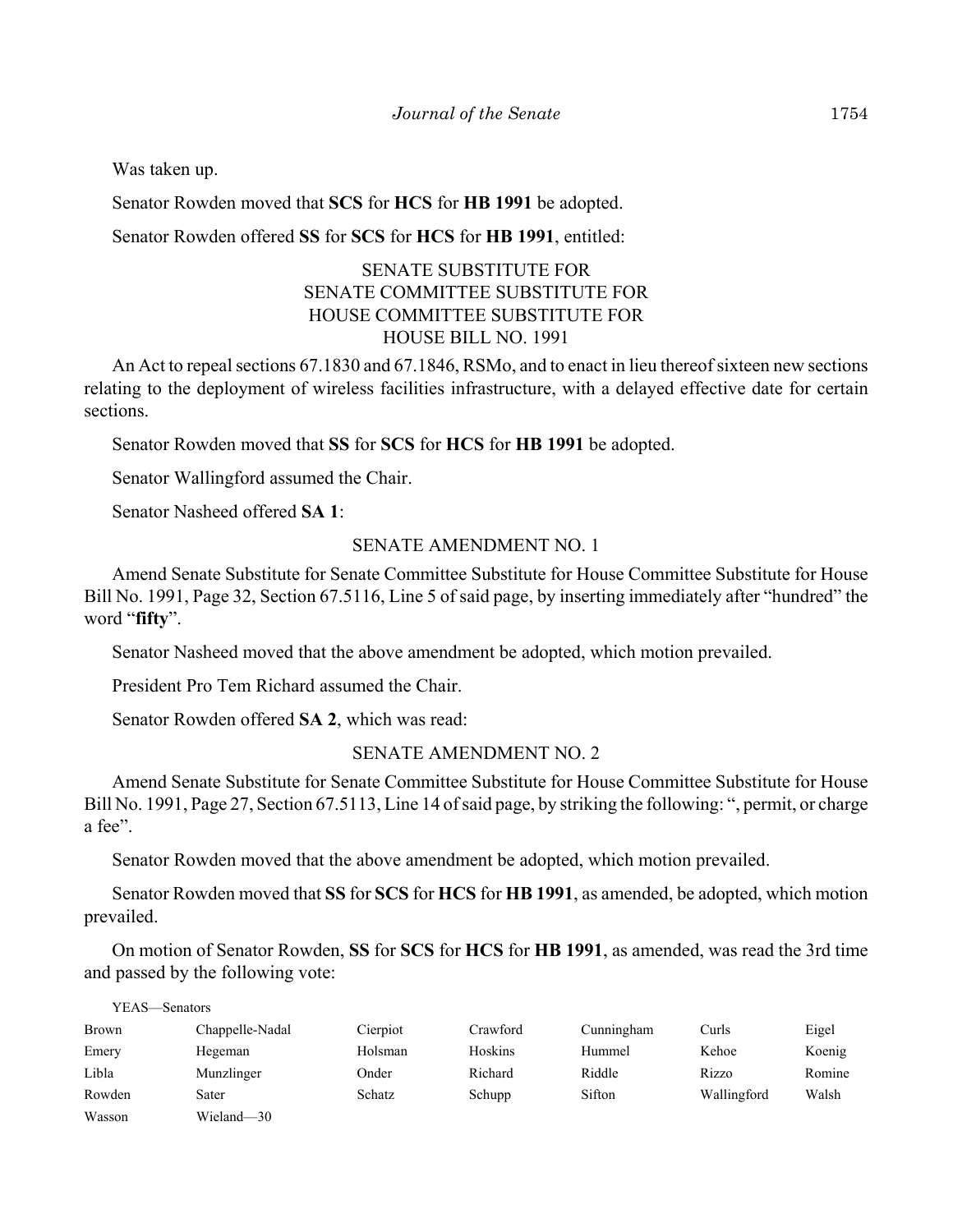Was taken up.

Senator Rowden moved that **SCS** for **HCS** for **HB 1991** be adopted.

Senator Rowden offered **SS** for **SCS** for **HCS** for **HB 1991**, entitled:

SENATE SUBSTITUTE FOR
SENATE COMMITTEE SUBSTITUTE FOR
HOUSE COMMITTEE SUBSTITUTE FOR
HOUSE BILL NO. 1991

An Act to repeal sections 67.1830 and 67.1846, RSMo, and to enact in lieu thereof sixteen new sections relating to the deployment of wireless facilities infrastructure, with a delayed effective date for certain sections.

Senator Rowden moved that **SS** for **SCS** for **HCS** for **HB 1991** be adopted.

Senator Wallingford assumed the Chair.

Senator Nasheed offered **SA 1**:

SENATE AMENDMENT NO. 1

Amend Senate Substitute for Senate Committee Substitute for House Committee Substitute for House Bill No. 1991, Page 32, Section 67.5116, Line 5 of said page, by inserting immediately after "hundred" the word "**fifty**".

Senator Nasheed moved that the above amendment be adopted, which motion prevailed.

President Pro Tem Richard assumed the Chair.

Senator Rowden offered **SA 2**, which was read:

SENATE AMENDMENT NO. 2

Amend Senate Substitute for Senate Committee Substitute for House Committee Substitute for House Bill No. 1991, Page 27, Section 67.5113, Line 14 of said page, by striking the following: ", permit, or charge a fee".

Senator Rowden moved that the above amendment be adopted, which motion prevailed.

Senator Rowden moved that **SS** for **SCS** for **HCS** for **HB 1991**, as amended, be adopted, which motion prevailed.

On motion of Senator Rowden, **SS** for **SCS** for **HCS** for **HB 1991**, as amended, was read the 3rd time and passed by the following vote:

YEAS—Senators

| | | | | | | |
|---|---|---|---|---|---|---|
| Brown | Chappelle-Nadal | Cierpiot | Crawford | Cunningham | Curls | Eigel |
| Emery | Hegeman | Holsman | Hoskins | Hummel | Kehoe | Koenig |
| Libla | Munzlinger | Onder | Richard | Riddle | Rizzo | Romine |
| Rowden | Sater | Schatz | Schupp | Sifton | Wallingford | Walsh |
| Wasson | Wieland—30 | | | | | |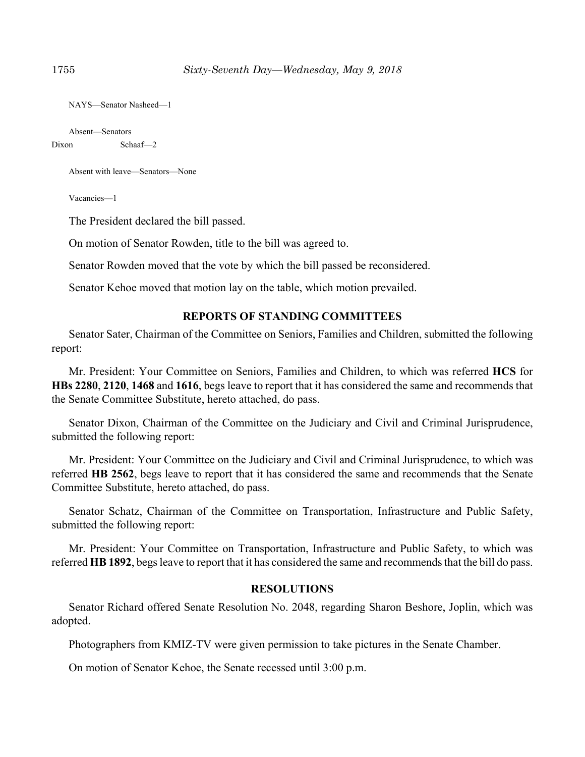NAYS—Senator Nasheed—1

Absent—Senators

Dixon Schaaf—2

Absent with leave—Senators—None

Vacancies—1

The President declared the bill passed.

On motion of Senator Rowden, title to the bill was agreed to.

Senator Rowden moved that the vote by which the bill passed be reconsidered.

Senator Kehoe moved that motion lay on the table, which motion prevailed.

## REPORTS OF STANDING COMMITTEES

Senator Sater, Chairman of the Committee on Seniors, Families and Children, submitted the following report:

Mr. President: Your Committee on Seniors, Families and Children, to which was referred **HCS** for **HBs 2280**, **2120**, **1468** and **1616**, begs leave to report that it has considered the same and recommends that the Senate Committee Substitute, hereto attached, do pass.

Senator Dixon, Chairman of the Committee on the Judiciary and Civil and Criminal Jurisprudence, submitted the following report:

Mr. President: Your Committee on the Judiciary and Civil and Criminal Jurisprudence, to which was referred **HB 2562**, begs leave to report that it has considered the same and recommends that the Senate Committee Substitute, hereto attached, do pass.

Senator Schatz, Chairman of the Committee on Transportation, Infrastructure and Public Safety, submitted the following report:

Mr. President: Your Committee on Transportation, Infrastructure and Public Safety, to which was referred **HB 1892**, begs leave to report that it has considered the same and recommends that the bill do pass.

## RESOLUTIONS

Senator Richard offered Senate Resolution No. 2048, regarding Sharon Beshore, Joplin, which was adopted.

Photographers from KMIZ-TV were given permission to take pictures in the Senate Chamber.

On motion of Senator Kehoe, the Senate recessed until 3:00 p.m.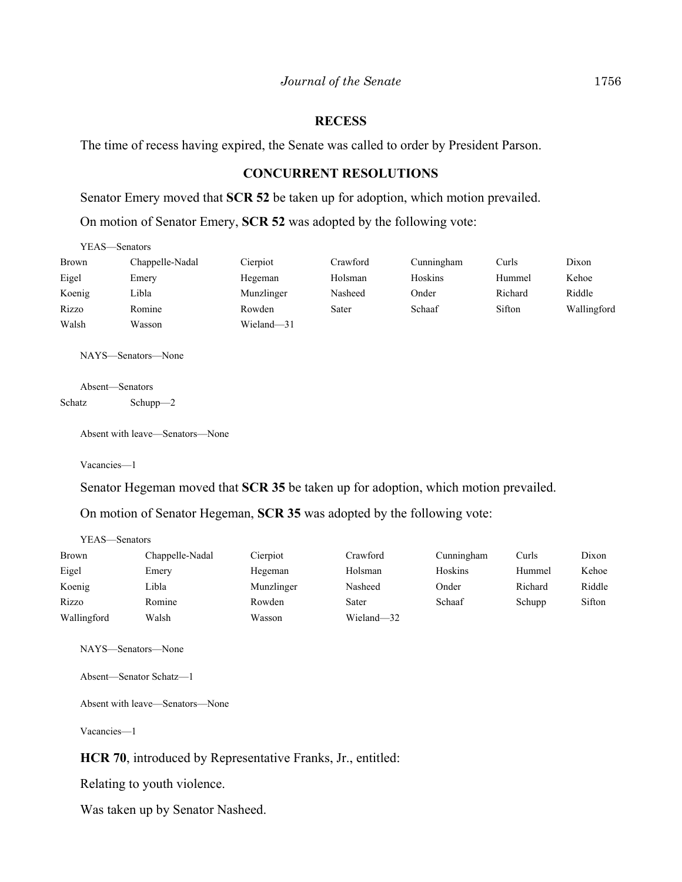## RECESS

The time of recess having expired, the Senate was called to order by President Parson.

## CONCURRENT RESOLUTIONS

Senator Emery moved that **SCR 52** be taken up for adoption, which motion prevailed.

On motion of Senator Emery, **SCR 52** was adopted by the following vote:

YEAS—Senators

| | | | | | | |
|---|---|---|---|---|---|---|
| Brown | Chappelle-Nadal | Cierpiot | Crawford | Cunningham | Curls | Dixon |
| Eigel | Emery | Hegeman | Holsman | Hoskins | Hummel | Kehoe |
| Koenig | Libla | Munzlinger | Nasheed | Onder | Richard | Riddle |
| Rizzo | Romine | Rowden | Sater | Schaaf | Sifton | Wallingford |
| Walsh | Wasson | Wieland—31 | | | | |

NAYS—Senators—None

Absent—Senators

| | |
|---|---|
| Schatz | Schupp—2 |

Absent with leave—Senators—None

Vacancies—1

Senator Hegeman moved that **SCR 35** be taken up for adoption, which motion prevailed.

On motion of Senator Hegeman, **SCR 35** was adopted by the following vote:

YEAS—Senators

| | | | | | | |
|---|---|---|---|---|---|---|
| Brown | Chappelle-Nadal | Cierpiot | Crawford | Cunningham | Curls | Dixon |
| Eigel | Emery | Hegeman | Holsman | Hoskins | Hummel | Kehoe |
| Koenig | Libla | Munzlinger | Nasheed | Onder | Richard | Riddle |
| Rizzo | Romine | Rowden | Sater | Schaaf | Schupp | Sifton |
| Wallingford | Walsh | Wasson | Wieland—32 | | | |

NAYS—Senators—None

Absent—Senator Schatz—1

Absent with leave—Senators—None

Vacancies—1

**HCR 70**, introduced by Representative Franks, Jr., entitled:

Relating to youth violence.

Was taken up by Senator Nasheed.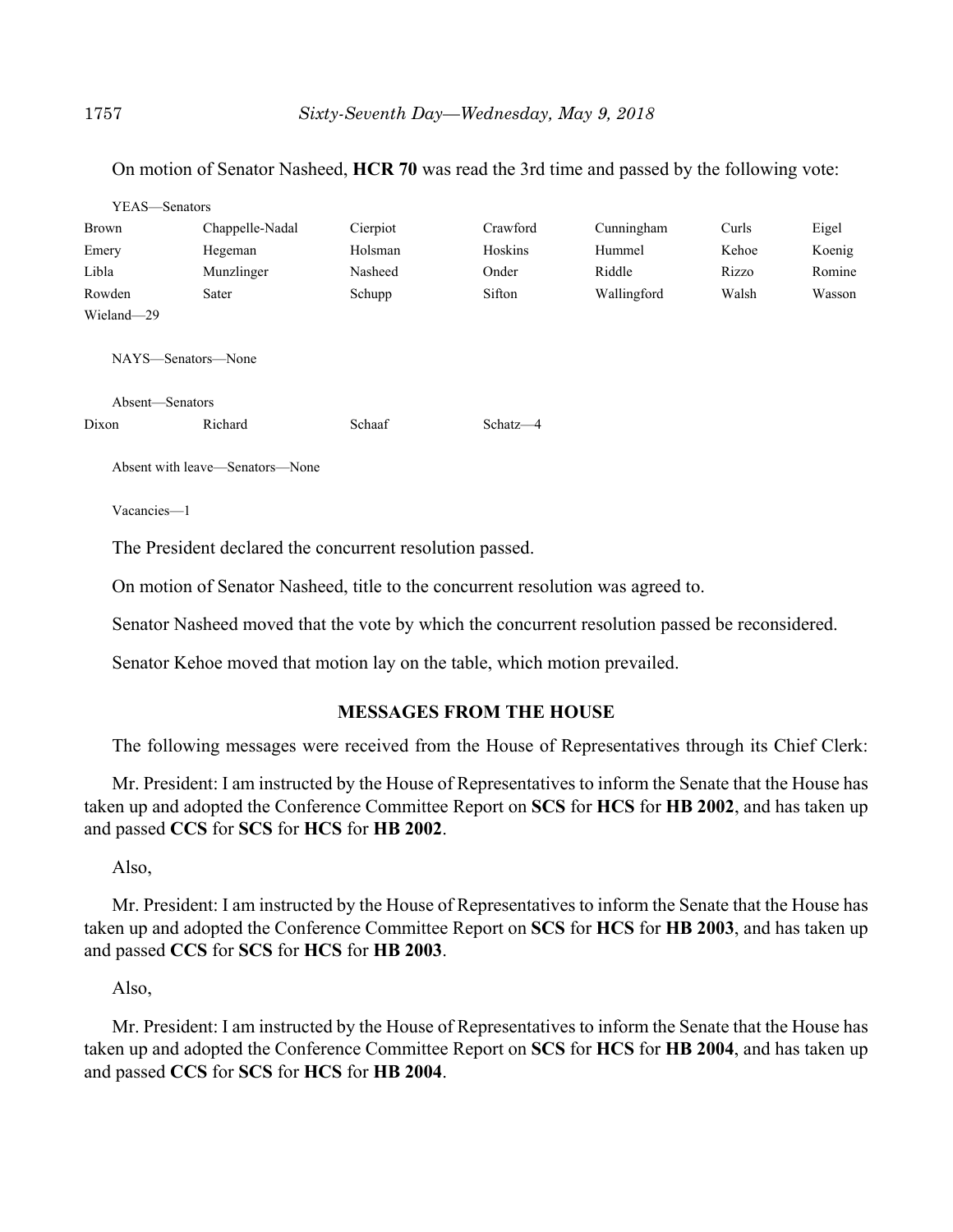On motion of Senator Nasheed, **HCR 70** was read the 3rd time and passed by the following vote:

YEAS—Senators

| | | | | | | |
|---|---|---|---|---|---|---|
| Brown | Chappelle-Nadal | Cierpiot | Crawford | Cunningham | Curls | Eigel |
| Emery | Hegeman | Holsman | Hoskins | Hummel | Kehoe | Koenig |
| Libla | Munzlinger | Nasheed | Onder | Riddle | Rizzo | Romine |
| Rowden | Sater | Schupp | Sifton | Wallingford | Walsh | Wasson |
| Wieland—29 | | | | | | |

NAYS—Senators—None

Absent—Senators

| | | | |
|---|---|---|---|
| Dixon | Richard | Schaaf | Schatz—4 |

Absent with leave—Senators—None

Vacancies—1

The President declared the concurrent resolution passed.

On motion of Senator Nasheed, title to the concurrent resolution was agreed to.

Senator Nasheed moved that the vote by which the concurrent resolution passed be reconsidered.

Senator Kehoe moved that motion lay on the table, which motion prevailed.

## MESSAGES FROM THE HOUSE

The following messages were received from the House of Representatives through its Chief Clerk:

Mr. President: I am instructed by the House of Representatives to inform the Senate that the House has taken up and adopted the Conference Committee Report on **SCS** for **HCS** for **HB 2002**, and has taken up and passed **CCS** for **SCS** for **HCS** for **HB 2002**.

Also,

Mr. President: I am instructed by the House of Representatives to inform the Senate that the House has taken up and adopted the Conference Committee Report on **SCS** for **HCS** for **HB 2003**, and has taken up and passed **CCS** for **SCS** for **HCS** for **HB 2003**.

Also,

Mr. President: I am instructed by the House of Representatives to inform the Senate that the House has taken up and adopted the Conference Committee Report on **SCS** for **HCS** for **HB 2004**, and has taken up and passed **CCS** for **SCS** for **HCS** for **HB 2004**.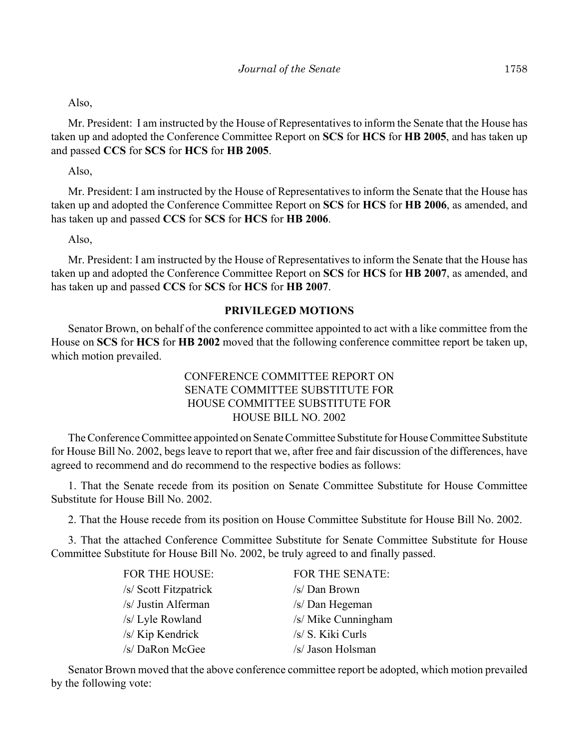Also,

Mr. President: I am instructed by the House of Representatives to inform the Senate that the House has taken up and adopted the Conference Committee Report on **SCS** for **HCS** for **HB 2005**, and has taken up and passed **CCS** for **SCS** for **HCS** for **HB 2005**.

Also,

Mr. President: I am instructed by the House of Representatives to inform the Senate that the House has taken up and adopted the Conference Committee Report on **SCS** for **HCS** for **HB 2006**, as amended, and has taken up and passed **CCS** for **SCS** for **HCS** for **HB 2006**.

Also,

Mr. President: I am instructed by the House of Representatives to inform the Senate that the House has taken up and adopted the Conference Committee Report on **SCS** for **HCS** for **HB 2007**, as amended, and has taken up and passed **CCS** for **SCS** for **HCS** for **HB 2007**.

## PRIVILEGED MOTIONS

Senator Brown, on behalf of the conference committee appointed to act with a like committee from the House on **SCS** for **HCS** for **HB 2002** moved that the following conference committee report be taken up, which motion prevailed.

CONFERENCE COMMITTEE REPORT ON
SENATE COMMITTEE SUBSTITUTE FOR
HOUSE COMMITTEE SUBSTITUTE FOR
HOUSE BILL NO. 2002

The Conference Committee appointed on Senate Committee Substitute for House Committee Substitute for House Bill No. 2002, begs leave to report that we, after free and fair discussion of the differences, have agreed to recommend and do recommend to the respective bodies as follows:

1. That the Senate recede from its position on Senate Committee Substitute for House Committee Substitute for House Bill No. 2002.

2. That the House recede from its position on House Committee Substitute for House Bill No. 2002.

3. That the attached Conference Committee Substitute for Senate Committee Substitute for House Committee Substitute for House Bill No. 2002, be truly agreed to and finally passed.

| FOR THE HOUSE: | FOR THE SENATE: |
|---|---|
| /s/ Scott Fitzpatrick | /s/ Dan Brown |
| /s/ Justin Alferman | /s/ Dan Hegeman |
| /s/ Lyle Rowland | /s/ Mike Cunningham |
| /s/ Kip Kendrick | /s/ S. Kiki Curls |
| /s/ DaRon McGee | /s/ Jason Holsman |

Senator Brown moved that the above conference committee report be adopted, which motion prevailed by the following vote: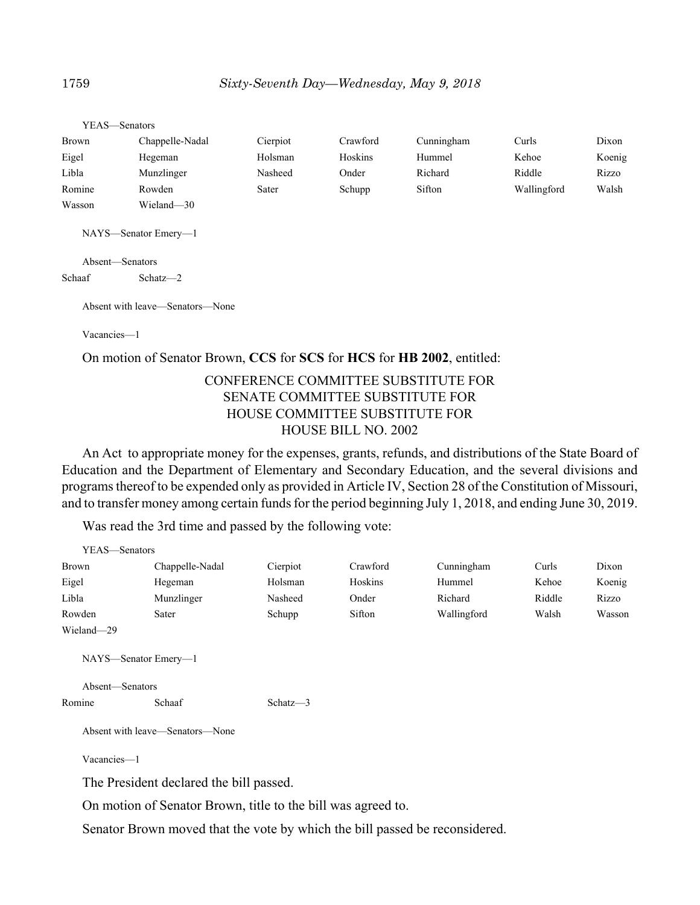YEAS—Senators

| | | | | | | |
|---|---|---|---|---|---|---|
| Brown | Chappelle-Nadal | Cierpiot | Crawford | Cunningham | Curls | Dixon |
| Eigel | Hegeman | Holsman | Hoskins | Hummel | Kehoe | Koenig |
| Libla | Munzlinger | Nasheed | Onder | Richard | Riddle | Rizzo |
| Romine | Rowden | Sater | Schupp | Sifton | Wallingford | Walsh |
| Wasson | Wieland—30 | | | | | |

NAYS—Senator Emery—1

Absent—Senators

Schaaf Schatz—2

Absent with leave—Senators—None

Vacancies—1

On motion of Senator Brown, **CCS** for **SCS** for **HCS** for **HB 2002**, entitled:

CONFERENCE COMMITTEE SUBSTITUTE FOR
SENATE COMMITTEE SUBSTITUTE FOR
HOUSE COMMITTEE SUBSTITUTE FOR
HOUSE BILL NO. 2002

An Act to appropriate money for the expenses, grants, refunds, and distributions of the State Board of Education and the Department of Elementary and Secondary Education, and the several divisions and programs thereof to be expended only as provided in Article IV, Section 28 of the Constitution of Missouri, and to transfer money among certain funds for the period beginning July 1, 2018, and ending June 30, 2019.

Was read the 3rd time and passed by the following vote:

YEAS—Senators

| | | | | | | |
|---|---|---|---|---|---|---|
| Brown | Chappelle-Nadal | Cierpiot | Crawford | Cunningham | Curls | Dixon |
| Eigel | Hegeman | Holsman | Hoskins | Hummel | Kehoe | Koenig |
| Libla | Munzlinger | Nasheed | Onder | Richard | Riddle | Rizzo |
| Rowden | Sater | Schupp | Sifton | Wallingford | Walsh | Wasson |
| Wieland—29 | | | | | | |

NAYS—Senator Emery—1

Absent—Senators

Romine Schaaf Schatz—3

Absent with leave—Senators—None

Vacancies—1

The President declared the bill passed.

On motion of Senator Brown, title to the bill was agreed to.

Senator Brown moved that the vote by which the bill passed be reconsidered.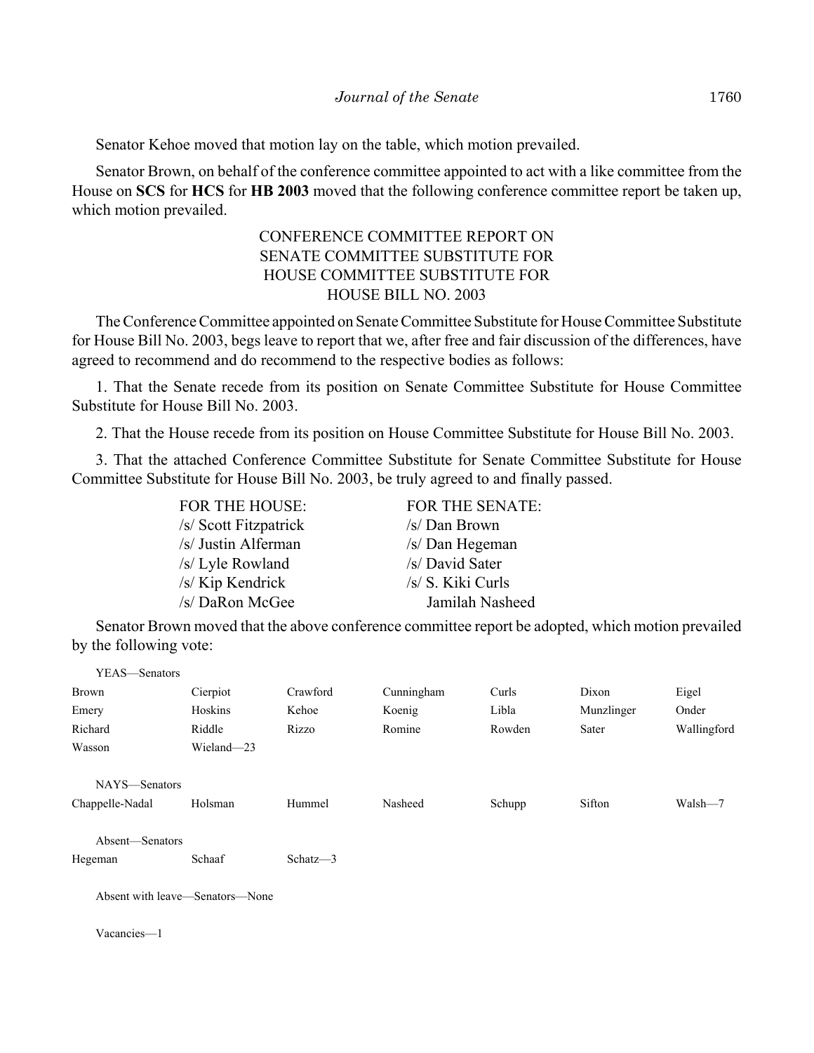Senator Kehoe moved that motion lay on the table, which motion prevailed.

Senator Brown, on behalf of the conference committee appointed to act with a like committee from the House on **SCS** for **HCS** for **HB 2003** moved that the following conference committee report be taken up, which motion prevailed.

CONFERENCE COMMITTEE REPORT ON
SENATE COMMITTEE SUBSTITUTE FOR
HOUSE COMMITTEE SUBSTITUTE FOR
HOUSE BILL NO. 2003

The Conference Committee appointed on Senate Committee Substitute for House Committee Substitute for House Bill No. 2003, begs leave to report that we, after free and fair discussion of the differences, have agreed to recommend and do recommend to the respective bodies as follows:

1. That the Senate recede from its position on Senate Committee Substitute for House Committee Substitute for House Bill No. 2003.

2. That the House recede from its position on House Committee Substitute for House Bill No. 2003.

3. That the attached Conference Committee Substitute for Senate Committee Substitute for House Committee Substitute for House Bill No. 2003, be truly agreed to and finally passed.

| FOR THE HOUSE: | FOR THE SENATE: |
|---|---|
| /s/ Scott Fitzpatrick | /s/ Dan Brown |
| /s/ Justin Alferman | /s/ Dan Hegeman |
| /s/ Lyle Rowland | /s/ David Sater |
| /s/ Kip Kendrick | /s/ S. Kiki Curls |
| /s/ DaRon McGee | Jamilah Nasheed |

Senator Brown moved that the above conference committee report be adopted, which motion prevailed by the following vote:

YEAS—Senators

| | | | | | | |
|---|---|---|---|---|---|---|
| Brown | Cierpiot | Crawford | Cunningham | Curls | Dixon | Eigel |
| Emery | Hoskins | Kehoe | Koenig | Libla | Munzlinger | Onder |
| Richard | Riddle | Rizzo | Romine | Rowden | Sater | Wallingford |
| Wasson | Wieland—23 | | | | | |

NAYS—Senators

| | | | | | | |
|---|---|---|---|---|---|---|
| Chappelle-Nadal | Holsman | Hummel | Nasheed | Schupp | Sifton | Walsh—7 |

Absent—Senators

| | | |
|---|---|---|
| Hegeman | Schaaf | Schatz—3 |

Absent with leave—Senators—None

Vacancies—1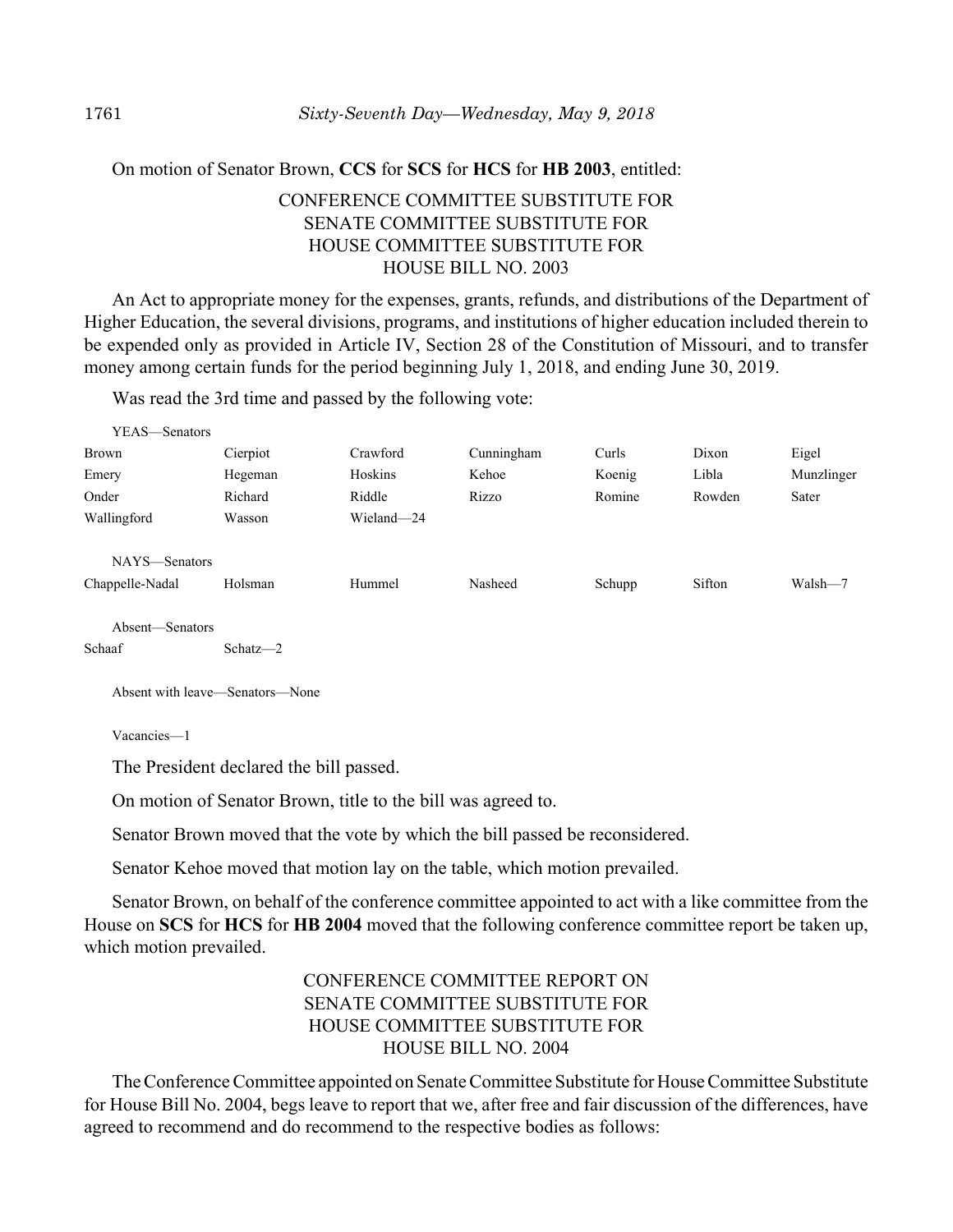On motion of Senator Brown, **CCS** for **SCS** for **HCS** for **HB 2003**, entitled:

CONFERENCE COMMITTEE SUBSTITUTE FOR
SENATE COMMITTEE SUBSTITUTE FOR
HOUSE COMMITTEE SUBSTITUTE FOR
HOUSE BILL NO. 2003

An Act to appropriate money for the expenses, grants, refunds, and distributions of the Department of Higher Education, the several divisions, programs, and institutions of higher education included therein to be expended only as provided in Article IV, Section 28 of the Constitution of Missouri, and to transfer money among certain funds for the period beginning July 1, 2018, and ending June 30, 2019.

Was read the 3rd time and passed by the following vote:

YEAS—Senators

| | | | | | | |
|---|---|---|---|---|---|---|
| Brown | Cierpiot | Crawford | Cunningham | Curls | Dixon | Eigel |
| Emery | Hegeman | Hoskins | Kehoe | Koenig | Libla | Munzlinger |
| Onder | Richard | Riddle | Rizzo | Romine | Rowden | Sater |
| Wallingford | Wasson | Wieland—24 | | | | |

NAYS—Senators

| | | | | | | |
|---|---|---|---|---|---|---|
| Chappelle-Nadal | Holsman | Hummel | Nasheed | Schupp | Sifton | Walsh—7 |

Absent—Senators

| | |
|---|---|
| Schaaf | Schatz—2 |

Absent with leave—Senators—None

Vacancies—1

The President declared the bill passed.

On motion of Senator Brown, title to the bill was agreed to.

Senator Brown moved that the vote by which the bill passed be reconsidered.

Senator Kehoe moved that motion lay on the table, which motion prevailed.

Senator Brown, on behalf of the conference committee appointed to act with a like committee from the House on **SCS** for **HCS** for **HB 2004** moved that the following conference committee report be taken up, which motion prevailed.

CONFERENCE COMMITTEE REPORT ON
SENATE COMMITTEE SUBSTITUTE FOR
HOUSE COMMITTEE SUBSTITUTE FOR
HOUSE BILL NO. 2004

The Conference Committee appointed on Senate Committee Substitute for House Committee Substitute for House Bill No. 2004, begs leave to report that we, after free and fair discussion of the differences, have agreed to recommend and do recommend to the respective bodies as follows: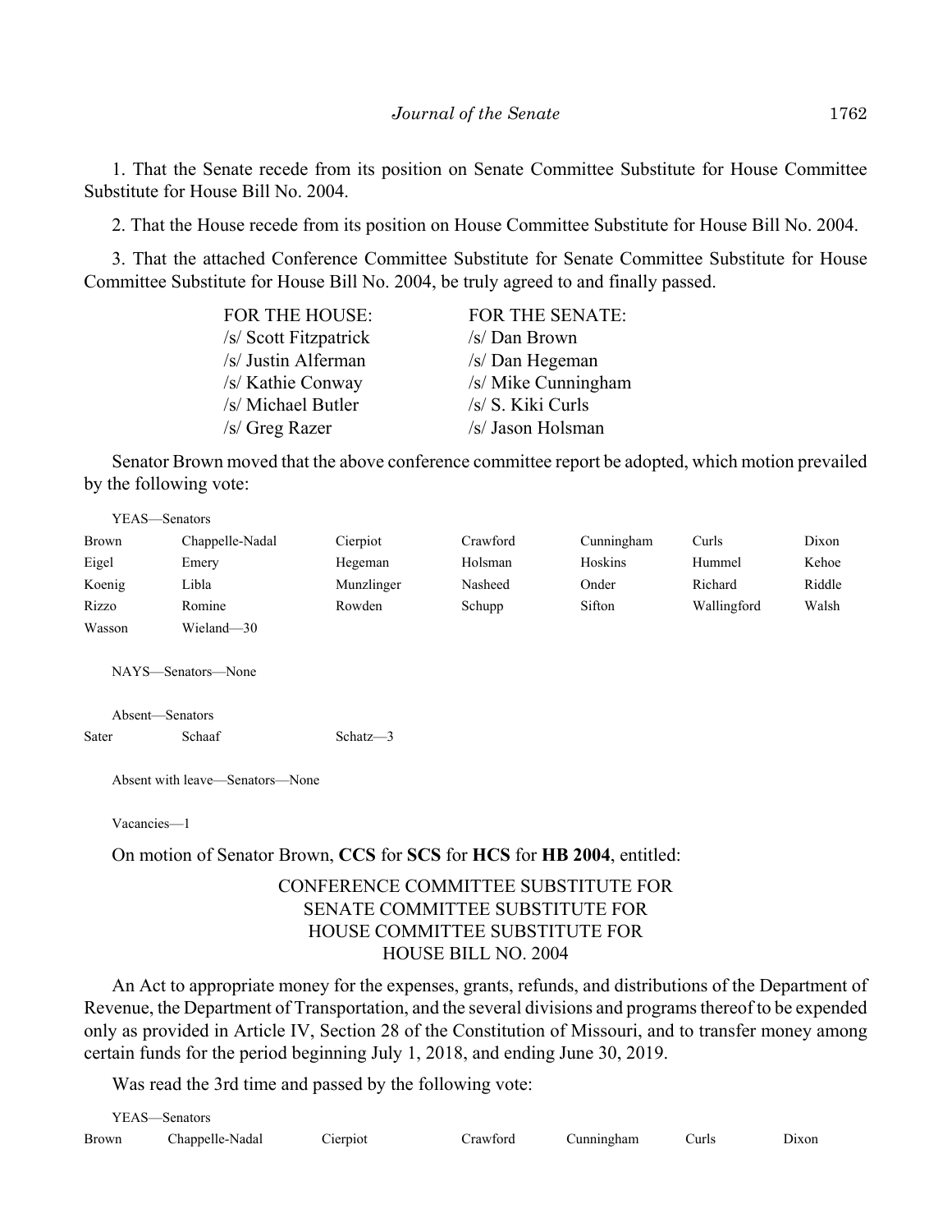1. That the Senate recede from its position on Senate Committee Substitute for House Committee Substitute for House Bill No. 2004.

2. That the House recede from its position on House Committee Substitute for House Bill No. 2004.

3. That the attached Conference Committee Substitute for Senate Committee Substitute for House Committee Substitute for House Bill No. 2004, be truly agreed to and finally passed.

| FOR THE HOUSE: | FOR THE SENATE: |
|---|---|
| /s/ Scott Fitzpatrick | /s/ Dan Brown |
| /s/ Justin Alferman | /s/ Dan Hegeman |
| /s/ Kathie Conway | /s/ Mike Cunningham |
| /s/ Michael Butler | /s/ S. Kiki Curls |
| /s/ Greg Razer | /s/ Jason Holsman |

Senator Brown moved that the above conference committee report be adopted, which motion prevailed by the following vote:

YEAS—Senators

| | | | | | | |
|---|---|---|---|---|---|---|
| Brown | Chappelle-Nadal | Cierpiot | Crawford | Cunningham | Curls | Dixon |
| Eigel | Emery | Hegeman | Holsman | Hoskins | Hummel | Kehoe |
| Koenig | Libla | Munzlinger | Nasheed | Onder | Richard | Riddle |
| Rizzo | Romine | Rowden | Schupp | Sifton | Wallingford | Walsh |
| Wasson | Wieland—30 | | | | | |

NAYS—Senators—None

Absent—Senators

| | | |
|---|---|---|
| Sater | Schaaf | Schatz—3 |

Absent with leave—Senators—None

Vacancies—1

On motion of Senator Brown, **CCS** for **SCS** for **HCS** for **HB 2004**, entitled:

CONFERENCE COMMITTEE SUBSTITUTE FOR
SENATE COMMITTEE SUBSTITUTE FOR
HOUSE COMMITTEE SUBSTITUTE FOR
HOUSE BILL NO. 2004

An Act to appropriate money for the expenses, grants, refunds, and distributions of the Department of Revenue, the Department of Transportation, and the several divisions and programs thereof to be expended only as provided in Article IV, Section 28 of the Constitution of Missouri, and to transfer money among certain funds for the period beginning July 1, 2018, and ending June 30, 2019.

Was read the 3rd time and passed by the following vote:

YEAS—Senators

| | | | | | | |
|---|---|---|---|---|---|---|
| Brown | Chappelle-Nadal | Cierpiot | Crawford | Cunningham | Curls | Dixon |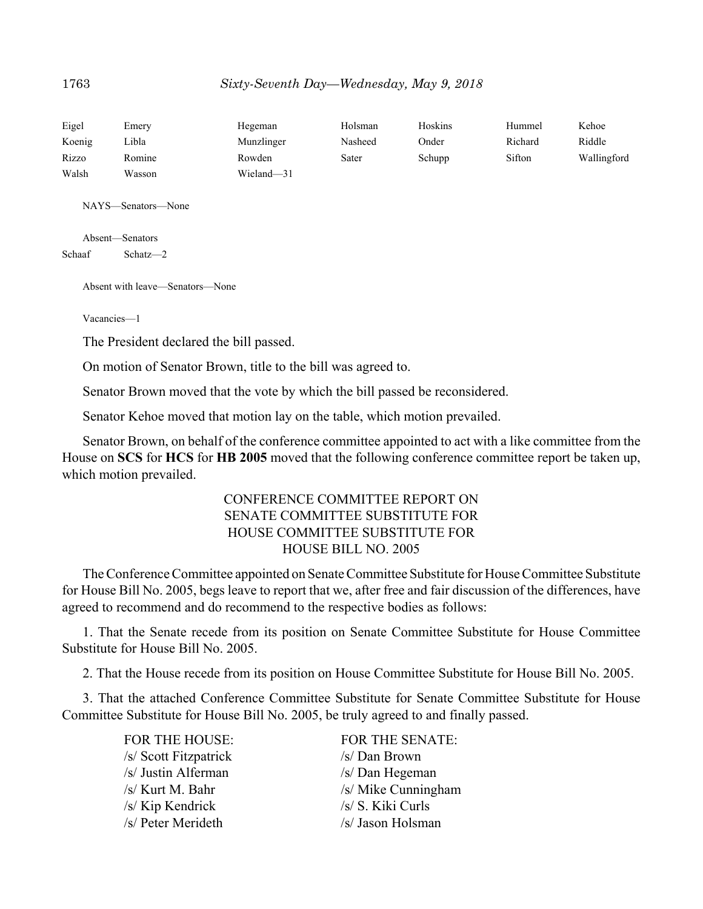| | | | | | | |
|---|---|---|---|---|---|---|
| Eigel | Emery | Hegeman | Holsman | Hoskins | Hummel | Kehoe |
| Koenig | Libla | Munzlinger | Nasheed | Onder | Richard | Riddle |
| Rizzo | Romine | Rowden | Sater | Schupp | Sifton | Wallingford |
| Walsh | Wasson | Wieland—31 | | | | |

NAYS—Senators—None

Absent—Senators
Schaaf Schatz—2

Absent with leave—Senators—None

Vacancies—1

The President declared the bill passed.

On motion of Senator Brown, title to the bill was agreed to.

Senator Brown moved that the vote by which the bill passed be reconsidered.

Senator Kehoe moved that motion lay on the table, which motion prevailed.

Senator Brown, on behalf of the conference committee appointed to act with a like committee from the House on **SCS** for **HCS** for **HB 2005** moved that the following conference committee report be taken up, which motion prevailed.

CONFERENCE COMMITTEE REPORT ON
SENATE COMMITTEE SUBSTITUTE FOR
HOUSE COMMITTEE SUBSTITUTE FOR
HOUSE BILL NO. 2005

The Conference Committee appointed on Senate Committee Substitute for House Committee Substitute for House Bill No. 2005, begs leave to report that we, after free and fair discussion of the differences, have agreed to recommend and do recommend to the respective bodies as follows:

1. That the Senate recede from its position on Senate Committee Substitute for House Committee Substitute for House Bill No. 2005.

2. That the House recede from its position on House Committee Substitute for House Bill No. 2005.

3. That the attached Conference Committee Substitute for Senate Committee Substitute for House Committee Substitute for House Bill No. 2005, be truly agreed to and finally passed.

| FOR THE HOUSE: | FOR THE SENATE: |
|---|---|
| /s/ Scott Fitzpatrick | /s/ Dan Brown |
| /s/ Justin Alferman | /s/ Dan Hegeman |
| /s/ Kurt M. Bahr | /s/ Mike Cunningham |
| /s/ Kip Kendrick | /s/ S. Kiki Curls |
| /s/ Peter Merideth | /s/ Jason Holsman |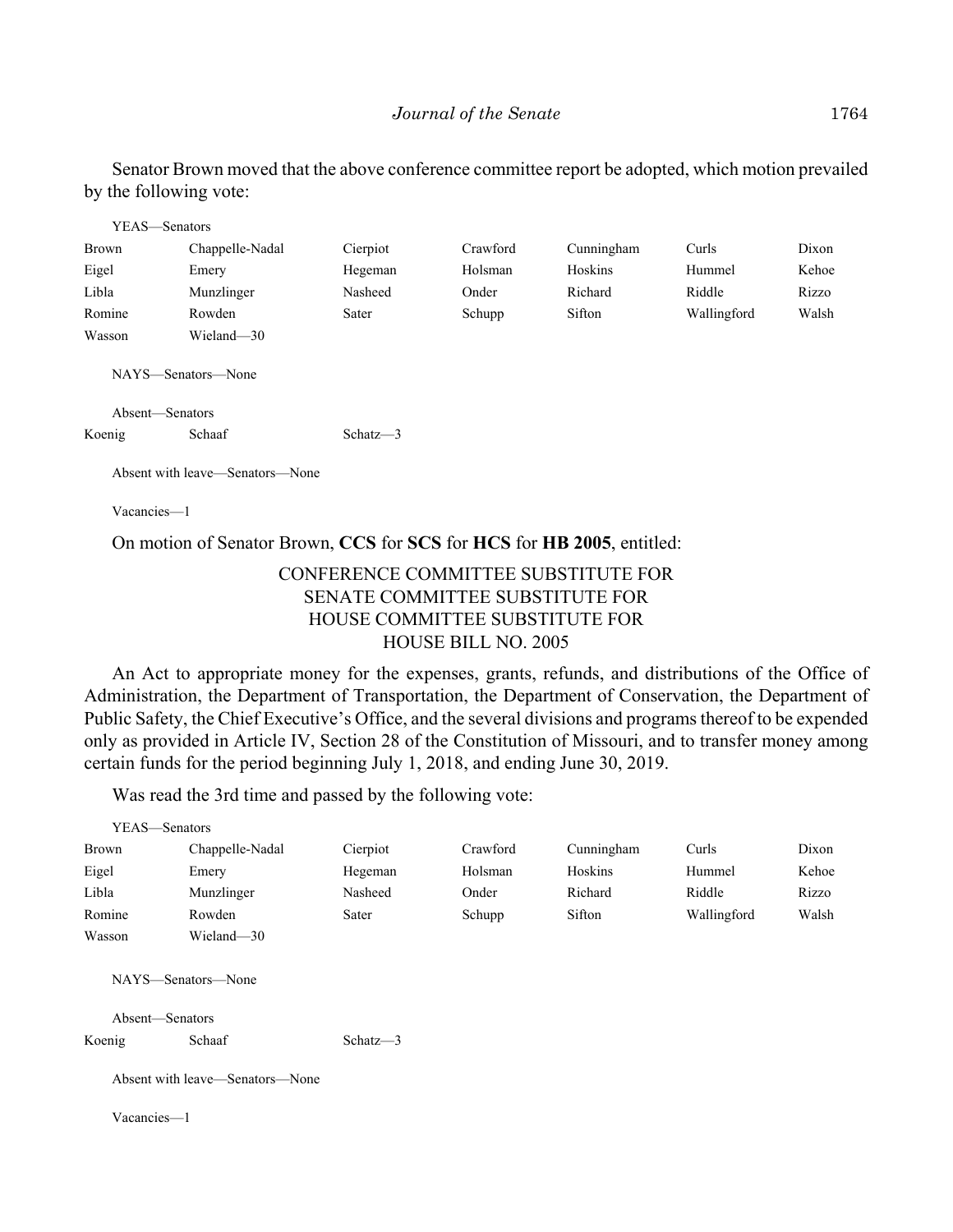Senator Brown moved that the above conference committee report be adopted, which motion prevailed by the following vote:

YEAS—Senators

| | | | | | | |
|---|---|---|---|---|---|---|
| Brown | Chappelle-Nadal | Cierpiot | Crawford | Cunningham | Curls | Dixon |
| Eigel | Emery | Hegeman | Holsman | Hoskins | Hummel | Kehoe |
| Libla | Munzlinger | Nasheed | Onder | Richard | Riddle | Rizzo |
| Romine | Rowden | Sater | Schupp | Sifton | Wallingford | Walsh |
| Wasson | Wieland—30 | | | | | |

NAYS—Senators—None

Absent—Senators

| | | |
|---|---|---|
| Koenig | Schaaf | Schatz—3 |

Absent with leave—Senators—None

Vacancies—1

On motion of Senator Brown, **CCS** for **SCS** for **HCS** for **HB 2005**, entitled:

CONFERENCE COMMITTEE SUBSTITUTE FOR
SENATE COMMITTEE SUBSTITUTE FOR
HOUSE COMMITTEE SUBSTITUTE FOR
HOUSE BILL NO. 2005

An Act to appropriate money for the expenses, grants, refunds, and distributions of the Office of Administration, the Department of Transportation, the Department of Conservation, the Department of Public Safety, the Chief Executive's Office, and the several divisions and programs thereof to be expended only as provided in Article IV, Section 28 of the Constitution of Missouri, and to transfer money among certain funds for the period beginning July 1, 2018, and ending June 30, 2019.

Was read the 3rd time and passed by the following vote:

YEAS—Senators

| | | | | | | |
|---|---|---|---|---|---|---|
| Brown | Chappelle-Nadal | Cierpiot | Crawford | Cunningham | Curls | Dixon |
| Eigel | Emery | Hegeman | Holsman | Hoskins | Hummel | Kehoe |
| Libla | Munzlinger | Nasheed | Onder | Richard | Riddle | Rizzo |
| Romine | Rowden | Sater | Schupp | Sifton | Wallingford | Walsh |
| Wasson | Wieland—30 | | | | | |

NAYS—Senators—None

Absent—Senators

| | | |
|---|---|---|
| Koenig | Schaaf | Schatz—3 |

Absent with leave—Senators—None

Vacancies—1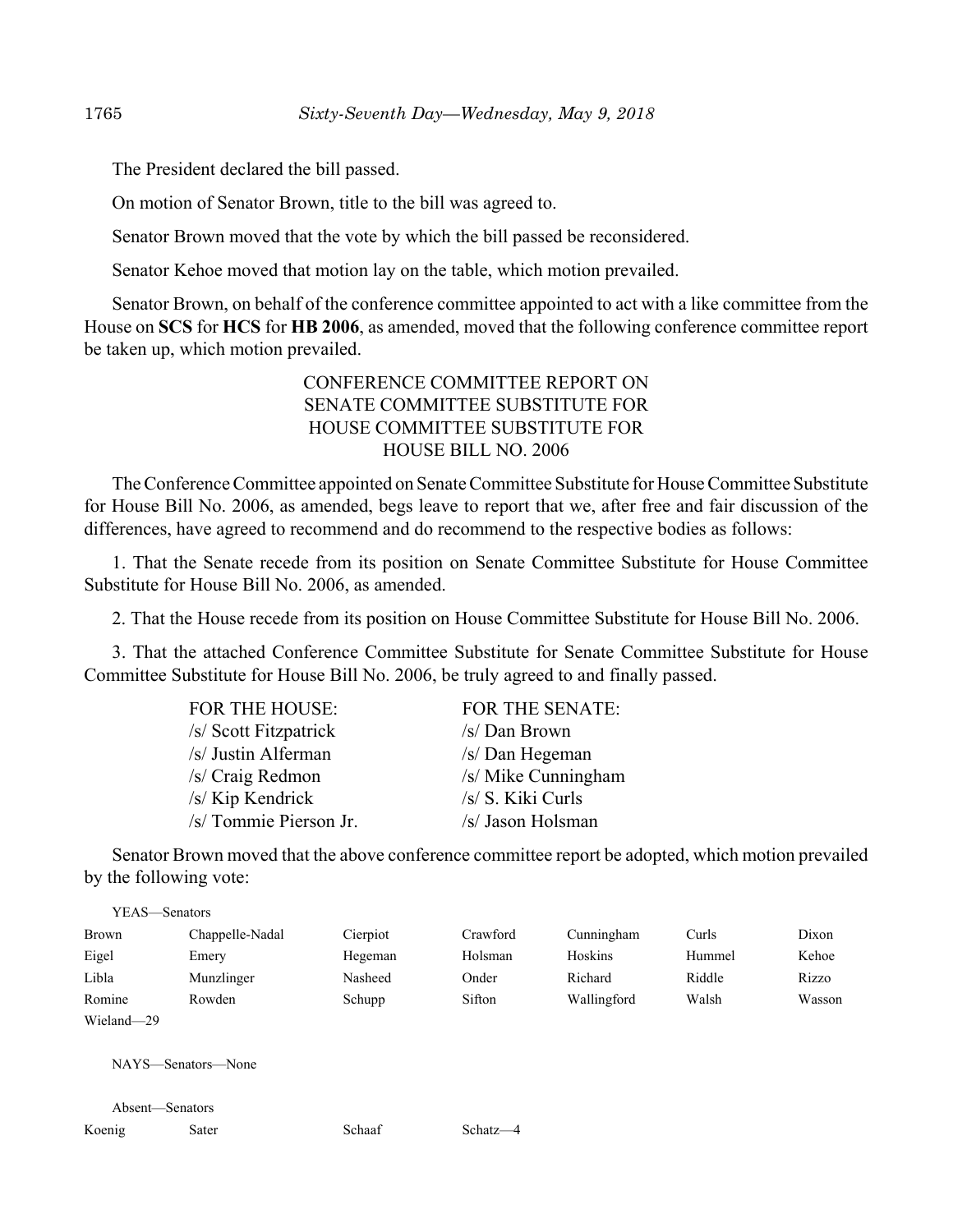The President declared the bill passed.

On motion of Senator Brown, title to the bill was agreed to.

Senator Brown moved that the vote by which the bill passed be reconsidered.

Senator Kehoe moved that motion lay on the table, which motion prevailed.

Senator Brown, on behalf of the conference committee appointed to act with a like committee from the House on **SCS** for **HCS** for **HB 2006**, as amended, moved that the following conference committee report be taken up, which motion prevailed.

CONFERENCE COMMITTEE REPORT ON
SENATE COMMITTEE SUBSTITUTE FOR
HOUSE COMMITTEE SUBSTITUTE FOR
HOUSE BILL NO. 2006

The Conference Committee appointed on Senate Committee Substitute for House Committee Substitute for House Bill No. 2006, as amended, begs leave to report that we, after free and fair discussion of the differences, have agreed to recommend and do recommend to the respective bodies as follows:

1. That the Senate recede from its position on Senate Committee Substitute for House Committee Substitute for House Bill No. 2006, as amended.

2. That the House recede from its position on House Committee Substitute for House Bill No. 2006.

3. That the attached Conference Committee Substitute for Senate Committee Substitute for House Committee Substitute for House Bill No. 2006, be truly agreed to and finally passed.

| FOR THE HOUSE: | FOR THE SENATE: |
|---|---|
| /s/ Scott Fitzpatrick | /s/ Dan Brown |
| /s/ Justin Alferman | /s/ Dan Hegeman |
| /s/ Craig Redmon | /s/ Mike Cunningham |
| /s/ Kip Kendrick | /s/ S. Kiki Curls |
| /s/ Tommie Pierson Jr. | /s/ Jason Holsman |

Senator Brown moved that the above conference committee report be adopted, which motion prevailed by the following vote:

YEAS—Senators

| | | | | | | |
|---|---|---|---|---|---|---|
| Brown | Chappelle-Nadal | Cierpiot | Crawford | Cunningham | Curls | Dixon |
| Eigel | Emery | Hegeman | Holsman | Hoskins | Hummel | Kehoe |
| Libla | Munzlinger | Nasheed | Onder | Richard | Riddle | Rizzo |
| Romine | Rowden | Schupp | Sifton | Wallingford | Walsh | Wasson |
| Wieland—29 | | | | | | |

NAYS—Senators—None

Absent—Senators

| | | | |
|---|---|---|---|
| Koenig | Sater | Schaaf | Schatz—4 |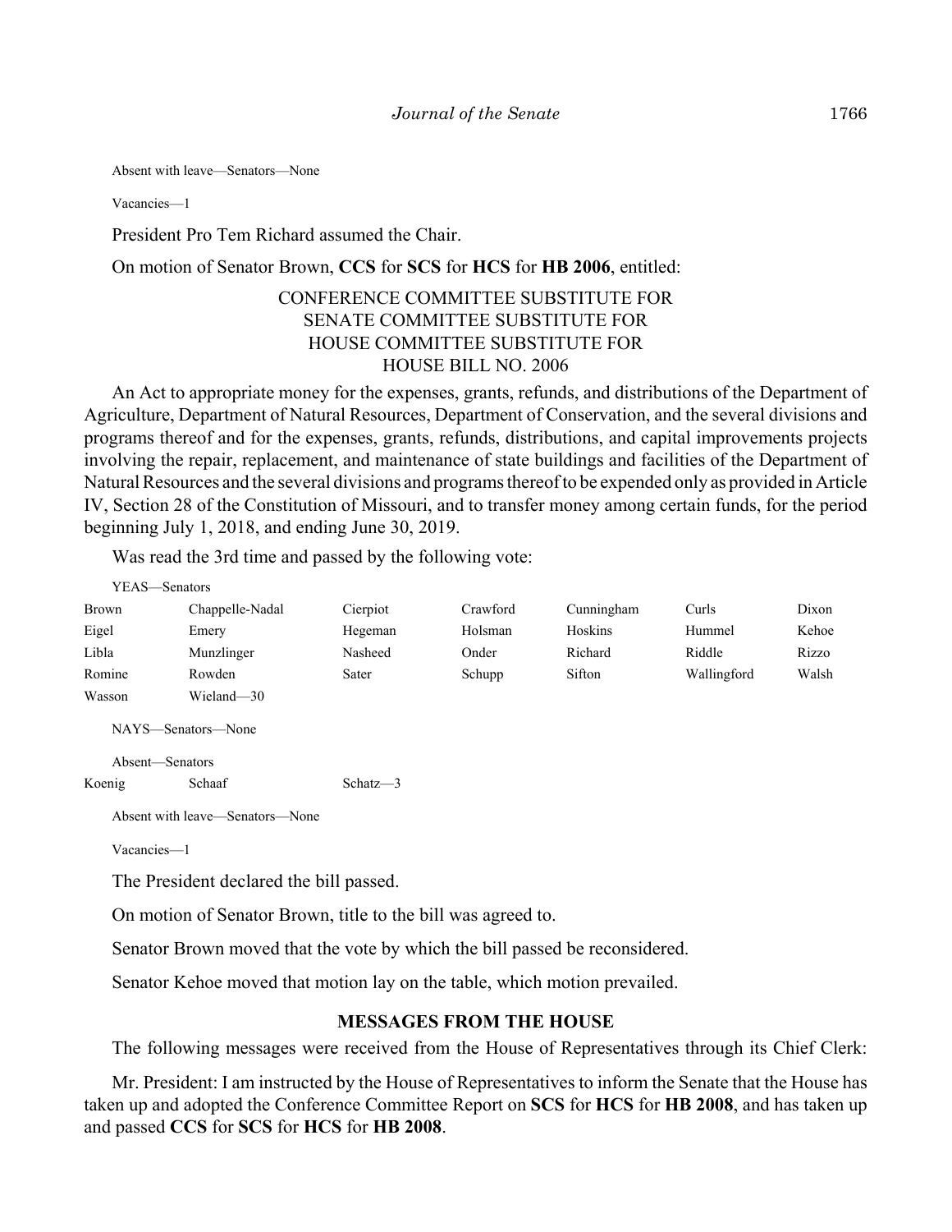Absent with leave—Senators—None

Vacancies—1

President Pro Tem Richard assumed the Chair.

On motion of Senator Brown, **CCS** for **SCS** for **HCS** for **HB 2006**, entitled:

CONFERENCE COMMITTEE SUBSTITUTE FOR
SENATE COMMITTEE SUBSTITUTE FOR
HOUSE COMMITTEE SUBSTITUTE FOR
HOUSE BILL NO. 2006

An Act to appropriate money for the expenses, grants, refunds, and distributions of the Department of Agriculture, Department of Natural Resources, Department of Conservation, and the several divisions and programs thereof and for the expenses, grants, refunds, distributions, and capital improvements projects involving the repair, replacement, and maintenance of state buildings and facilities of the Department of Natural Resources and the several divisions and programs thereof to be expended only as provided in Article IV, Section 28 of the Constitution of Missouri, and to transfer money among certain funds, for the period beginning July 1, 2018, and ending June 30, 2019.

Was read the 3rd time and passed by the following vote:

YEAS—Senators

| | | | | | | |
|---|---|---|---|---|---|---|
| Brown | Chappelle-Nadal | Cierpiot | Crawford | Cunningham | Curls | Dixon |
| Eigel | Emery | Hegeman | Holsman | Hoskins | Hummel | Kehoe |
| Libla | Munzlinger | Nasheed | Onder | Richard | Riddle | Rizzo |
| Romine | Rowden | Sater | Schupp | Sifton | Wallingford | Walsh |
| Wasson | Wieland—30 | | | | | |

NAYS—Senators—None

Absent—Senators

| | | |
|---|---|---|
| Koenig | Schaaf | Schatz—3 |

Absent with leave—Senators—None

Vacancies—1

The President declared the bill passed.

On motion of Senator Brown, title to the bill was agreed to.

Senator Brown moved that the vote by which the bill passed be reconsidered.

Senator Kehoe moved that motion lay on the table, which motion prevailed.

## MESSAGES FROM THE HOUSE

The following messages were received from the House of Representatives through its Chief Clerk:

Mr. President: I am instructed by the House of Representatives to inform the Senate that the House has taken up and adopted the Conference Committee Report on **SCS** for **HCS** for **HB 2008**, and has taken up and passed **CCS** for **SCS** for **HCS** for **HB 2008**.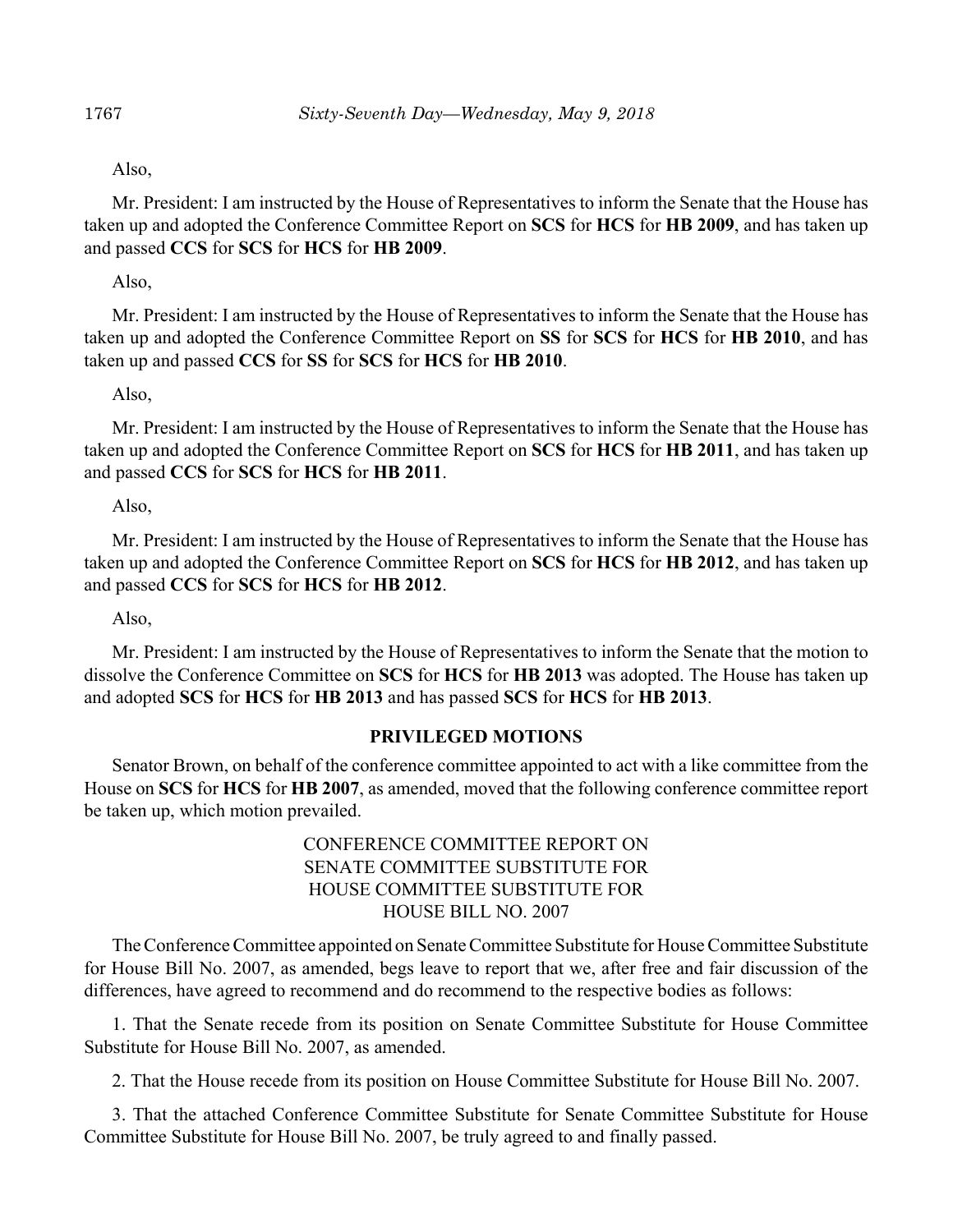Also,

Mr. President: I am instructed by the House of Representatives to inform the Senate that the House has taken up and adopted the Conference Committee Report on **SCS** for **HCS** for **HB 2009**, and has taken up and passed **CCS** for **SCS** for **HCS** for **HB 2009**.

Also,

Mr. President: I am instructed by the House of Representatives to inform the Senate that the House has taken up and adopted the Conference Committee Report on **SS** for **SCS** for **HCS** for **HB 2010**, and has taken up and passed **CCS** for **SS** for **SCS** for **HCS** for **HB 2010**.

Also,

Mr. President: I am instructed by the House of Representatives to inform the Senate that the House has taken up and adopted the Conference Committee Report on **SCS** for **HCS** for **HB 2011**, and has taken up and passed **CCS** for **SCS** for **HCS** for **HB 2011**.

Also,

Mr. President: I am instructed by the House of Representatives to inform the Senate that the House has taken up and adopted the Conference Committee Report on **SCS** for **HCS** for **HB 2012**, and has taken up and passed **CCS** for **SCS** for **HCS** for **HB 2012**.

Also,

Mr. President: I am instructed by the House of Representatives to inform the Senate that the motion to dissolve the Conference Committee on **SCS** for **HCS** for **HB 2013** was adopted. The House has taken up and adopted **SCS** for **HCS** for **HB 2013** and has passed **SCS** for **HCS** for **HB 2013**.

## PRIVILEGED MOTIONS

Senator Brown, on behalf of the conference committee appointed to act with a like committee from the House on **SCS** for **HCS** for **HB 2007**, as amended, moved that the following conference committee report be taken up, which motion prevailed.

CONFERENCE COMMITTEE REPORT ON
SENATE COMMITTEE SUBSTITUTE FOR
HOUSE COMMITTEE SUBSTITUTE FOR
HOUSE BILL NO. 2007

The Conference Committee appointed on Senate Committee Substitute for House Committee Substitute for House Bill No. 2007, as amended, begs leave to report that we, after free and fair discussion of the differences, have agreed to recommend and do recommend to the respective bodies as follows:

1. That the Senate recede from its position on Senate Committee Substitute for House Committee Substitute for House Bill No. 2007, as amended.

2. That the House recede from its position on House Committee Substitute for House Bill No. 2007.

3. That the attached Conference Committee Substitute for Senate Committee Substitute for House Committee Substitute for House Bill No. 2007, be truly agreed to and finally passed.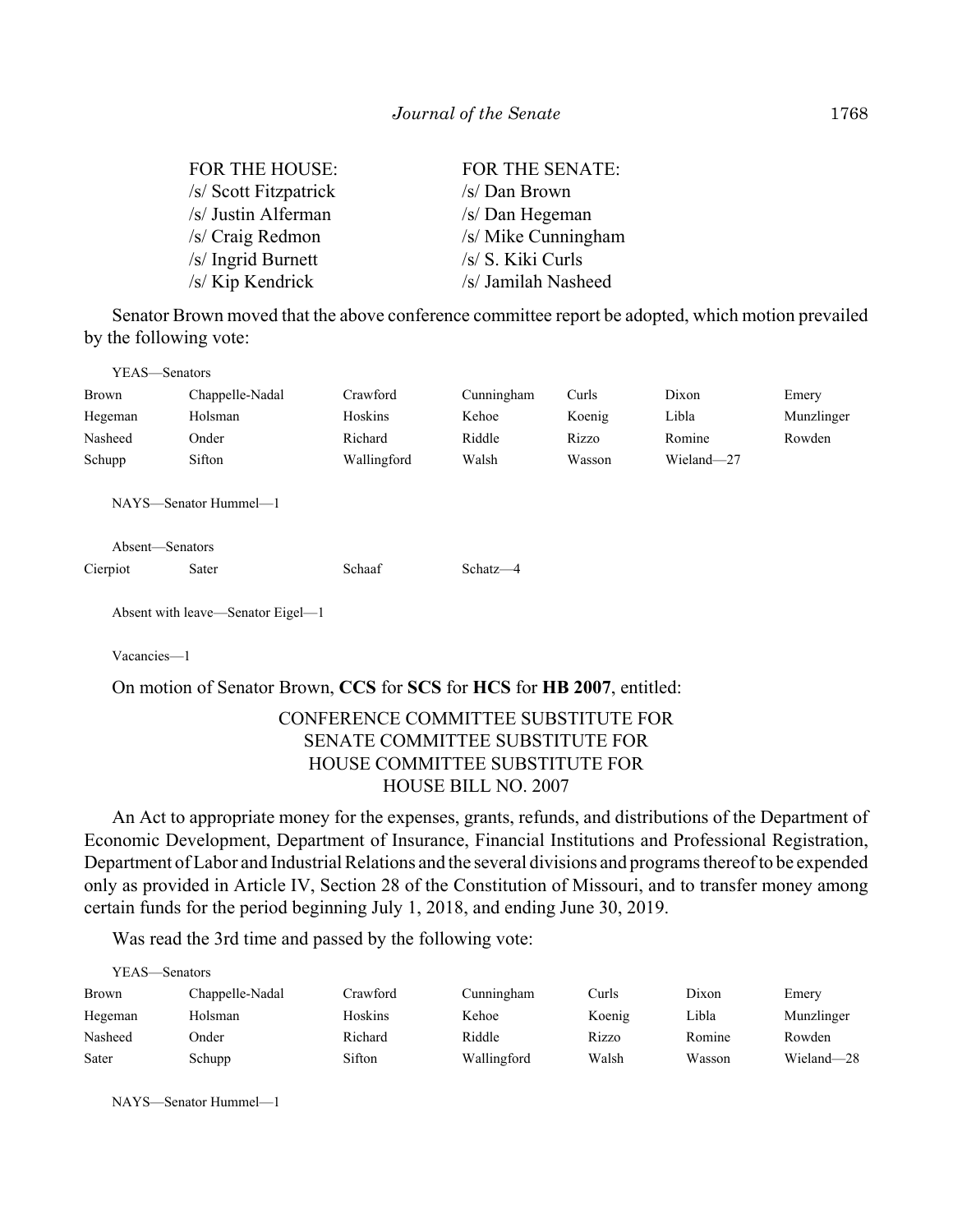| FOR THE HOUSE: | FOR THE SENATE: |
|---|---|
| /s/ Scott Fitzpatrick | /s/ Dan Brown |
| /s/ Justin Alferman | /s/ Dan Hegeman |
| /s/ Craig Redmon | /s/ Mike Cunningham |
| /s/ Ingrid Burnett | /s/ S. Kiki Curls |
| /s/ Kip Kendrick | /s/ Jamilah Nasheed |

Senator Brown moved that the above conference committee report be adopted, which motion prevailed by the following vote:

YEAS—Senators

| | | | | | | |
|---|---|---|---|---|---|---|
| Brown | Chappelle-Nadal | Crawford | Cunningham | Curls | Dixon | Emery |
| Hegeman | Holsman | Hoskins | Kehoe | Koenig | Libla | Munzlinger |
| Nasheed | Onder | Richard | Riddle | Rizzo | Romine | Rowden |
| Schupp | Sifton | Wallingford | Walsh | Wasson | Wieland—27 | |

NAYS—Senator Hummel—1

Absent—Senators

| | | | |
|---|---|---|---|
| Cierpiot | Sater | Schaaf | Schatz—4 |

Absent with leave—Senator Eigel—1

Vacancies—1

On motion of Senator Brown, **CCS** for **SCS** for **HCS** for **HB 2007**, entitled:

CONFERENCE COMMITTEE SUBSTITUTE FOR
SENATE COMMITTEE SUBSTITUTE FOR
HOUSE COMMITTEE SUBSTITUTE FOR
HOUSE BILL NO. 2007

An Act to appropriate money for the expenses, grants, refunds, and distributions of the Department of Economic Development, Department of Insurance, Financial Institutions and Professional Registration, Department of Labor and Industrial Relations and the several divisions and programs thereof to be expended only as provided in Article IV, Section 28 of the Constitution of Missouri, and to transfer money among certain funds for the period beginning July 1, 2018, and ending June 30, 2019.

Was read the 3rd time and passed by the following vote:

YEAS—Senators

| | | | | | | |
|---|---|---|---|---|---|---|
| Brown | Chappelle-Nadal | Crawford | Cunningham | Curls | Dixon | Emery |
| Hegeman | Holsman | Hoskins | Kehoe | Koenig | Libla | Munzlinger |
| Nasheed | Onder | Richard | Riddle | Rizzo | Romine | Rowden |
| Sater | Schupp | Sifton | Wallingford | Walsh | Wasson | Wieland—28 |

NAYS—Senator Hummel—1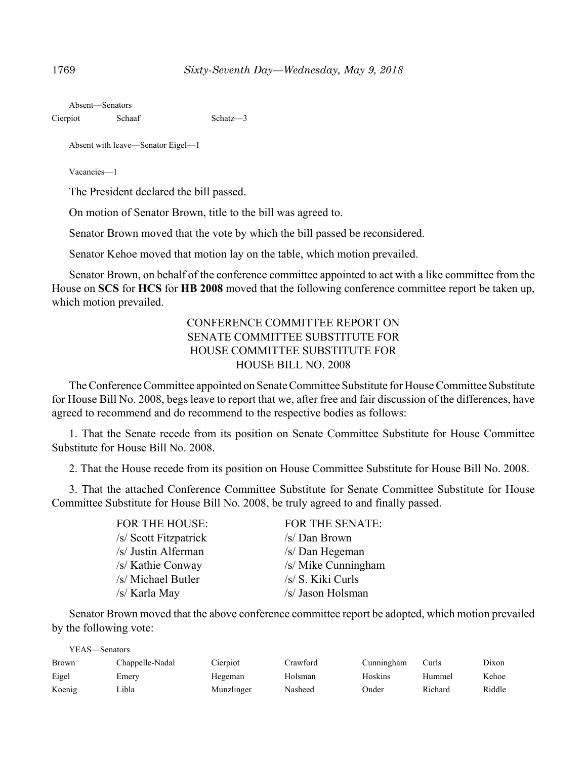Absent—Senators

| | | |
|---|---|---|
| Cierpiot | Schaaf | Schatz—3 |

Absent with leave—Senator Eigel—1

Vacancies—1

The President declared the bill passed.

On motion of Senator Brown, title to the bill was agreed to.

Senator Brown moved that the vote by which the bill passed be reconsidered.

Senator Kehoe moved that motion lay on the table, which motion prevailed.

Senator Brown, on behalf of the conference committee appointed to act with a like committee from the House on **SCS** for **HCS** for **HB 2008** moved that the following conference committee report be taken up, which motion prevailed.

CONFERENCE COMMITTEE REPORT ON
SENATE COMMITTEE SUBSTITUTE FOR
HOUSE COMMITTEE SUBSTITUTE FOR
HOUSE BILL NO. 2008

The Conference Committee appointed on Senate Committee Substitute for House Committee Substitute for House Bill No. 2008, begs leave to report that we, after free and fair discussion of the differences, have agreed to recommend and do recommend to the respective bodies as follows:

1. That the Senate recede from its position on Senate Committee Substitute for House Committee Substitute for House Bill No. 2008.

2. That the House recede from its position on House Committee Substitute for House Bill No. 2008.

3. That the attached Conference Committee Substitute for Senate Committee Substitute for House Committee Substitute for House Bill No. 2008, be truly agreed to and finally passed.

| FOR THE HOUSE: | FOR THE SENATE: |
|---|---|
| /s/ Scott Fitzpatrick | /s/ Dan Brown |
| /s/ Justin Alferman | /s/ Dan Hegeman |
| /s/ Kathie Conway | /s/ Mike Cunningham |
| /s/ Michael Butler | /s/ S. Kiki Curls |
| /s/ Karla May | /s/ Jason Holsman |

Senator Brown moved that the above conference committee report be adopted, which motion prevailed by the following vote:

YEAS—Senators

| | | | | | | |
|---|---|---|---|---|---|---|
| Brown | Chappelle-Nadal | Cierpiot | Crawford | Cunningham | Curls | Dixon |
| Eigel | Emery | Hegeman | Holsman | Hoskins | Hummel | Kehoe |
| Koenig | Libla | Munzlinger | Nasheed | Onder | Richard | Riddle |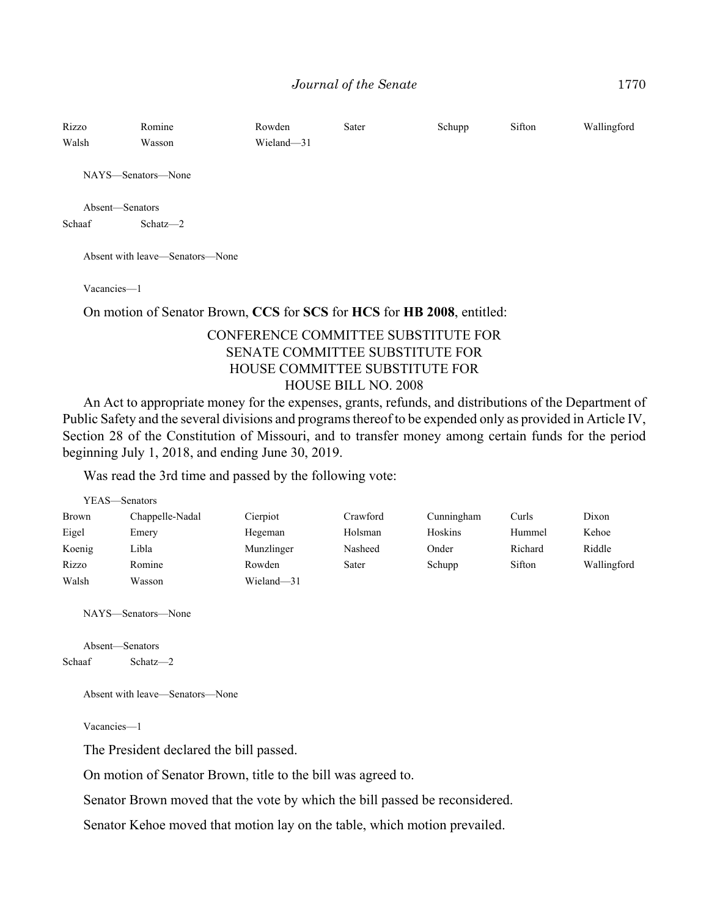Rizzo Romine Rowden Sater Schupp Sifton Wallingford
Walsh Wasson Wieland—31

NAYS—Senators—None

Absent—Senators
Schaaf Schatz—2

Absent with leave—Senators—None

Vacancies—1

On motion of Senator Brown, **CCS** for **SCS** for **HCS** for **HB 2008**, entitled:

CONFERENCE COMMITTEE SUBSTITUTE FOR
SENATE COMMITTEE SUBSTITUTE FOR
HOUSE COMMITTEE SUBSTITUTE FOR
HOUSE BILL NO. 2008

An Act to appropriate money for the expenses, grants, refunds, and distributions of the Department of Public Safety and the several divisions and programs thereof to be expended only as provided in Article IV, Section 28 of the Constitution of Missouri, and to transfer money among certain funds for the period beginning July 1, 2018, and ending June 30, 2019.

Was read the 3rd time and passed by the following vote:

YEAS—Senators
Brown Chappelle-Nadal Cierpiot Crawford Cunningham Curls Dixon
Eigel Emery Hegeman Holsman Hoskins Hummel Kehoe
Koenig Libla Munzlinger Nasheed Onder Richard Riddle
Rizzo Romine Rowden Sater Schupp Sifton Wallingford
Walsh Wasson Wieland—31

NAYS—Senators—None

Absent—Senators
Schaaf Schatz—2

Absent with leave—Senators—None

Vacancies—1

The President declared the bill passed.

On motion of Senator Brown, title to the bill was agreed to.

Senator Brown moved that the vote by which the bill passed be reconsidered.

Senator Kehoe moved that motion lay on the table, which motion prevailed.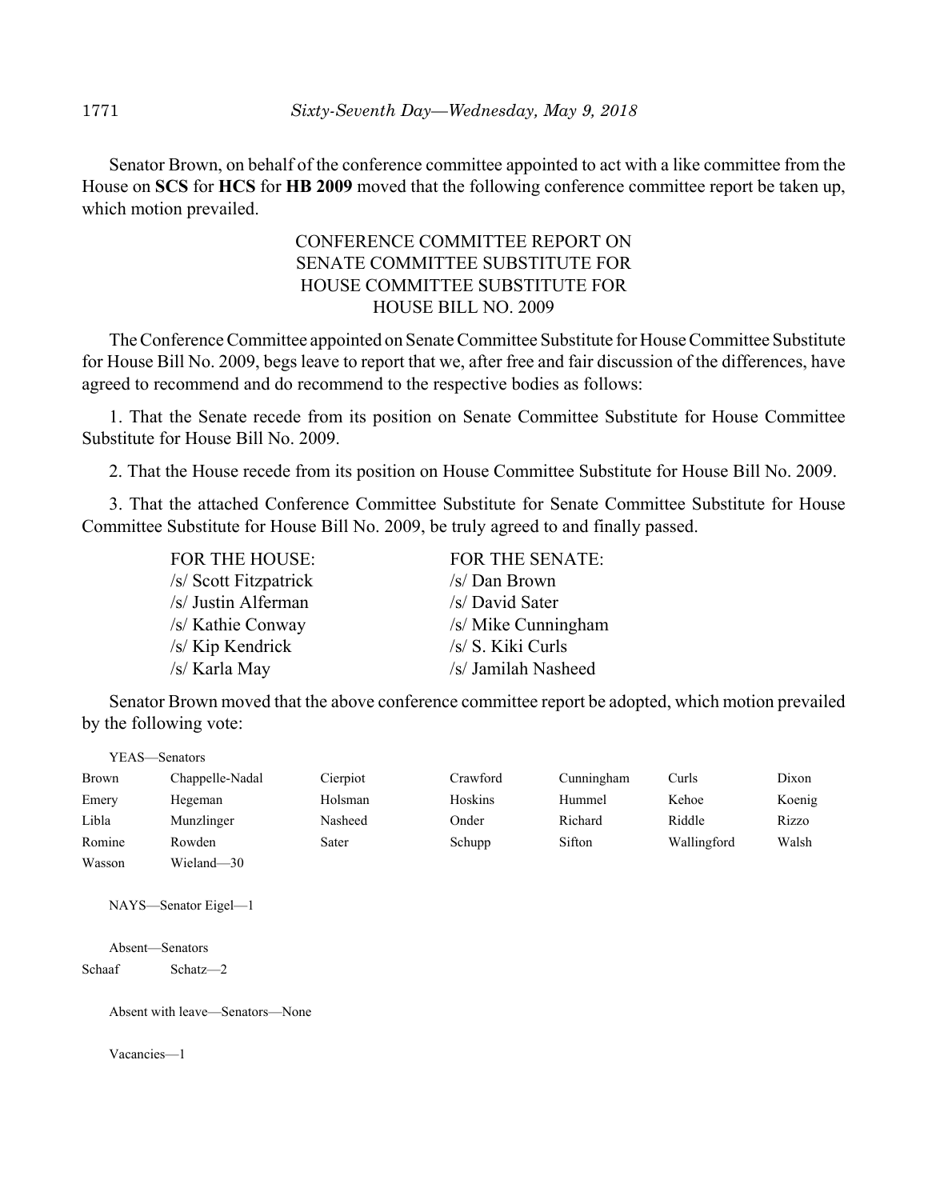Senator Brown, on behalf of the conference committee appointed to act with a like committee from the House on **SCS** for **HCS** for **HB 2009** moved that the following conference committee report be taken up, which motion prevailed.

CONFERENCE COMMITTEE REPORT ON
SENATE COMMITTEE SUBSTITUTE FOR
HOUSE COMMITTEE SUBSTITUTE FOR
HOUSE BILL NO. 2009

The Conference Committee appointed on Senate Committee Substitute for House Committee Substitute for House Bill No. 2009, begs leave to report that we, after free and fair discussion of the differences, have agreed to recommend and do recommend to the respective bodies as follows:

1. That the Senate recede from its position on Senate Committee Substitute for House Committee Substitute for House Bill No. 2009.

2. That the House recede from its position on House Committee Substitute for House Bill No. 2009.

3. That the attached Conference Committee Substitute for Senate Committee Substitute for House Committee Substitute for House Bill No. 2009, be truly agreed to and finally passed.

| FOR THE HOUSE: | FOR THE SENATE: |
|---|---|
| /s/ Scott Fitzpatrick | /s/ Dan Brown |
| /s/ Justin Alferman | /s/ David Sater |
| /s/ Kathie Conway | /s/ Mike Cunningham |
| /s/ Kip Kendrick | /s/ S. Kiki Curls |
| /s/ Karla May | /s/ Jamilah Nasheed |

Senator Brown moved that the above conference committee report be adopted, which motion prevailed by the following vote:

YEAS—Senators

| | | | | | | |
|---|---|---|---|---|---|---|
| Brown | Chappelle-Nadal | Cierpiot | Crawford | Cunningham | Curls | Dixon |
| Emery | Hegeman | Holsman | Hoskins | Hummel | Kehoe | Koenig |
| Libla | Munzlinger | Nasheed | Onder | Richard | Riddle | Rizzo |
| Romine | Rowden | Sater | Schupp | Sifton | Wallingford | Walsh |
| Wasson | Wieland—30 | | | | | |

NAYS—Senator Eigel—1

Absent—Senators

Schaaf Schatz—2

Absent with leave—Senators—None

Vacancies—1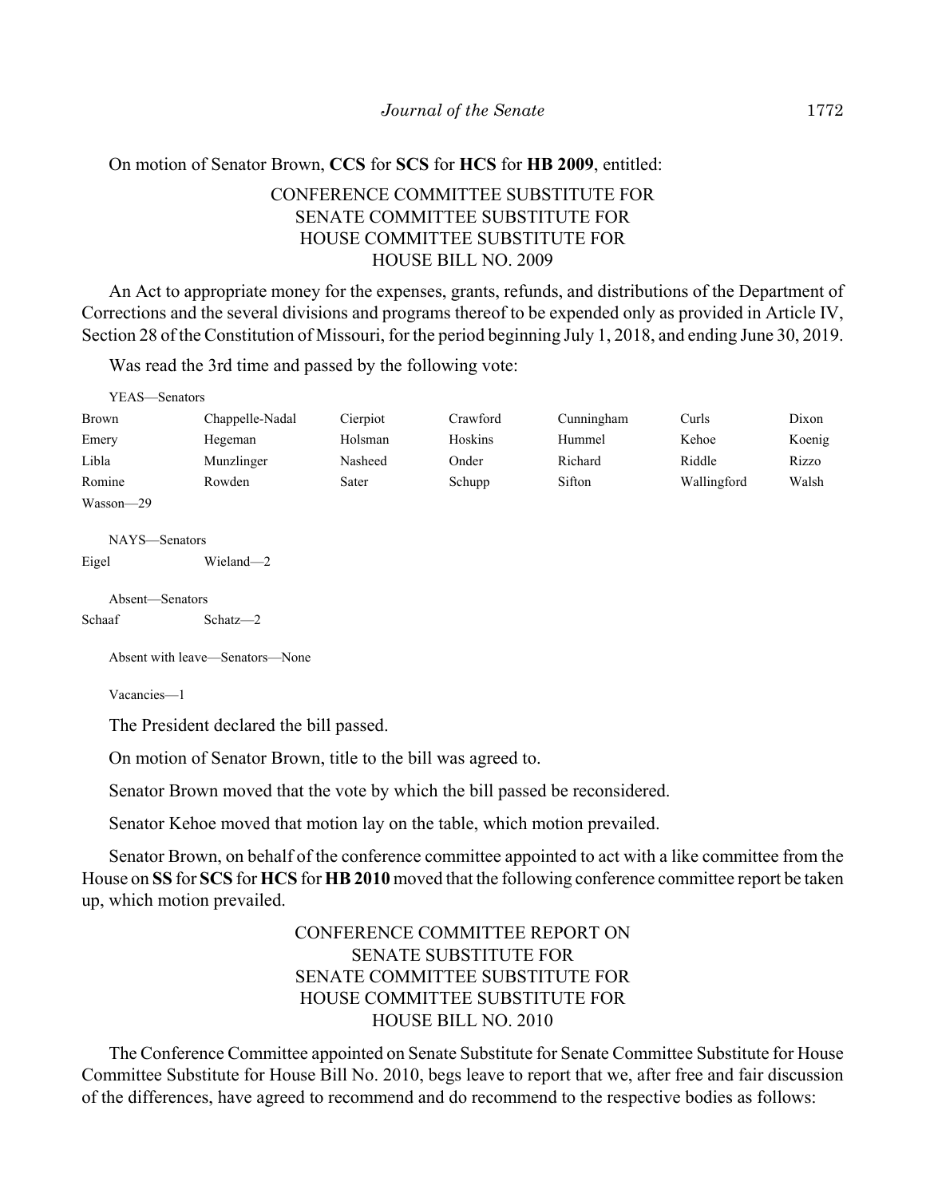On motion of Senator Brown, **CCS** for **SCS** for **HCS** for **HB 2009**, entitled:

CONFERENCE COMMITTEE SUBSTITUTE FOR
SENATE COMMITTEE SUBSTITUTE FOR
HOUSE COMMITTEE SUBSTITUTE FOR
HOUSE BILL NO. 2009

An Act to appropriate money for the expenses, grants, refunds, and distributions of the Department of Corrections and the several divisions and programs thereof to be expended only as provided in Article IV, Section 28 of the Constitution of Missouri, for the period beginning July 1, 2018, and ending June 30, 2019.

Was read the 3rd time and passed by the following vote:

YEAS—Senators

| | | | | | | |
|---|---|---|---|---|---|---|
| Brown | Chappelle-Nadal | Cierpiot | Crawford | Cunningham | Curls | Dixon |
| Emery | Hegeman | Holsman | Hoskins | Hummel | Kehoe | Koenig |
| Libla | Munzlinger | Nasheed | Onder | Richard | Riddle | Rizzo |
| Romine | Rowden | Sater | Schupp | Sifton | Wallingford | Walsh |
| Wasson—29 | | | | | | |

NAYS—Senators

Eigel Wieland—2

Absent—Senators

Schaaf Schatz—2

Absent with leave—Senators—None

Vacancies—1

The President declared the bill passed.

On motion of Senator Brown, title to the bill was agreed to.

Senator Brown moved that the vote by which the bill passed be reconsidered.

Senator Kehoe moved that motion lay on the table, which motion prevailed.

Senator Brown, on behalf of the conference committee appointed to act with a like committee from the House on **SS** for **SCS** for **HCS** for **HB 2010** moved that the following conference committee report be taken up, which motion prevailed.

CONFERENCE COMMITTEE REPORT ON
SENATE SUBSTITUTE FOR
SENATE COMMITTEE SUBSTITUTE FOR
HOUSE COMMITTEE SUBSTITUTE FOR
HOUSE BILL NO. 2010

The Conference Committee appointed on Senate Substitute for Senate Committee Substitute for House Committee Substitute for House Bill No. 2010, begs leave to report that we, after free and fair discussion of the differences, have agreed to recommend and do recommend to the respective bodies as follows: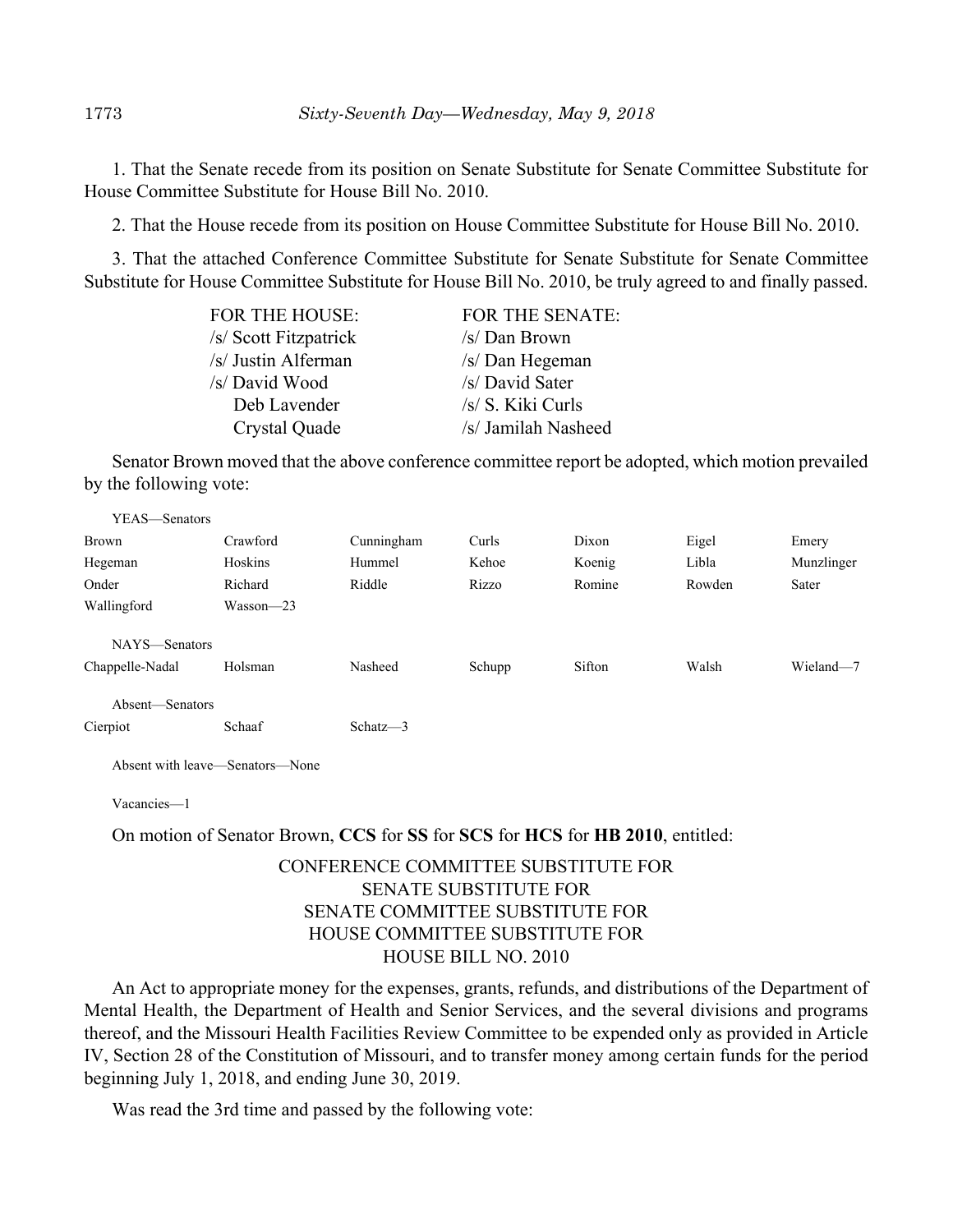1. That the Senate recede from its position on Senate Substitute for Senate Committee Substitute for House Committee Substitute for House Bill No. 2010.

2. That the House recede from its position on House Committee Substitute for House Bill No. 2010.

3. That the attached Conference Committee Substitute for Senate Substitute for Senate Committee Substitute for House Committee Substitute for House Bill No. 2010, be truly agreed to and finally passed.

| FOR THE HOUSE: | FOR THE SENATE: |
|---|---|
| /s/ Scott Fitzpatrick | /s/ Dan Brown |
| /s/ Justin Alferman | /s/ Dan Hegeman |
| /s/ David Wood | /s/ David Sater |
| Deb Lavender | /s/ S. Kiki Curls |
| Crystal Quade | /s/ Jamilah Nasheed |

Senator Brown moved that the above conference committee report be adopted, which motion prevailed by the following vote:

YEAS—Senators

| | | | | | | |
|---|---|---|---|---|---|---|
| Brown | Crawford | Cunningham | Curls | Dixon | Eigel | Emery |
| Hegeman | Hoskins | Hummel | Kehoe | Koenig | Libla | Munzlinger |
| Onder | Richard | Riddle | Rizzo | Romine | Rowden | Sater |
| Wallingford | Wasson—23 | | | | | |

NAYS—Senators

| | | | | | | |
|---|---|---|---|---|---|---|
| Chappelle-Nadal | Holsman | Nasheed | Schupp | Sifton | Walsh | Wieland—7 |

Absent—Senators

| | | |
|---|---|---|
| Cierpiot | Schaaf | Schatz—3 |

Absent with leave—Senators—None

Vacancies—1

On motion of Senator Brown, **CCS** for **SS** for **SCS** for **HCS** for **HB 2010**, entitled:

CONFERENCE COMMITTEE SUBSTITUTE FOR
SENATE SUBSTITUTE FOR
SENATE COMMITTEE SUBSTITUTE FOR
HOUSE COMMITTEE SUBSTITUTE FOR
HOUSE BILL NO. 2010

An Act to appropriate money for the expenses, grants, refunds, and distributions of the Department of Mental Health, the Department of Health and Senior Services, and the several divisions and programs thereof, and the Missouri Health Facilities Review Committee to be expended only as provided in Article IV, Section 28 of the Constitution of Missouri, and to transfer money among certain funds for the period beginning July 1, 2018, and ending June 30, 2019.

Was read the 3rd time and passed by the following vote: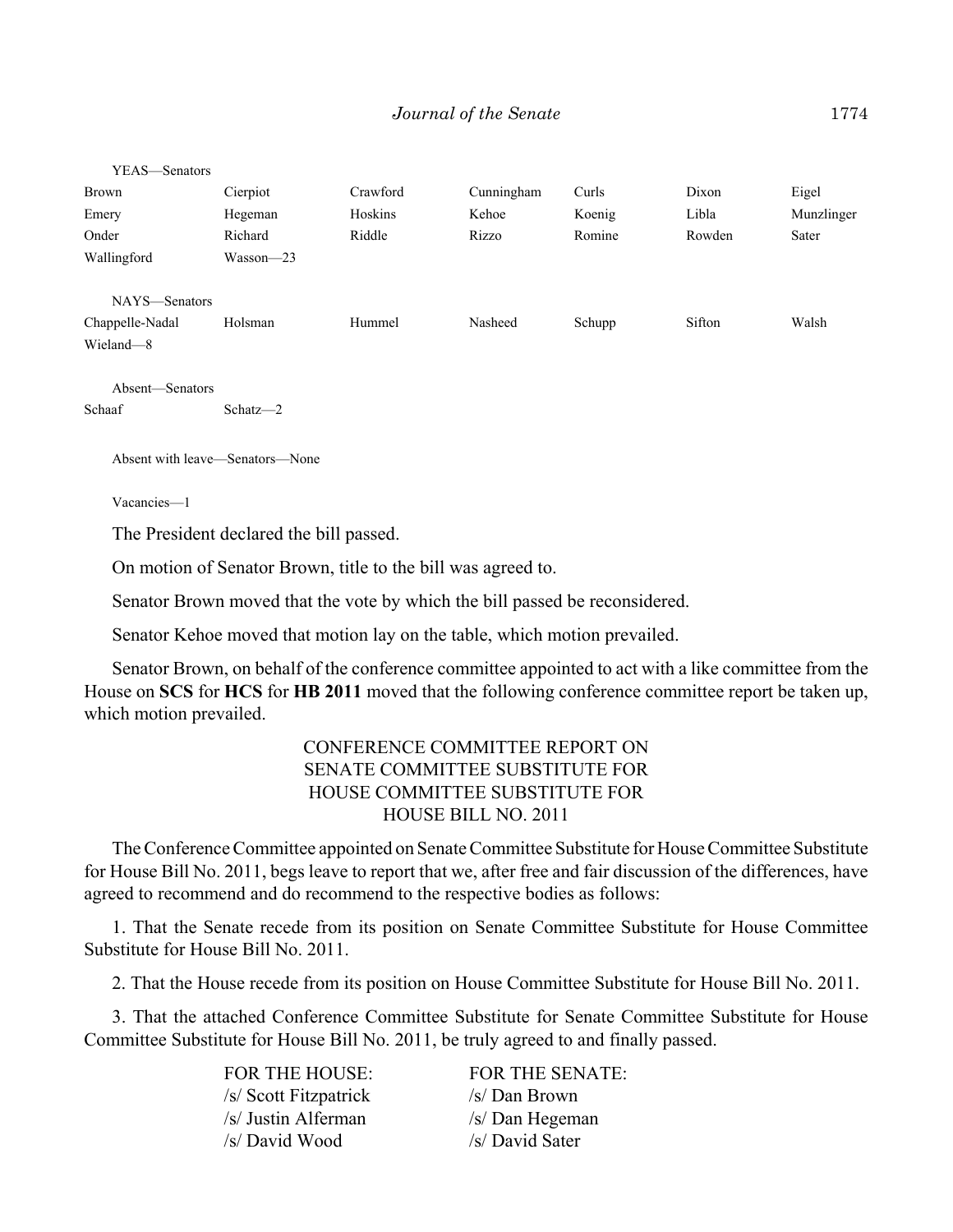YEAS—Senators

| | | | | | | |
|---|---|---|---|---|---|---|
| Brown | Cierpiot | Crawford | Cunningham | Curls | Dixon | Eigel |
| Emery | Hegeman | Hoskins | Kehoe | Koenig | Libla | Munzlinger |
| Onder | Richard | Riddle | Rizzo | Romine | Rowden | Sater |
| Wallingford | Wasson—23 | | | | | |

NAYS—Senators

| | | | | | | |
|---|---|---|---|---|---|---|
| Chappelle-Nadal | Holsman | Hummel | Nasheed | Schupp | Sifton | Walsh |
| Wieland—8 | | | | | | |

Absent—Senators

| | |
|---|---|
| Schaaf | Schatz—2 |

Absent with leave—Senators—None

Vacancies—1

The President declared the bill passed.

On motion of Senator Brown, title to the bill was agreed to.

Senator Brown moved that the vote by which the bill passed be reconsidered.

Senator Kehoe moved that motion lay on the table, which motion prevailed.

Senator Brown, on behalf of the conference committee appointed to act with a like committee from the House on **SCS** for **HCS** for **HB 2011** moved that the following conference committee report be taken up, which motion prevailed.

CONFERENCE COMMITTEE REPORT ON SENATE COMMITTEE SUBSTITUTE FOR HOUSE COMMITTEE SUBSTITUTE FOR HOUSE BILL NO. 2011

The Conference Committee appointed on Senate Committee Substitute for House Committee Substitute for House Bill No. 2011, begs leave to report that we, after free and fair discussion of the differences, have agreed to recommend and do recommend to the respective bodies as follows:

1. That the Senate recede from its position on Senate Committee Substitute for House Committee Substitute for House Bill No. 2011.

2. That the House recede from its position on House Committee Substitute for House Bill No. 2011.

3. That the attached Conference Committee Substitute for Senate Committee Substitute for House Committee Substitute for House Bill No. 2011, be truly agreed to and finally passed.

| FOR THE HOUSE: | FOR THE SENATE: |
|---|---|
| /s/ Scott Fitzpatrick | /s/ Dan Brown |
| /s/ Justin Alferman | /s/ Dan Hegeman |
| /s/ David Wood | /s/ David Sater |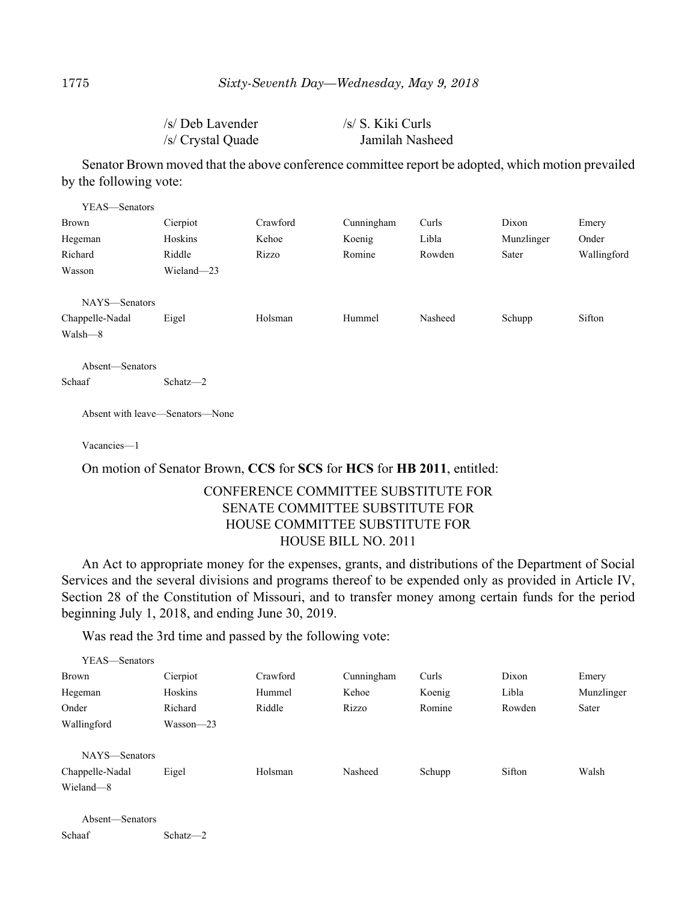/s/ Deb Lavender　　　　/s/ S. Kiki Curls
/s/ Crystal Quade　　　　Jamilah Nasheed

Senator Brown moved that the above conference committee report be adopted, which motion prevailed by the following vote:

YEAS—Senators

| | | | | | | |
|---|---|---|---|---|---|---|
| Brown | Cierpiot | Crawford | Cunningham | Curls | Dixon | Emery |
| Hegeman | Hoskins | Kehoe | Koenig | Libla | Munzlinger | Onder |
| Richard | Riddle | Rizzo | Romine | Rowden | Sater | Wallingford |
| Wasson | Wieland—23 | | | | | |

NAYS—Senators

| | | | | | | |
|---|---|---|---|---|---|---|
| Chappelle-Nadal | Eigel | Holsman | Hummel | Nasheed | Schupp | Sifton |
| Walsh—8 | | | | | | |

Absent—Senators

| | |
|---|---|
| Schaaf | Schatz—2 |

Absent with leave—Senators—None

Vacancies—1

On motion of Senator Brown, **CCS** for **SCS** for **HCS** for **HB 2011**, entitled:

CONFERENCE COMMITTEE SUBSTITUTE FOR
SENATE COMMITTEE SUBSTITUTE FOR
HOUSE COMMITTEE SUBSTITUTE FOR
HOUSE BILL NO. 2011

An Act to appropriate money for the expenses, grants, and distributions of the Department of Social Services and the several divisions and programs thereof to be expended only as provided in Article IV, Section 28 of the Constitution of Missouri, and to transfer money among certain funds for the period beginning July 1, 2018, and ending June 30, 2019.

Was read the 3rd time and passed by the following vote:

YEAS—Senators

| | | | | | | |
|---|---|---|---|---|---|---|
| Brown | Cierpiot | Crawford | Cunningham | Curls | Dixon | Emery |
| Hegeman | Hoskins | Hummel | Kehoe | Koenig | Libla | Munzlinger |
| Onder | Richard | Riddle | Rizzo | Romine | Rowden | Sater |
| Wallingford | Wasson—23 | | | | | |

NAYS—Senators

| | | | | | | |
|---|---|---|---|---|---|---|
| Chappelle-Nadal | Eigel | Holsman | Nasheed | Schupp | Sifton | Walsh |
| Wieland—8 | | | | | | |

Absent—Senators

| | |
|---|---|
| Schaaf | Schatz—2 |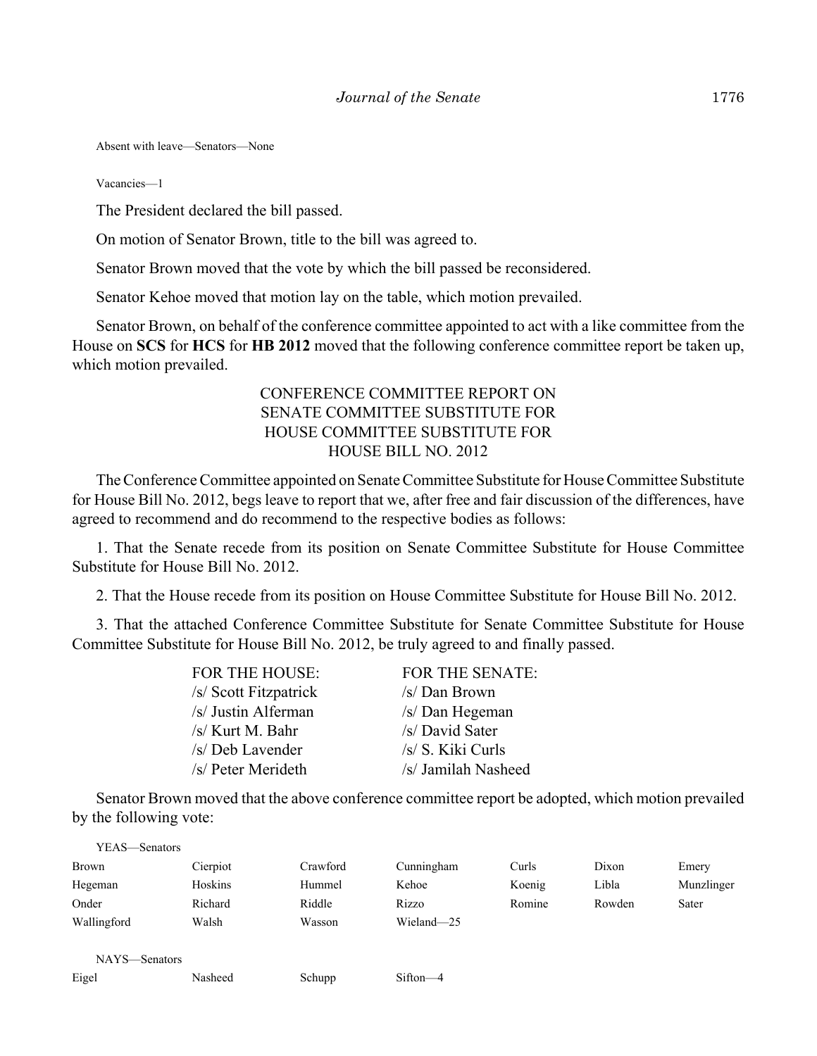Absent with leave—Senators—None

Vacancies—1

The President declared the bill passed.

On motion of Senator Brown, title to the bill was agreed to.

Senator Brown moved that the vote by which the bill passed be reconsidered.

Senator Kehoe moved that motion lay on the table, which motion prevailed.

Senator Brown, on behalf of the conference committee appointed to act with a like committee from the House on **SCS** for **HCS** for **HB 2012** moved that the following conference committee report be taken up, which motion prevailed.

CONFERENCE COMMITTEE REPORT ON
SENATE COMMITTEE SUBSTITUTE FOR
HOUSE COMMITTEE SUBSTITUTE FOR
HOUSE BILL NO. 2012

The Conference Committee appointed on Senate Committee Substitute for House Committee Substitute for House Bill No. 2012, begs leave to report that we, after free and fair discussion of the differences, have agreed to recommend and do recommend to the respective bodies as follows:

1. That the Senate recede from its position on Senate Committee Substitute for House Committee Substitute for House Bill No. 2012.

2. That the House recede from its position on House Committee Substitute for House Bill No. 2012.

3. That the attached Conference Committee Substitute for Senate Committee Substitute for House Committee Substitute for House Bill No. 2012, be truly agreed to and finally passed.

| FOR THE HOUSE: | FOR THE SENATE: |
|---|---|
| /s/ Scott Fitzpatrick | /s/ Dan Brown |
| /s/ Justin Alferman | /s/ Dan Hegeman |
| /s/ Kurt M. Bahr | /s/ David Sater |
| /s/ Deb Lavender | /s/ S. Kiki Curls |
| /s/ Peter Merideth | /s/ Jamilah Nasheed |

Senator Brown moved that the above conference committee report be adopted, which motion prevailed by the following vote:

YEAS—Senators

| | | | | | | |
|---|---|---|---|---|---|---|
| Brown | Cierpiot | Crawford | Cunningham | Curls | Dixon | Emery |
| Hegeman | Hoskins | Hummel | Kehoe | Koenig | Libla | Munzlinger |
| Onder | Richard | Riddle | Rizzo | Romine | Rowden | Sater |
| Wallingford | Walsh | Wasson | Wieland—25 | | | |

NAYS—Senators

| | | | |
|---|---|---|---|
| Eigel | Nasheed | Schupp | Sifton—4 |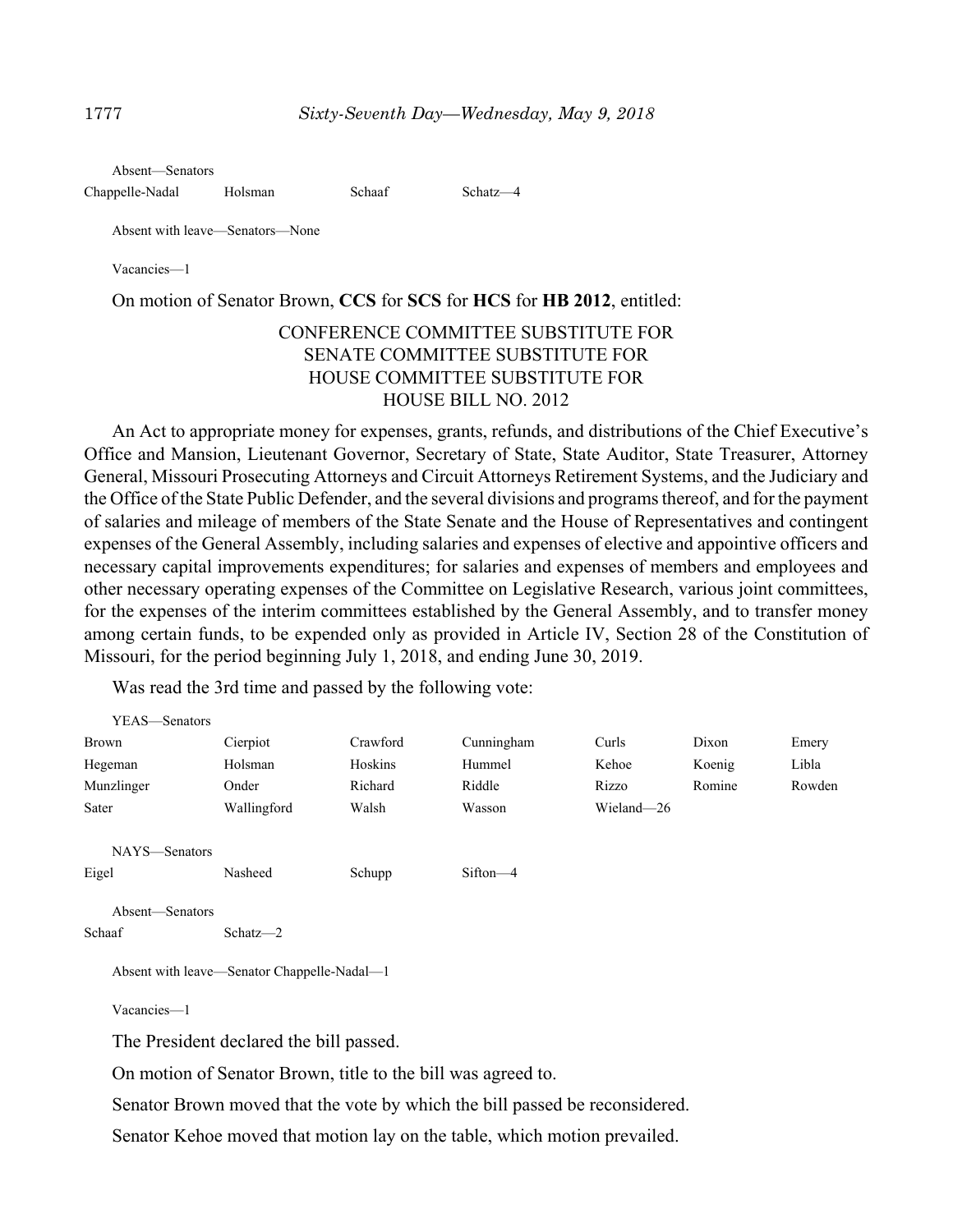Absent—Senators

| | | | |
|---|---|---|---|
| Chappelle-Nadal | Holsman | Schaaf | Schatz—4 |

Absent with leave—Senators—None

Vacancies—1

On motion of Senator Brown, **CCS** for **SCS** for **HCS** for **HB 2012**, entitled:

CONFERENCE COMMITTEE SUBSTITUTE FOR
SENATE COMMITTEE SUBSTITUTE FOR
HOUSE COMMITTEE SUBSTITUTE FOR
HOUSE BILL NO. 2012

An Act to appropriate money for expenses, grants, refunds, and distributions of the Chief Executive's Office and Mansion, Lieutenant Governor, Secretary of State, State Auditor, State Treasurer, Attorney General, Missouri Prosecuting Attorneys and Circuit Attorneys Retirement Systems, and the Judiciary and the Office of the State Public Defender, and the several divisions and programs thereof, and for the payment of salaries and mileage of members of the State Senate and the House of Representatives and contingent expenses of the General Assembly, including salaries and expenses of elective and appointive officers and necessary capital improvements expenditures; for salaries and expenses of members and employees and other necessary operating expenses of the Committee on Legislative Research, various joint committees, for the expenses of the interim committees established by the General Assembly, and to transfer money among certain funds, to be expended only as provided in Article IV, Section 28 of the Constitution of Missouri, for the period beginning July 1, 2018, and ending June 30, 2019.

Was read the 3rd time and passed by the following vote:

YEAS—Senators

| | | | | | | |
|---|---|---|---|---|---|---|
| Brown | Cierpiot | Crawford | Cunningham | Curls | Dixon | Emery |
| Hegeman | Holsman | Hoskins | Hummel | Kehoe | Koenig | Libla |
| Munzlinger | Onder | Richard | Riddle | Rizzo | Romine | Rowden |
| Sater | Wallingford | Walsh | Wasson | Wieland—26 | | |

NAYS—Senators

| | | | |
|---|---|---|---|
| Eigel | Nasheed | Schupp | Sifton—4 |

Absent—Senators

| | |
|---|---|
| Schaaf | Schatz—2 |

Absent with leave—Senator Chappelle-Nadal—1

Vacancies—1

The President declared the bill passed.

On motion of Senator Brown, title to the bill was agreed to.

Senator Brown moved that the vote by which the bill passed be reconsidered.

Senator Kehoe moved that motion lay on the table, which motion prevailed.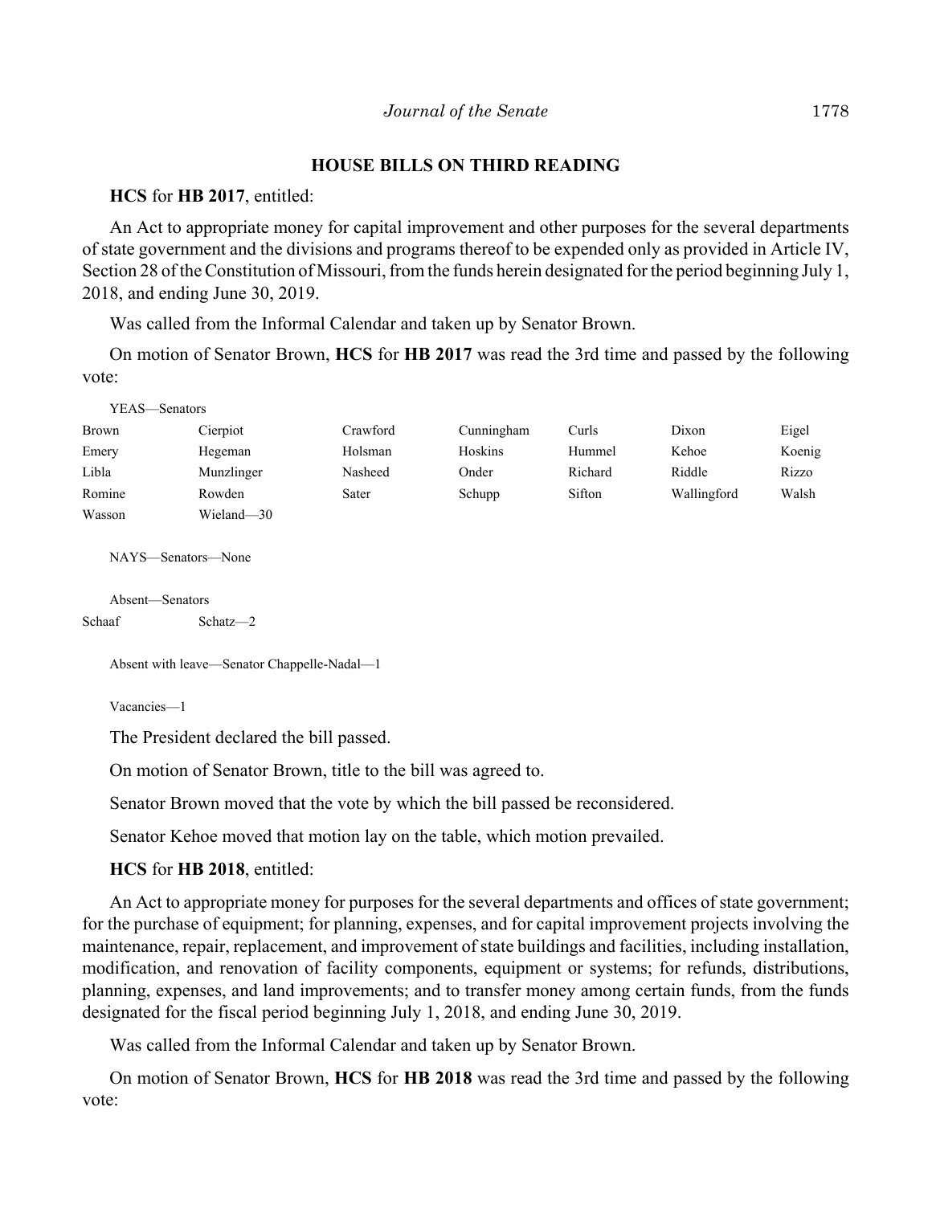## HOUSE BILLS ON THIRD READING

**HCS** for **HB 2017**, entitled:

An Act to appropriate money for capital improvement and other purposes for the several departments of state government and the divisions and programs thereof to be expended only as provided in Article IV, Section 28 of the Constitution of Missouri, from the funds herein designated for the period beginning July 1, 2018, and ending June 30, 2019.

Was called from the Informal Calendar and taken up by Senator Brown.

On motion of Senator Brown, **HCS** for **HB 2017** was read the 3rd time and passed by the following vote:

YEAS—Senators

| | | | | | | |
|---|---|---|---|---|---|---|
| Brown | Cierpiot | Crawford | Cunningham | Curls | Dixon | Eigel |
| Emery | Hegeman | Holsman | Hoskins | Hummel | Kehoe | Koenig |
| Libla | Munzlinger | Nasheed | Onder | Richard | Riddle | Rizzo |
| Romine | Rowden | Sater | Schupp | Sifton | Wallingford | Walsh |
| Wasson | Wieland—30 | | | | | |

NAYS—Senators—None

Absent—Senators

| | |
|---|---|
| Schaaf | Schatz—2 |

Absent with leave—Senator Chappelle-Nadal—1

Vacancies—1

The President declared the bill passed.

On motion of Senator Brown, title to the bill was agreed to.

Senator Brown moved that the vote by which the bill passed be reconsidered.

Senator Kehoe moved that motion lay on the table, which motion prevailed.

**HCS** for **HB 2018**, entitled:

An Act to appropriate money for purposes for the several departments and offices of state government; for the purchase of equipment; for planning, expenses, and for capital improvement projects involving the maintenance, repair, replacement, and improvement of state buildings and facilities, including installation, modification, and renovation of facility components, equipment or systems; for refunds, distributions, planning, expenses, and land improvements; and to transfer money among certain funds, from the funds designated for the fiscal period beginning July 1, 2018, and ending June 30, 2019.

Was called from the Informal Calendar and taken up by Senator Brown.

On motion of Senator Brown, **HCS** for **HB 2018** was read the 3rd time and passed by the following vote: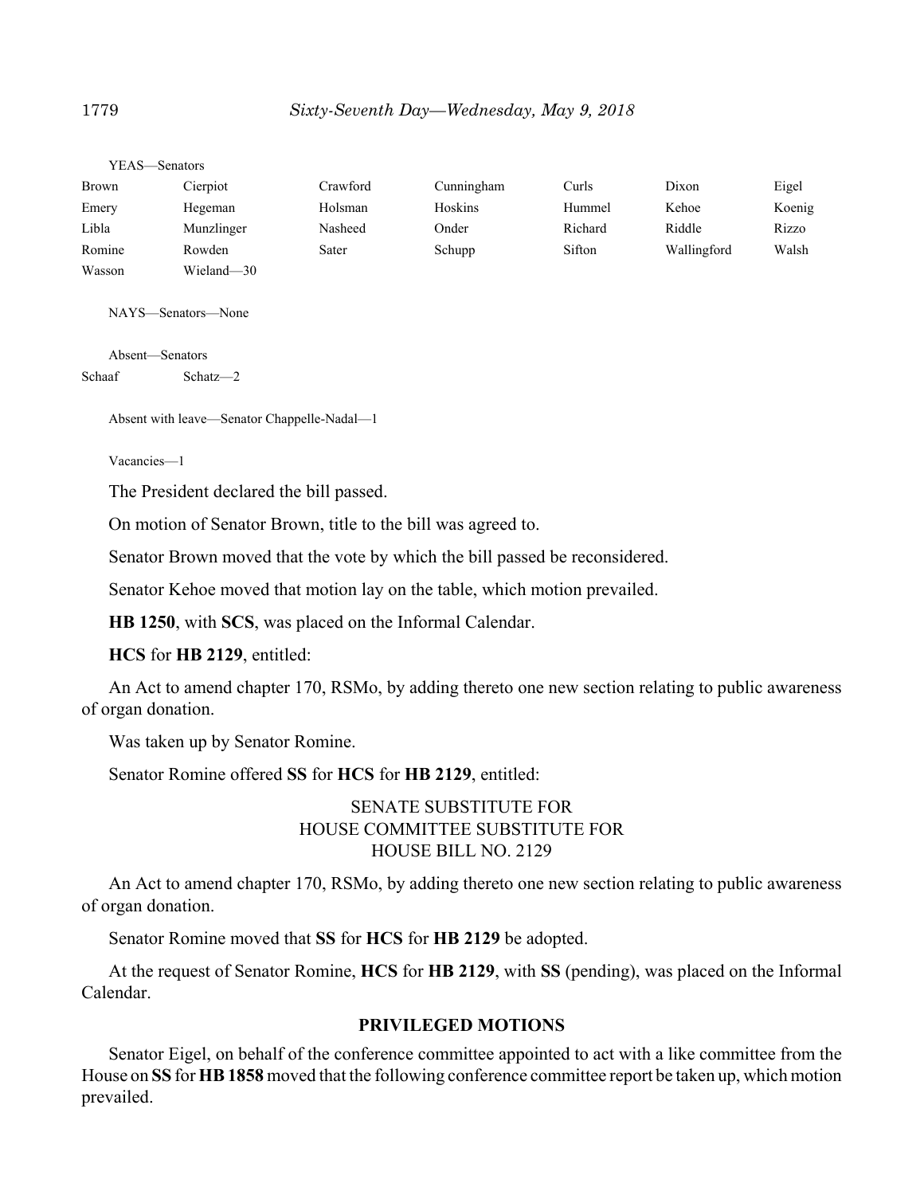YEAS—Senators

| | | | | | | |
|---|---|---|---|---|---|---|
| Brown | Cierpiot | Crawford | Cunningham | Curls | Dixon | Eigel |
| Emery | Hegeman | Holsman | Hoskins | Hummel | Kehoe | Koenig |
| Libla | Munzlinger | Nasheed | Onder | Richard | Riddle | Rizzo |
| Romine | Rowden | Sater | Schupp | Sifton | Wallingford | Walsh |
| Wasson | Wieland—30 | | | | | |

NAYS—Senators—None

Absent—Senators

| | |
|---|---|
| Schaaf | Schatz—2 |

Absent with leave—Senator Chappelle-Nadal—1

Vacancies—1

The President declared the bill passed.

On motion of Senator Brown, title to the bill was agreed to.

Senator Brown moved that the vote by which the bill passed be reconsidered.

Senator Kehoe moved that motion lay on the table, which motion prevailed.

**HB 1250**, with **SCS**, was placed on the Informal Calendar.

**HCS** for **HB 2129**, entitled:

An Act to amend chapter 170, RSMo, by adding thereto one new section relating to public awareness of organ donation.

Was taken up by Senator Romine.

Senator Romine offered **SS** for **HCS** for **HB 2129**, entitled:

SENATE SUBSTITUTE FOR
HOUSE COMMITTEE SUBSTITUTE FOR
HOUSE BILL NO. 2129

An Act to amend chapter 170, RSMo, by adding thereto one new section relating to public awareness of organ donation.

Senator Romine moved that **SS** for **HCS** for **HB 2129** be adopted.

At the request of Senator Romine, **HCS** for **HB 2129**, with **SS** (pending), was placed on the Informal Calendar.

## PRIVILEGED MOTIONS

Senator Eigel, on behalf of the conference committee appointed to act with a like committee from the House on **SS** for **HB 1858** moved that the following conference committee report be taken up, which motion prevailed.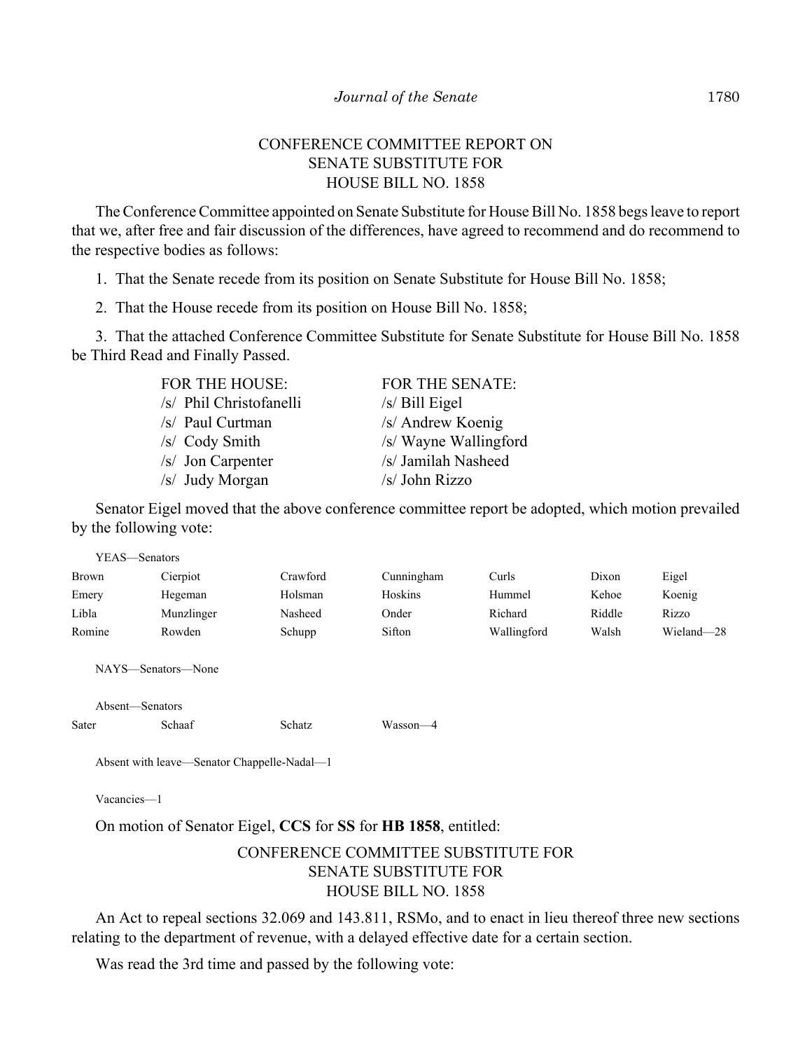CONFERENCE COMMITTEE REPORT ON
SENATE SUBSTITUTE FOR
HOUSE BILL NO. 1858

The Conference Committee appointed on Senate Substitute for House Bill No. 1858 begs leave to report that we, after free and fair discussion of the differences, have agreed to recommend and do recommend to the respective bodies as follows:

1. That the Senate recede from its position on Senate Substitute for House Bill No. 1858;

2. That the House recede from its position on House Bill No. 1858;

3. That the attached Conference Committee Substitute for Senate Substitute for House Bill No. 1858 be Third Read and Finally Passed.

| FOR THE HOUSE: | FOR THE SENATE: |
|---|---|
| /s/ Phil Christofanelli | /s/ Bill Eigel |
| /s/ Paul Curtman | /s/ Andrew Koenig |
| /s/ Cody Smith | /s/ Wayne Wallingford |
| /s/ Jon Carpenter | /s/ Jamilah Nasheed |
| /s/ Judy Morgan | /s/ John Rizzo |

Senator Eigel moved that the above conference committee report be adopted, which motion prevailed by the following vote:

YEAS—Senators

| | | | | | | |
|---|---|---|---|---|---|---|
| Brown | Cierpiot | Crawford | Cunningham | Curls | Dixon | Eigel |
| Emery | Hegeman | Holsman | Hoskins | Hummel | Kehoe | Koenig |
| Libla | Munzlinger | Nasheed | Onder | Richard | Riddle | Rizzo |
| Romine | Rowden | Schupp | Sifton | Wallingford | Walsh | Wieland—28 |

NAYS—Senators—None

Absent—Senators

| | | | |
|---|---|---|---|
| Sater | Schaaf | Schatz | Wasson—4 |

Absent with leave—Senator Chappelle-Nadal—1

Vacancies—1

On motion of Senator Eigel, **CCS** for **SS** for **HB 1858**, entitled:

CONFERENCE COMMITTEE SUBSTITUTE FOR
SENATE SUBSTITUTE FOR
HOUSE BILL NO. 1858

An Act to repeal sections 32.069 and 143.811, RSMo, and to enact in lieu thereof three new sections relating to the department of revenue, with a delayed effective date for a certain section.

Was read the 3rd time and passed by the following vote: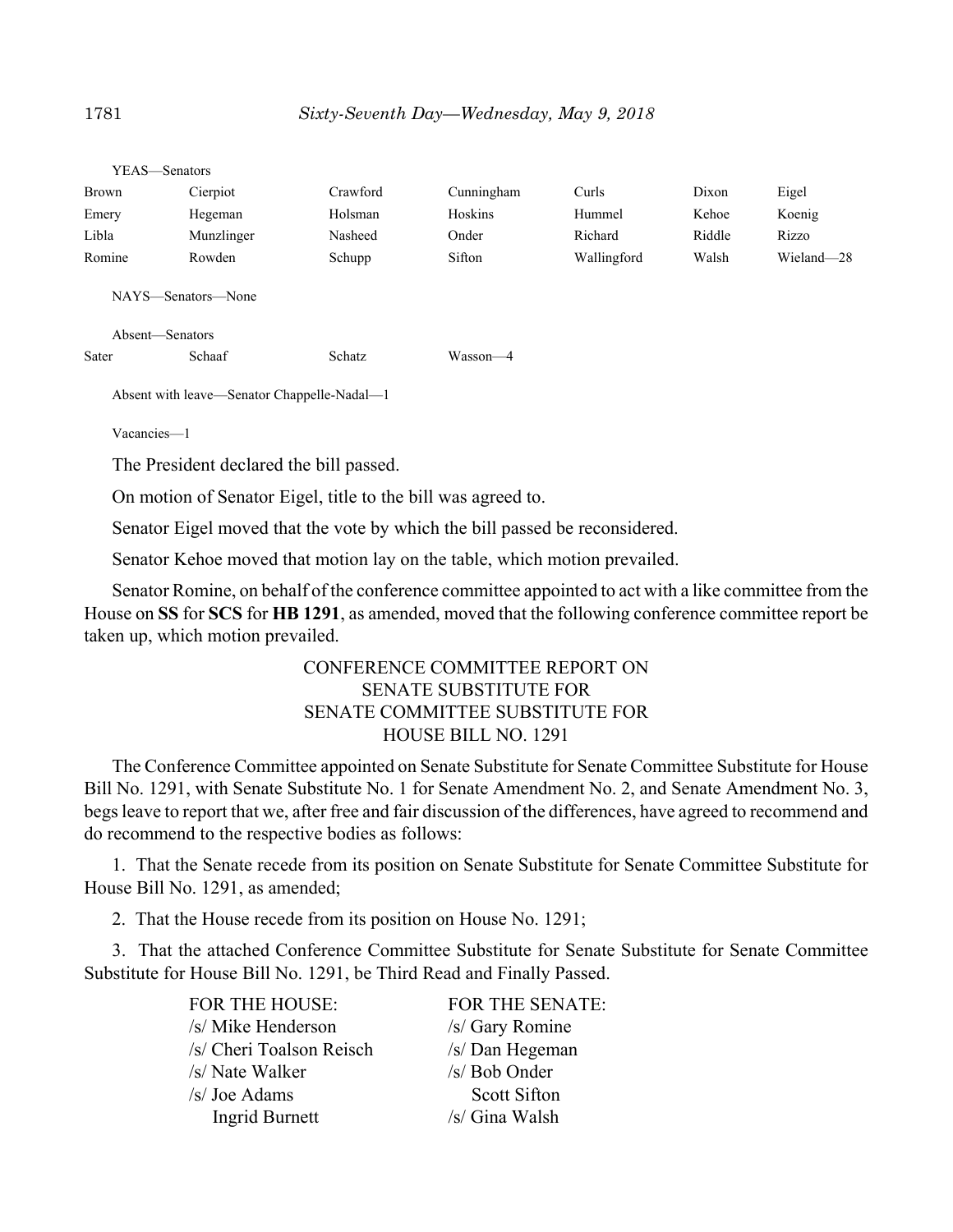YEAS—Senators

| | | | | | | |
|---|---|---|---|---|---|---|
| Brown | Cierpiot | Crawford | Cunningham | Curls | Dixon | Eigel |
| Emery | Hegeman | Holsman | Hoskins | Hummel | Kehoe | Koenig |
| Libla | Munzlinger | Nasheed | Onder | Richard | Riddle | Rizzo |
| Romine | Rowden | Schupp | Sifton | Wallingford | Walsh | Wieland—28 |

NAYS—Senators—None

Absent—Senators

| | | | |
|---|---|---|---|
| Sater | Schaaf | Schatz | Wasson—4 |

Absent with leave—Senator Chappelle-Nadal—1

Vacancies—1

The President declared the bill passed.

On motion of Senator Eigel, title to the bill was agreed to.

Senator Eigel moved that the vote by which the bill passed be reconsidered.

Senator Kehoe moved that motion lay on the table, which motion prevailed.

Senator Romine, on behalf of the conference committee appointed to act with a like committee from the House on **SS** for **SCS** for **HB 1291**, as amended, moved that the following conference committee report be taken up, which motion prevailed.

CONFERENCE COMMITTEE REPORT ON
SENATE SUBSTITUTE FOR
SENATE COMMITTEE SUBSTITUTE FOR
HOUSE BILL NO. 1291

The Conference Committee appointed on Senate Substitute for Senate Committee Substitute for House Bill No. 1291, with Senate Substitute No. 1 for Senate Amendment No. 2, and Senate Amendment No. 3, begs leave to report that we, after free and fair discussion of the differences, have agreed to recommend and do recommend to the respective bodies as follows:

1. That the Senate recede from its position on Senate Substitute for Senate Committee Substitute for House Bill No. 1291, as amended;

2. That the House recede from its position on House No. 1291;

3. That the attached Conference Committee Substitute for Senate Substitute for Senate Committee Substitute for House Bill No. 1291, be Third Read and Finally Passed.

| FOR THE HOUSE: | FOR THE SENATE: |
|---|---|
| /s/ Mike Henderson | /s/ Gary Romine |
| /s/ Cheri Toalson Reisch | /s/ Dan Hegeman |
| /s/ Nate Walker | /s/ Bob Onder |
| /s/ Joe Adams | Scott Sifton |
| Ingrid Burnett | /s/ Gina Walsh |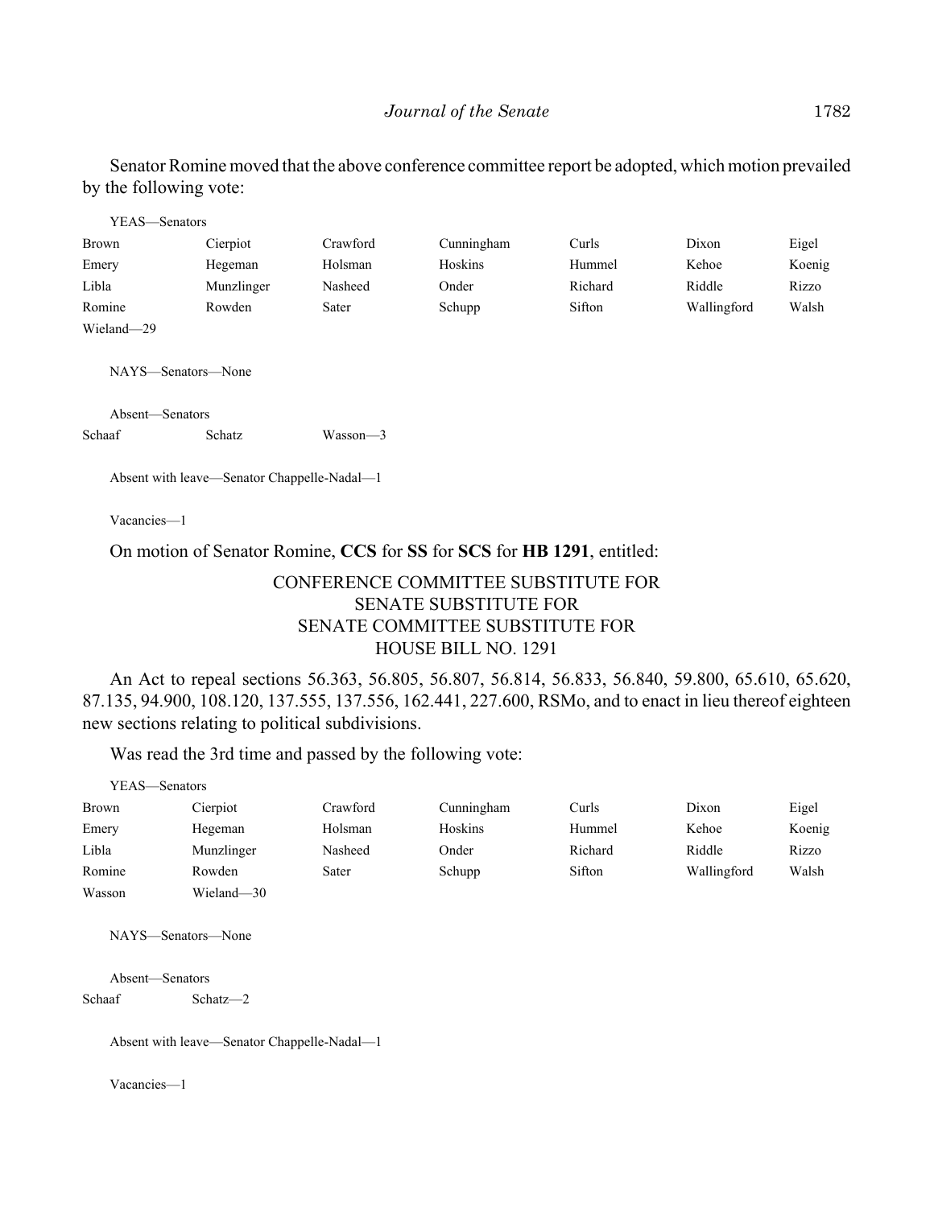Senator Romine moved that the above conference committee report be adopted, which motion prevailed by the following vote:

YEAS—Senators

| | | | | | | |
|---|---|---|---|---|---|---|
| Brown | Cierpiot | Crawford | Cunningham | Curls | Dixon | Eigel |
| Emery | Hegeman | Holsman | Hoskins | Hummel | Kehoe | Koenig |
| Libla | Munzlinger | Nasheed | Onder | Richard | Riddle | Rizzo |
| Romine | Rowden | Sater | Schupp | Sifton | Wallingford | Walsh |
| Wieland—29 | | | | | | |

NAYS—Senators—None

Absent—Senators

| | | |
|---|---|---|
| Schaaf | Schatz | Wasson—3 |

Absent with leave—Senator Chappelle-Nadal—1

Vacancies—1

On motion of Senator Romine, **CCS** for **SS** for **SCS** for **HB 1291**, entitled:

CONFERENCE COMMITTEE SUBSTITUTE FOR
SENATE SUBSTITUTE FOR
SENATE COMMITTEE SUBSTITUTE FOR
HOUSE BILL NO. 1291

An Act to repeal sections 56.363, 56.805, 56.807, 56.814, 56.833, 56.840, 59.800, 65.610, 65.620, 87.135, 94.900, 108.120, 137.555, 137.556, 162.441, 227.600, RSMo, and to enact in lieu thereof eighteen new sections relating to political subdivisions.

Was read the 3rd time and passed by the following vote:

YEAS—Senators

| | | | | | | |
|---|---|---|---|---|---|---|
| Brown | Cierpiot | Crawford | Cunningham | Curls | Dixon | Eigel |
| Emery | Hegeman | Holsman | Hoskins | Hummel | Kehoe | Koenig |
| Libla | Munzlinger | Nasheed | Onder | Richard | Riddle | Rizzo |
| Romine | Rowden | Sater | Schupp | Sifton | Wallingford | Walsh |
| Wasson | Wieland—30 | | | | | |

NAYS—Senators—None

Absent—Senators

| | |
|---|---|
| Schaaf | Schatz—2 |

Absent with leave—Senator Chappelle-Nadal—1

Vacancies—1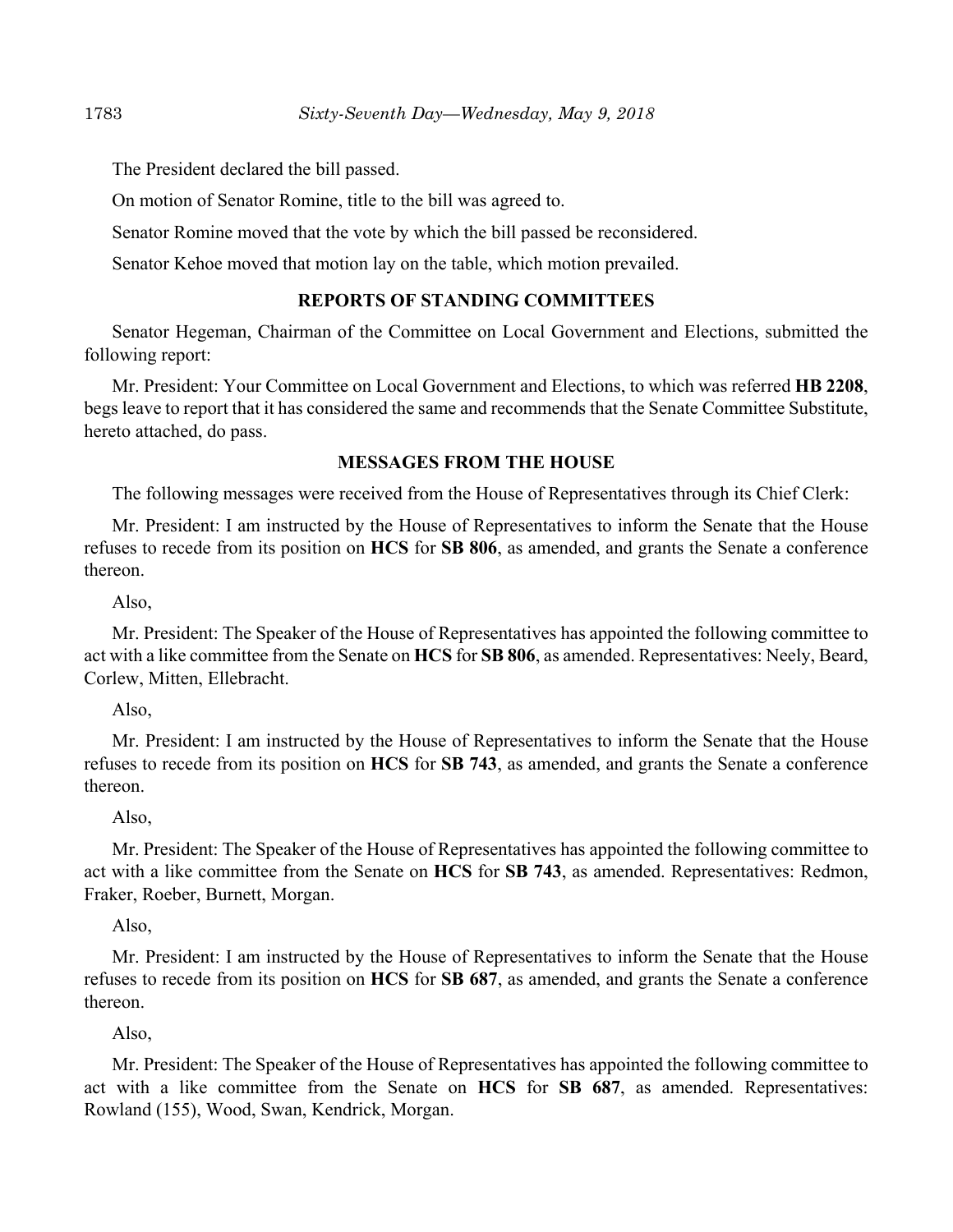The President declared the bill passed.

On motion of Senator Romine, title to the bill was agreed to.

Senator Romine moved that the vote by which the bill passed be reconsidered.

Senator Kehoe moved that motion lay on the table, which motion prevailed.

## REPORTS OF STANDING COMMITTEES

Senator Hegeman, Chairman of the Committee on Local Government and Elections, submitted the following report:

Mr. President: Your Committee on Local Government and Elections, to which was referred **HB 2208**, begs leave to report that it has considered the same and recommends that the Senate Committee Substitute, hereto attached, do pass.

## MESSAGES FROM THE HOUSE

The following messages were received from the House of Representatives through its Chief Clerk:

Mr. President: I am instructed by the House of Representatives to inform the Senate that the House refuses to recede from its position on **HCS** for **SB 806**, as amended, and grants the Senate a conference thereon.

Also,

Mr. President: The Speaker of the House of Representatives has appointed the following committee to act with a like committee from the Senate on **HCS** for **SB 806**, as amended. Representatives: Neely, Beard, Corlew, Mitten, Ellebracht.

Also,

Mr. President: I am instructed by the House of Representatives to inform the Senate that the House refuses to recede from its position on **HCS** for **SB 743**, as amended, and grants the Senate a conference thereon.

Also,

Mr. President: The Speaker of the House of Representatives has appointed the following committee to act with a like committee from the Senate on **HCS** for **SB 743**, as amended. Representatives: Redmon, Fraker, Roeber, Burnett, Morgan.

Also,

Mr. President: I am instructed by the House of Representatives to inform the Senate that the House refuses to recede from its position on **HCS** for **SB 687**, as amended, and grants the Senate a conference thereon.

Also,

Mr. President: The Speaker of the House of Representatives has appointed the following committee to act with a like committee from the Senate on **HCS** for **SB 687**, as amended. Representatives: Rowland (155), Wood, Swan, Kendrick, Morgan.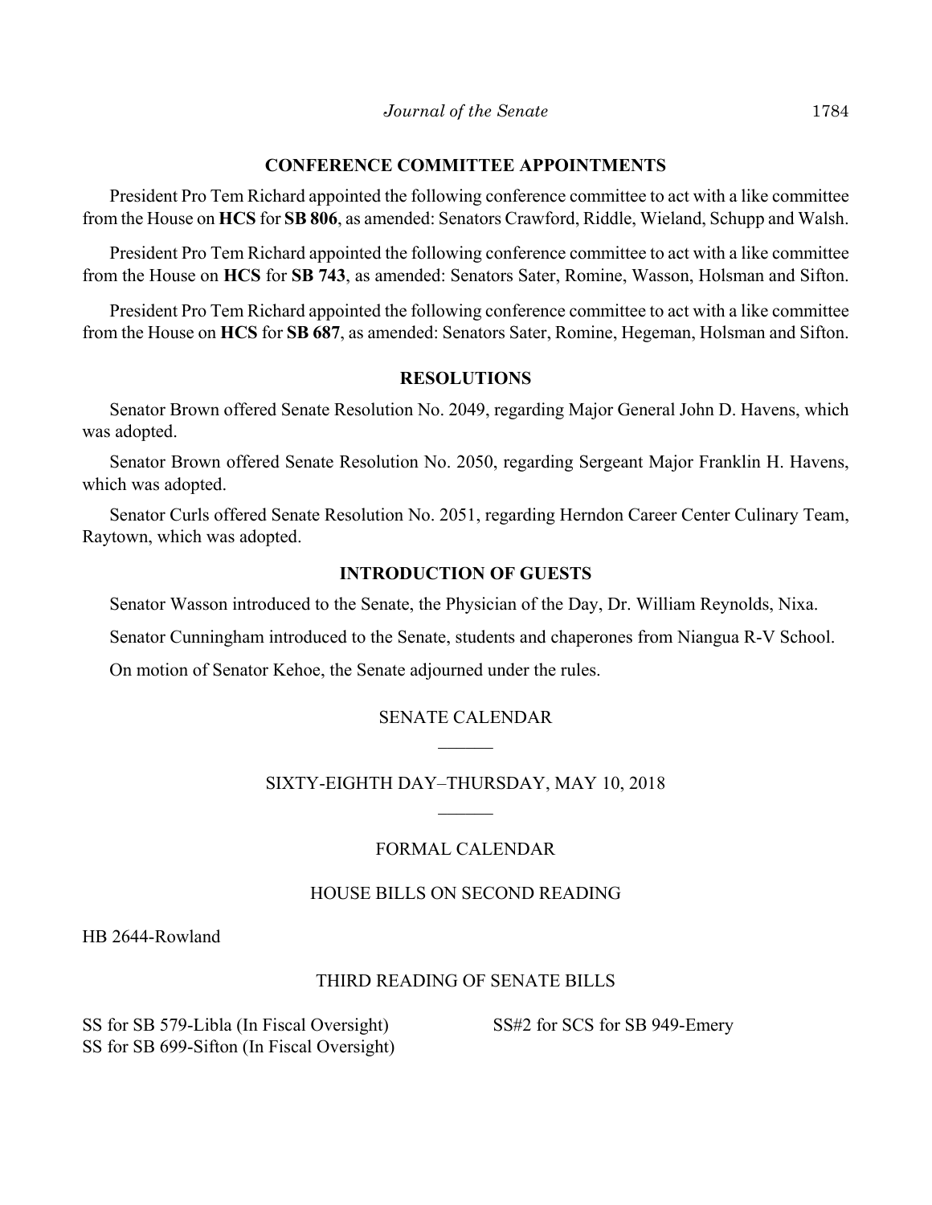## CONFERENCE COMMITTEE APPOINTMENTS

President Pro Tem Richard appointed the following conference committee to act with a like committee from the House on **HCS** for **SB 806**, as amended: Senators Crawford, Riddle, Wieland, Schupp and Walsh.

President Pro Tem Richard appointed the following conference committee to act with a like committee from the House on **HCS** for **SB 743**, as amended: Senators Sater, Romine, Wasson, Holsman and Sifton.

President Pro Tem Richard appointed the following conference committee to act with a like committee from the House on **HCS** for **SB 687**, as amended: Senators Sater, Romine, Hegeman, Holsman and Sifton.

## RESOLUTIONS

Senator Brown offered Senate Resolution No. 2049, regarding Major General John D. Havens, which was adopted.

Senator Brown offered Senate Resolution No. 2050, regarding Sergeant Major Franklin H. Havens, which was adopted.

Senator Curls offered Senate Resolution No. 2051, regarding Herndon Career Center Culinary Team, Raytown, which was adopted.

## INTRODUCTION OF GUESTS

Senator Wasson introduced to the Senate, the Physician of the Day, Dr. William Reynolds, Nixa.

Senator Cunningham introduced to the Senate, students and chaperones from Niangua R-V School.

On motion of Senator Kehoe, the Senate adjourned under the rules.

SENATE CALENDAR

SIXTY-EIGHTH DAY–THURSDAY, MAY 10, 2018

FORMAL CALENDAR

HOUSE BILLS ON SECOND READING

HB 2644-Rowland

THIRD READING OF SENATE BILLS

SS for SB 579-Libla (In Fiscal Oversight)
SS for SB 699-Sifton (In Fiscal Oversight)
SS#2 for SCS for SB 949-Emery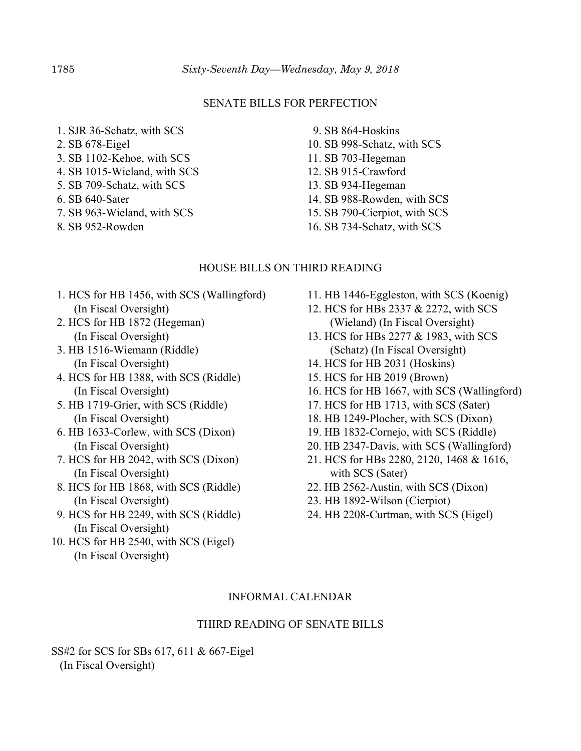## SENATE BILLS FOR PERFECTION

1. SJR 36-Schatz, with SCS
2. SB 678-Eigel
3. SB 1102-Kehoe, with SCS
4. SB 1015-Wieland, with SCS
5. SB 709-Schatz, with SCS
6. SB 640-Sater
7. SB 963-Wieland, with SCS
8. SB 952-Rowden
9. SB 864-Hoskins
10. SB 998-Schatz, with SCS
11. SB 703-Hegeman
12. SB 915-Crawford
13. SB 934-Hegeman
14. SB 988-Rowden, with SCS
15. SB 790-Cierpiot, with SCS
16. SB 734-Schatz, with SCS

## HOUSE BILLS ON THIRD READING

1. HCS for HB 1456, with SCS (Wallingford) (In Fiscal Oversight)
2. HCS for HB 1872 (Hegeman) (In Fiscal Oversight)
3. HB 1516-Wiemann (Riddle) (In Fiscal Oversight)
4. HCS for HB 1388, with SCS (Riddle) (In Fiscal Oversight)
5. HB 1719-Grier, with SCS (Riddle) (In Fiscal Oversight)
6. HB 1633-Corlew, with SCS (Dixon) (In Fiscal Oversight)
7. HCS for HB 2042, with SCS (Dixon) (In Fiscal Oversight)
8. HCS for HB 1868, with SCS (Riddle) (In Fiscal Oversight)
9. HCS for HB 2249, with SCS (Riddle) (In Fiscal Oversight)
10. HCS for HB 2540, with SCS (Eigel) (In Fiscal Oversight)
11. HB 1446-Eggleston, with SCS (Koenig)
12. HCS for HBs 2337 & 2272, with SCS (Wieland) (In Fiscal Oversight)
13. HCS for HBs 2277 & 1983, with SCS (Schatz) (In Fiscal Oversight)
14. HCS for HB 2031 (Hoskins)
15. HCS for HB 2019 (Brown)
16. HCS for HB 1667, with SCS (Wallingford)
17. HCS for HB 1713, with SCS (Sater)
18. HB 1249-Plocher, with SCS (Dixon)
19. HB 1832-Cornejo, with SCS (Riddle)
20. HB 2347-Davis, with SCS (Wallingford)
21. HCS for HBs 2280, 2120, 1468 & 1616, with SCS (Sater)
22. HB 2562-Austin, with SCS (Dixon)
23. HB 1892-Wilson (Cierpiot)
24. HB 2208-Curtman, with SCS (Eigel)

## INFORMAL CALENDAR

### THIRD READING OF SENATE BILLS

SS#2 for SCS for SBs 617, 611 & 667-Eigel
(In Fiscal Oversight)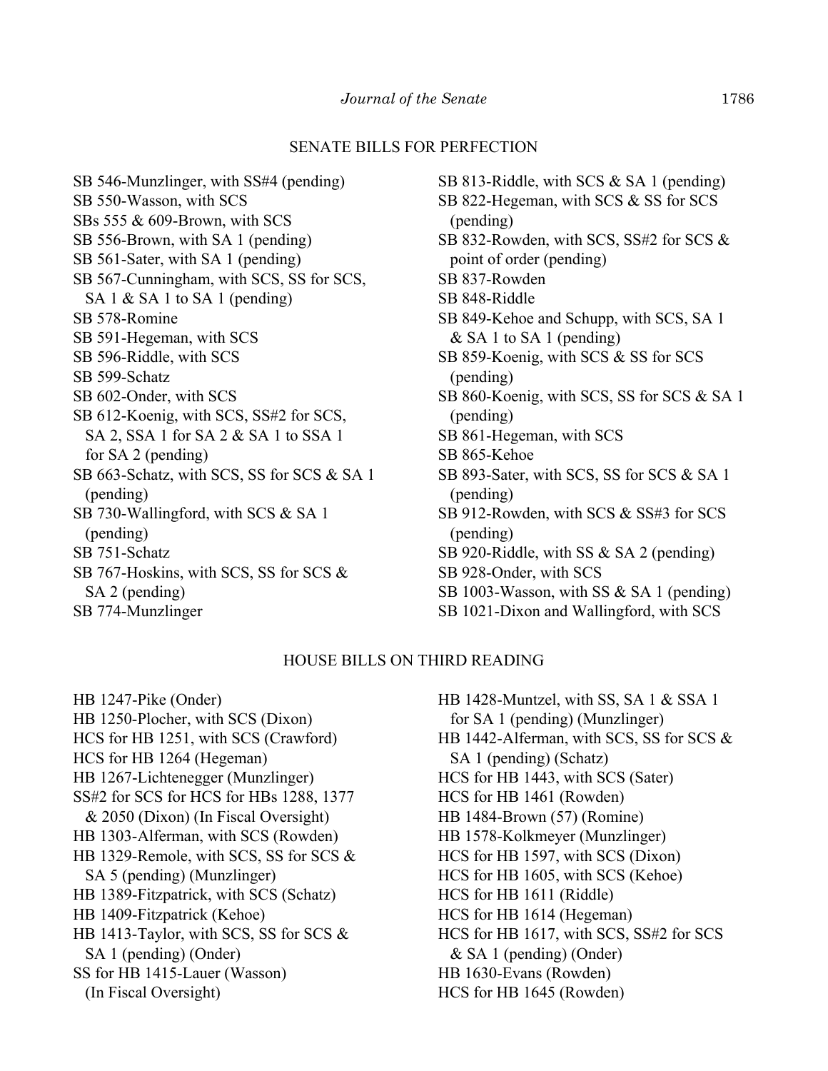## SENATE BILLS FOR PERFECTION

SB 546-Munzlinger, with SS#4 (pending)
SB 550-Wasson, with SCS
SBs 555 & 609-Brown, with SCS
SB 556-Brown, with SA 1 (pending)
SB 561-Sater, with SA 1 (pending)
SB 567-Cunningham, with SCS, SS for SCS, SA 1 & SA 1 to SA 1 (pending)
SB 578-Romine
SB 591-Hegeman, with SCS
SB 596-Riddle, with SCS
SB 599-Schatz
SB 602-Onder, with SCS
SB 612-Koenig, with SCS, SS#2 for SCS, SA 2, SSA 1 for SA 2 & SA 1 to SSA 1 for SA 2 (pending)
SB 663-Schatz, with SCS, SS for SCS & SA 1 (pending)
SB 730-Wallingford, with SCS & SA 1 (pending)
SB 751-Schatz
SB 767-Hoskins, with SCS, SS for SCS & SA 2 (pending)
SB 774-Munzlinger
SB 813-Riddle, with SCS & SA 1 (pending)
SB 822-Hegeman, with SCS & SS for SCS (pending)
SB 832-Rowden, with SCS, SS#2 for SCS & point of order (pending)
SB 837-Rowden
SB 848-Riddle
SB 849-Kehoe and Schupp, with SCS, SA 1 & SA 1 to SA 1 (pending)
SB 859-Koenig, with SCS & SS for SCS (pending)
SB 860-Koenig, with SCS, SS for SCS & SA 1 (pending)
SB 861-Hegeman, with SCS
SB 865-Kehoe
SB 893-Sater, with SCS, SS for SCS & SA 1 (pending)
SB 912-Rowden, with SCS & SS#3 for SCS (pending)
SB 920-Riddle, with SS & SA 2 (pending)
SB 928-Onder, with SCS
SB 1003-Wasson, with SS & SA 1 (pending)
SB 1021-Dixon and Wallingford, with SCS

## HOUSE BILLS ON THIRD READING

HB 1247-Pike (Onder)
HB 1250-Plocher, with SCS (Dixon)
HCS for HB 1251, with SCS (Crawford)
HCS for HB 1264 (Hegeman)
HB 1267-Lichtenegger (Munzlinger)
SS#2 for SCS for HCS for HBs 1288, 1377 & 2050 (Dixon) (In Fiscal Oversight)
HB 1303-Alferman, with SCS (Rowden)
HB 1329-Remole, with SCS, SS for SCS & SA 5 (pending) (Munzlinger)
HB 1389-Fitzpatrick, with SCS (Schatz)
HB 1409-Fitzpatrick (Kehoe)
HB 1413-Taylor, with SCS, SS for SCS & SA 1 (pending) (Onder)
SS for HB 1415-Lauer (Wasson) (In Fiscal Oversight)
HB 1428-Muntzel, with SS, SA 1 & SSA 1 for SA 1 (pending) (Munzlinger)
HB 1442-Alferman, with SCS, SS for SCS & SA 1 (pending) (Schatz)
HCS for HB 1443, with SCS (Sater)
HCS for HB 1461 (Rowden)
HB 1484-Brown (57) (Romine)
HB 1578-Kolkmeyer (Munzlinger)
HCS for HB 1597, with SCS (Dixon)
HCS for HB 1605, with SCS (Kehoe)
HCS for HB 1611 (Riddle)
HCS for HB 1614 (Hegeman)
HCS for HB 1617, with SCS, SS#2 for SCS & SA 1 (pending) (Onder)
HB 1630-Evans (Rowden)
HCS for HB 1645 (Rowden)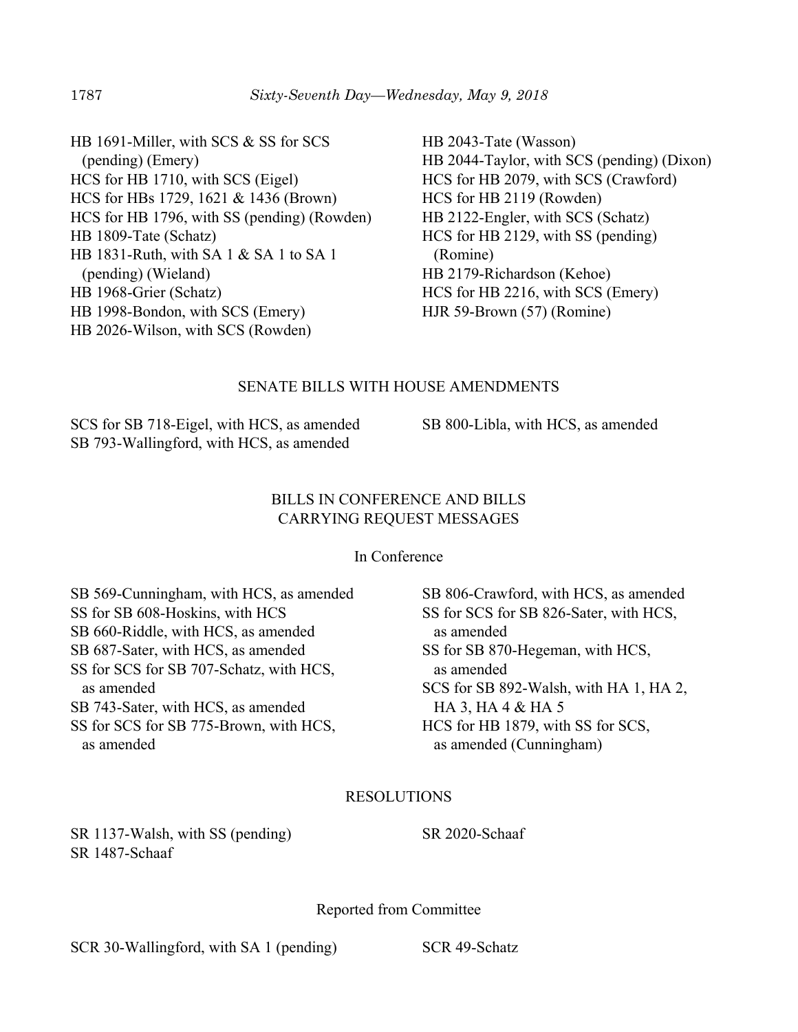HB 1691-Miller, with SCS & SS for SCS (pending) (Emery)
HCS for HB 1710, with SCS (Eigel)
HCS for HBs 1729, 1621 & 1436 (Brown)
HCS for HB 1796, with SS (pending) (Rowden)
HB 1809-Tate (Schatz)
HB 1831-Ruth, with SA 1 & SA 1 to SA 1 (pending) (Wieland)
HB 1968-Grier (Schatz)
HB 1998-Bondon, with SCS (Emery)
HB 2026-Wilson, with SCS (Rowden)
HB 2043-Tate (Wasson)
HB 2044-Taylor, with SCS (pending) (Dixon)
HCS for HB 2079, with SCS (Crawford)
HCS for HB 2119 (Rowden)
HB 2122-Engler, with SCS (Schatz)
HCS for HB 2129, with SS (pending) (Romine)
HB 2179-Richardson (Kehoe)
HCS for HB 2216, with SCS (Emery)
HJR 59-Brown (57) (Romine)

## SENATE BILLS WITH HOUSE AMENDMENTS

SCS for SB 718-Eigel, with HCS, as amended
SB 793-Wallingford, with HCS, as amended
SB 800-Libla, with HCS, as amended

## BILLS IN CONFERENCE AND BILLS CARRYING REQUEST MESSAGES

### In Conference

SB 569-Cunningham, with HCS, as amended
SS for SB 608-Hoskins, with HCS
SB 660-Riddle, with HCS, as amended
SB 687-Sater, with HCS, as amended
SS for SCS for SB 707-Schatz, with HCS, as amended
SB 743-Sater, with HCS, as amended
SS for SCS for SB 775-Brown, with HCS, as amended
SB 806-Crawford, with HCS, as amended
SS for SCS for SB 826-Sater, with HCS, as amended
SS for SB 870-Hegeman, with HCS, as amended
SCS for SB 892-Walsh, with HA 1, HA 2, HA 3, HA 4 & HA 5
HCS for HB 1879, with SS for SCS, as amended (Cunningham)

## RESOLUTIONS

SR 1137-Walsh, with SS (pending)
SR 1487-Schaaf
SR 2020-Schaaf

### Reported from Committee

SCR 30-Wallingford, with SA 1 (pending)
SCR 49-Schatz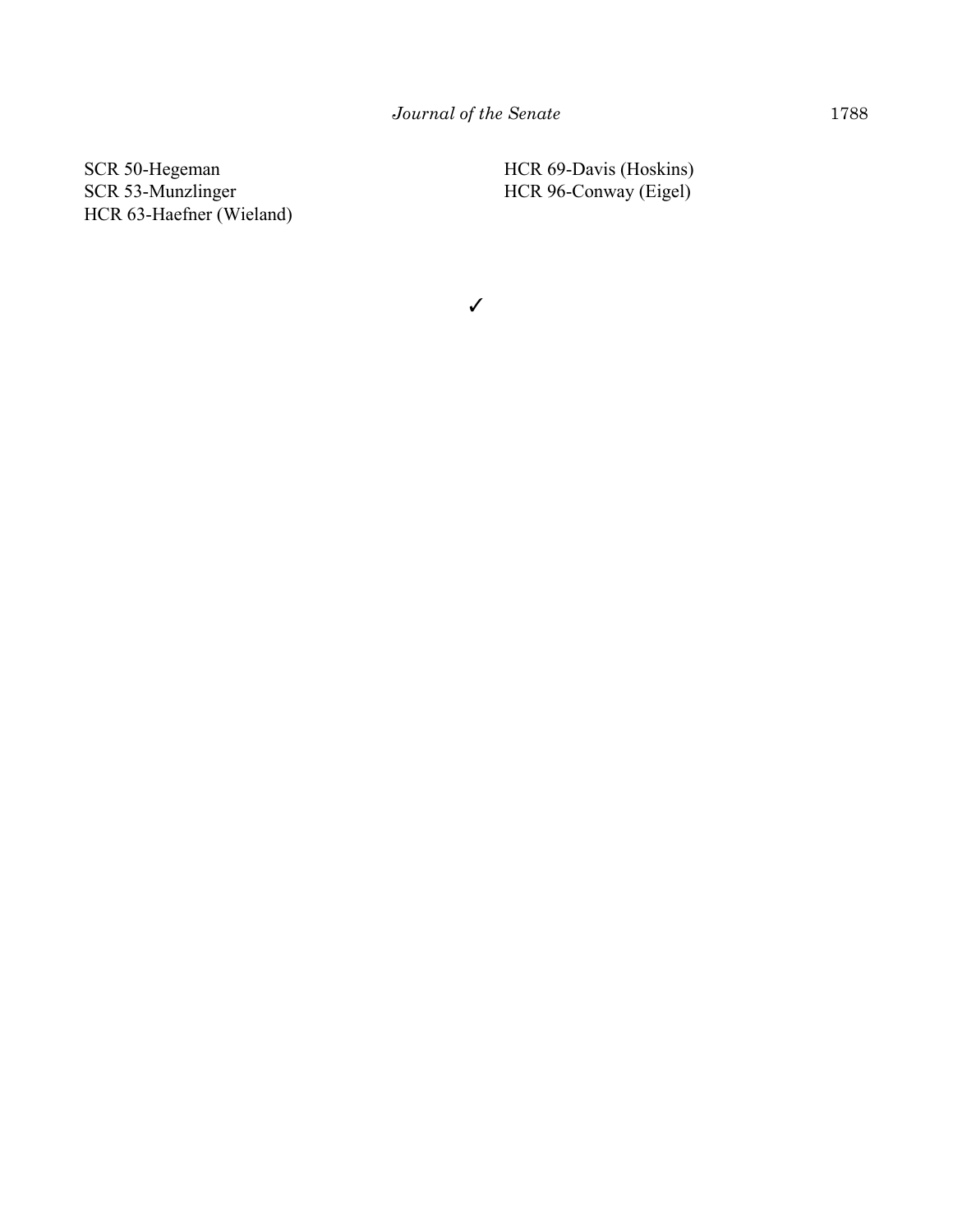SCR 50-Hegeman
SCR 53-Munzlinger
HCR 63-Haefner (Wieland)
HCR 69-Davis (Hoskins)
HCR 96-Conway (Eigel)

✓